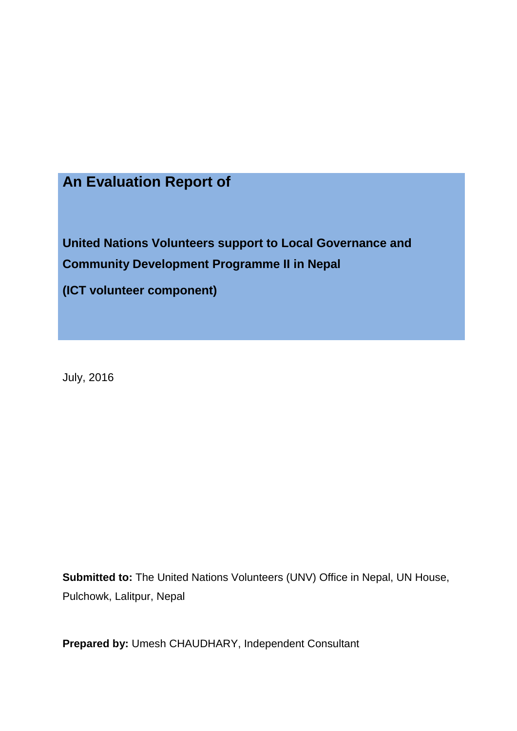# An Evaluation Report of

## United Nations Volunteers support to Local Governance and Community Development Programme II in Nepal

## (ICT volunteer component)

July, 2016

**Submitted to:** The United Nations Volunteers (UNV) Office in Nepal, UN House, Pulchowk, Lalitpur, Nepal

**Prepared by:** Umesh CHAUDHARY, Independent Consultant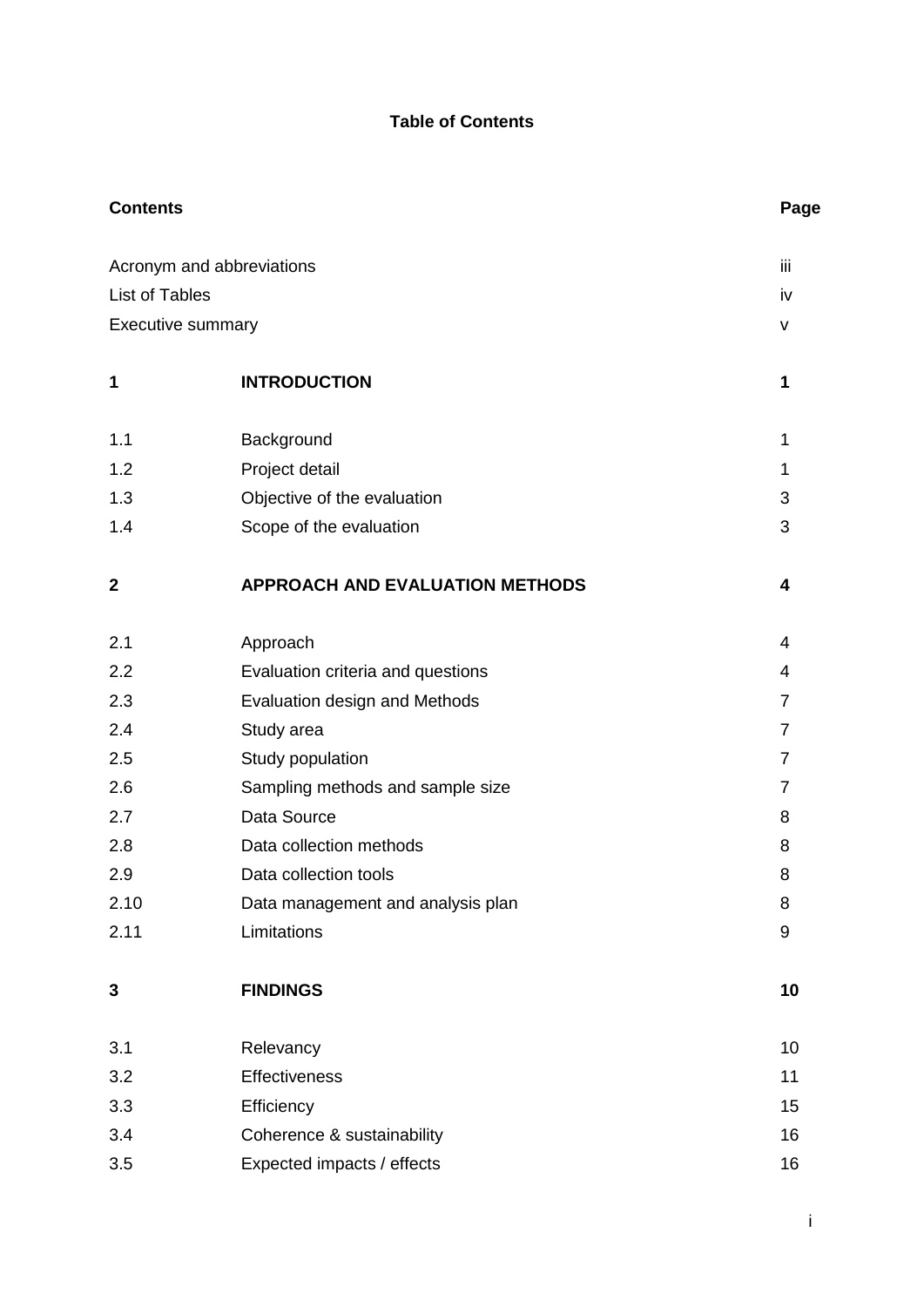**Table of Contents**

| **Contents** | | **Page** |
|---|---|---|
| Acronym and abbreviations | | iii |
| List of Tables | | iv |
| Executive summary | | v |
| **1** | **INTRODUCTION** | **1** |
| 1.1 | Background | 1 |
| 1.2 | Project detail | 1 |
| 1.3 | Objective of the evaluation | 3 |
| 1.4 | Scope of the evaluation | 3 |
| **2** | **APPROACH AND EVALUATION METHODS** | **4** |
| 2.1 | Approach | 4 |
| 2.2 | Evaluation criteria and questions | 4 |
| 2.3 | Evaluation design and Methods | 7 |
| 2.4 | Study area | 7 |
| 2.5 | Study population | 7 |
| 2.6 | Sampling methods and sample size | 7 |
| 2.7 | Data Source | 8 |
| 2.8 | Data collection methods | 8 |
| 2.9 | Data collection tools | 8 |
| 2.10 | Data management and analysis plan | 8 |
| 2.11 | Limitations | 9 |
| **3** | **FINDINGS** | **10** |
| 3.1 | Relevancy | 10 |
| 3.2 | Effectiveness | 11 |
| 3.3 | Efficiency | 15 |
| 3.4 | Coherence & sustainability | 16 |
| 3.5 | Expected impacts / effects | 16 |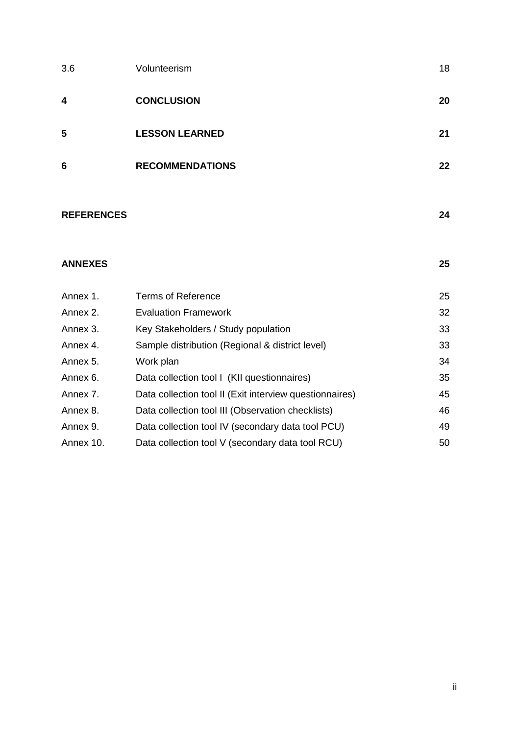| | | |
|---|---|---|
| 3.6 | Volunteerism | 18 |
| **4** | **CONCLUSION** | **20** |
| **5** | **LESSON LEARNED** | **21** |
| **6** | **RECOMMENDATIONS** | **22** |
| **REFERENCES** | | **24** |
| **ANNEXES** | | **25** |
| Annex 1. | Terms of Reference | 25 |
| Annex 2. | Evaluation Framework | 32 |
| Annex 3. | Key Stakeholders / Study population | 33 |
| Annex 4. | Sample distribution (Regional & district level) | 33 |
| Annex 5. | Work plan | 34 |
| Annex 6. | Data collection tool I (KII questionnaires) | 35 |
| Annex 7. | Data collection tool II (Exit interview questionnaires) | 45 |
| Annex 8. | Data collection tool III (Observation checklists) | 46 |
| Annex 9. | Data collection tool IV (secondary data tool PCU) | 49 |
| Annex 10. | Data collection tool V (secondary data tool RCU) | 50 |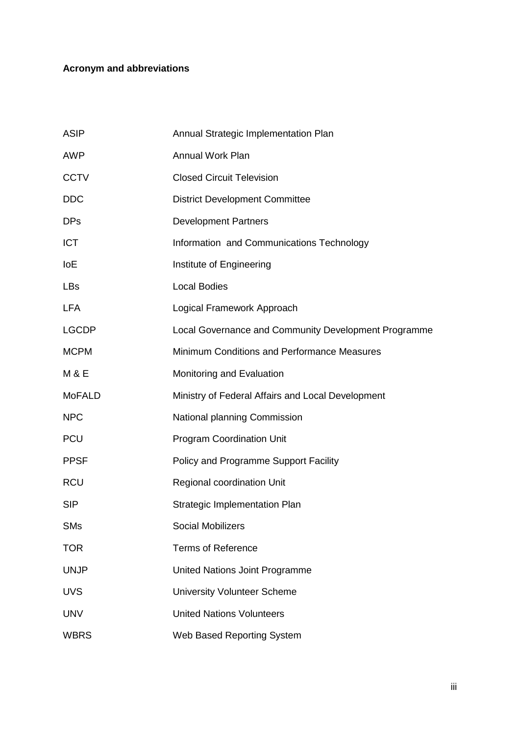**Acronym and abbreviations**

| | |
|---|---|
| ASIP | Annual Strategic Implementation Plan |
| AWP | Annual Work Plan |
| CCTV | Closed Circuit Television |
| DDC | District Development Committee |
| DPs | Development Partners |
| ICT | Information and Communications Technology |
| IoE | Institute of Engineering |
| LBs | Local Bodies |
| LFA | Logical Framework Approach |
| LGCDP | Local Governance and Community Development Programme |
| MCPM | Minimum Conditions and Performance Measures |
| M & E | Monitoring and Evaluation |
| MoFALD | Ministry of Federal Affairs and Local Development |
| NPC | National planning Commission |
| PCU | Program Coordination Unit |
| PPSF | Policy and Programme Support Facility |
| RCU | Regional coordination Unit |
| SIP | Strategic Implementation Plan |
| SMs | Social Mobilizers |
| TOR | Terms of Reference |
| UNJP | United Nations Joint Programme |
| UVS | University Volunteer Scheme |
| UNV | United Nations Volunteers |
| WBRS | Web Based Reporting System |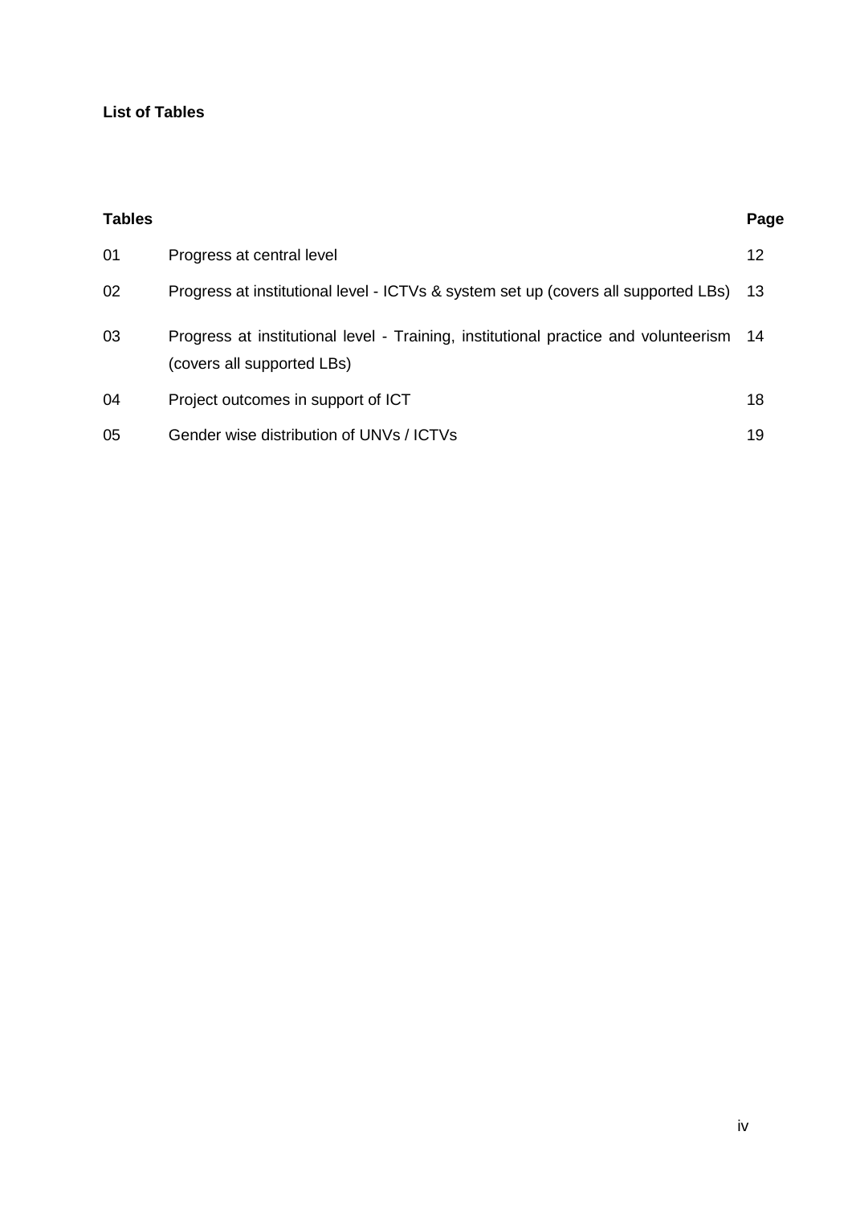**List of Tables**

| Tables | | Page |
|---|---|---|
| 01 | Progress at central level | 12 |
| 02 | Progress at institutional level - ICTVs & system set up (covers all supported LBs) | 13 |
| 03 | Progress at institutional level - Training, institutional practice and volunteerism (covers all supported LBs) | 14 |
| 04 | Project outcomes in support of ICT | 18 |
| 05 | Gender wise distribution of UNVs / ICTVs | 19 |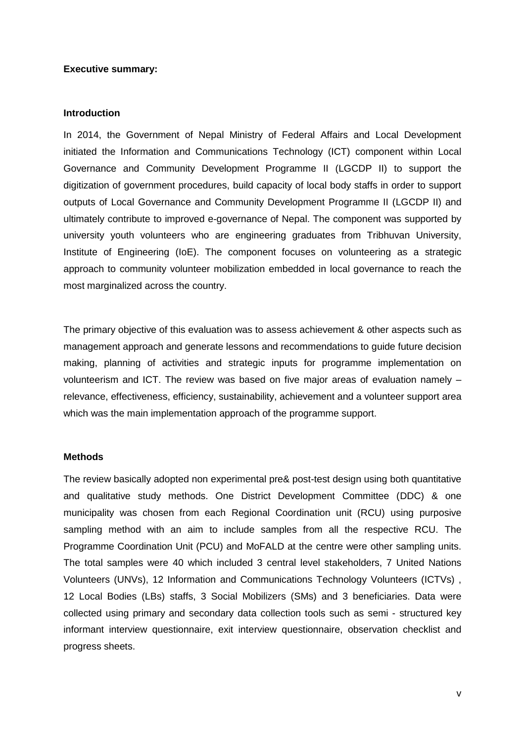**Executive summary:**

**Introduction**

In 2014, the Government of Nepal Ministry of Federal Affairs and Local Development initiated the Information and Communications Technology (ICT) component within Local Governance and Community Development Programme II (LGCDP II) to support the digitization of government procedures, build capacity of local body staffs in order to support outputs of Local Governance and Community Development Programme II (LGCDP II) and ultimately contribute to improved e-governance of Nepal. The component was supported by university youth volunteers who are engineering graduates from Tribhuvan University, Institute of Engineering (IoE). The component focuses on volunteering as a strategic approach to community volunteer mobilization embedded in local governance to reach the most marginalized across the country.

The primary objective of this evaluation was to assess achievement & other aspects such as management approach and generate lessons and recommendations to guide future decision making, planning of activities and strategic inputs for programme implementation on volunteerism and ICT. The review was based on five major areas of evaluation namely – relevance, effectiveness, efficiency, sustainability, achievement and a volunteer support area which was the main implementation approach of the programme support.

**Methods**

The review basically adopted non experimental pre& post-test design using both quantitative and qualitative study methods. One District Development Committee (DDC) & one municipality was chosen from each Regional Coordination unit (RCU) using purposive sampling method with an aim to include samples from all the respective RCU. The Programme Coordination Unit (PCU) and MoFALD at the centre were other sampling units. The total samples were 40 which included 3 central level stakeholders, 7 United Nations Volunteers (UNVs), 12 Information and Communications Technology Volunteers (ICTVs) , 12 Local Bodies (LBs) staffs, 3 Social Mobilizers (SMs) and 3 beneficiaries. Data were collected using primary and secondary data collection tools such as semi - structured key informant interview questionnaire, exit interview questionnaire, observation checklist and progress sheets.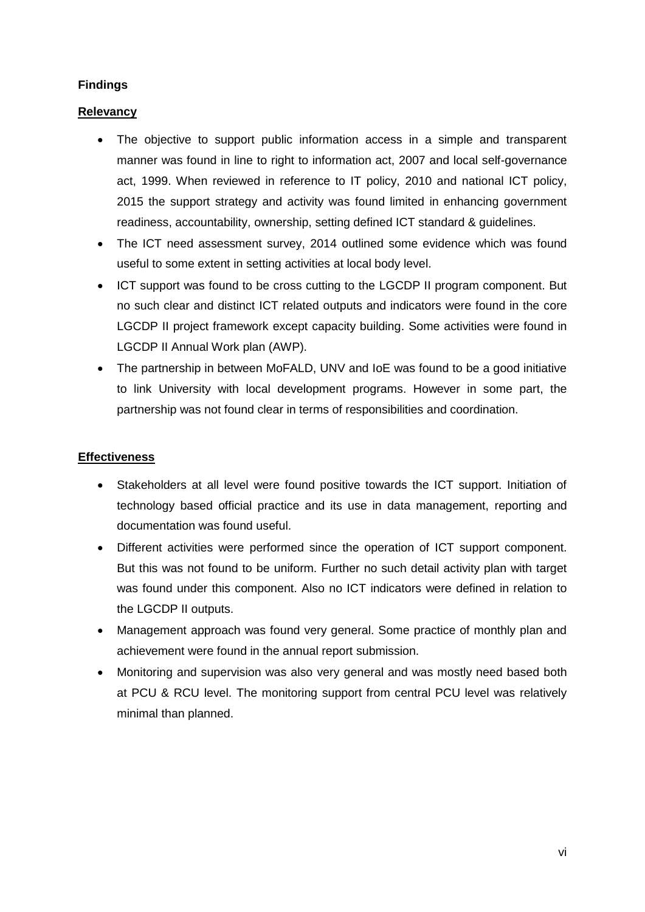**Findings**

**Relevancy**

- The objective to support public information access in a simple and transparent manner was found in line to right to information act, 2007 and local self-governance act, 1999. When reviewed in reference to IT policy, 2010 and national ICT policy, 2015 the support strategy and activity was found limited in enhancing government readiness, accountability, ownership, setting defined ICT standard & guidelines.
- The ICT need assessment survey, 2014 outlined some evidence which was found useful to some extent in setting activities at local body level.
- ICT support was found to be cross cutting to the LGCDP II program component. But no such clear and distinct ICT related outputs and indicators were found in the core LGCDP II project framework except capacity building. Some activities were found in LGCDP II Annual Work plan (AWP).
- The partnership in between MoFALD, UNV and IoE was found to be a good initiative to link University with local development programs. However in some part, the partnership was not found clear in terms of responsibilities and coordination.

**Effectiveness**

- Stakeholders at all level were found positive towards the ICT support. Initiation of technology based official practice and its use in data management, reporting and documentation was found useful.
- Different activities were performed since the operation of ICT support component. But this was not found to be uniform. Further no such detail activity plan with target was found under this component. Also no ICT indicators were defined in relation to the LGCDP II outputs.
- Management approach was found very general. Some practice of monthly plan and achievement were found in the annual report submission.
- Monitoring and supervision was also very general and was mostly need based both at PCU & RCU level. The monitoring support from central PCU level was relatively minimal than planned.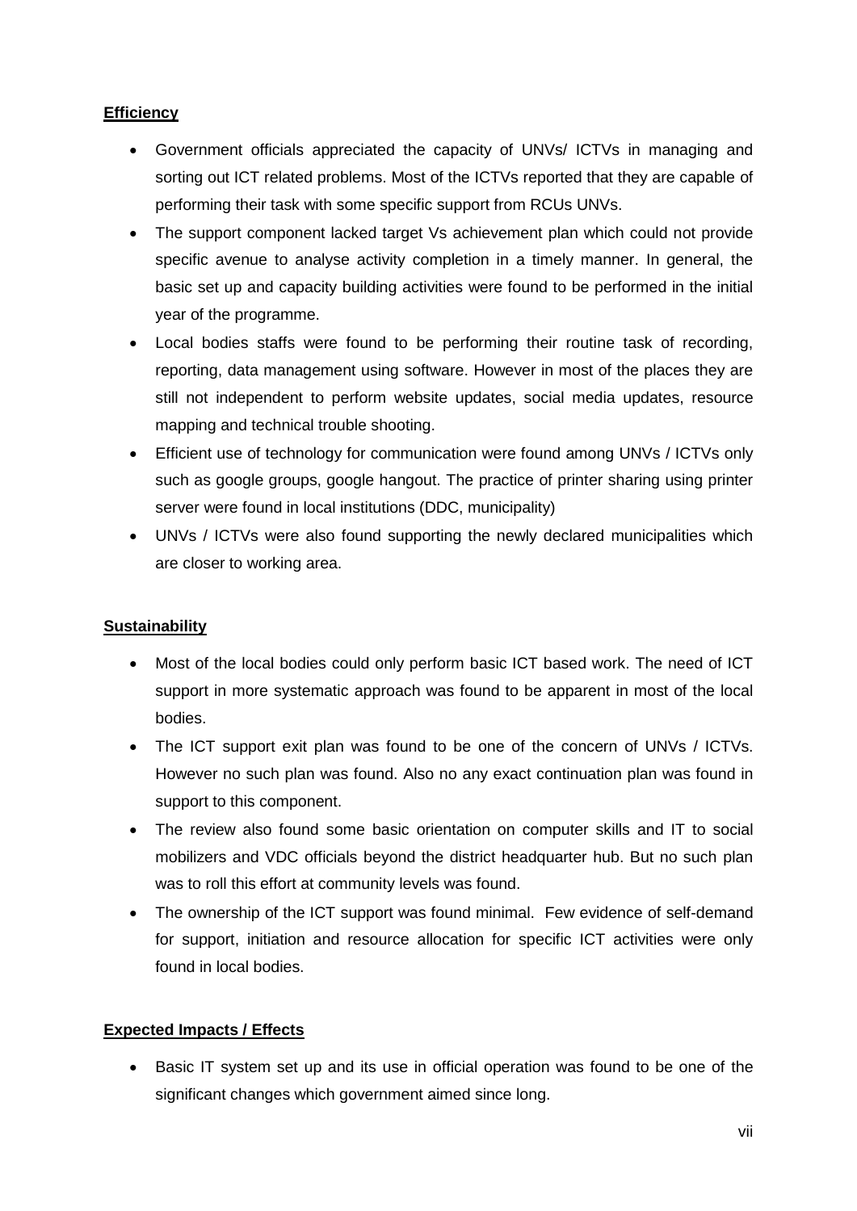**Efficiency**

- Government officials appreciated the capacity of UNVs/ ICTVs in managing and sorting out ICT related problems. Most of the ICTVs reported that they are capable of performing their task with some specific support from RCUs UNVs.
- The support component lacked target Vs achievement plan which could not provide specific avenue to analyse activity completion in a timely manner. In general, the basic set up and capacity building activities were found to be performed in the initial year of the programme.
- Local bodies staffs were found to be performing their routine task of recording, reporting, data management using software. However in most of the places they are still not independent to perform website updates, social media updates, resource mapping and technical trouble shooting.
- Efficient use of technology for communication were found among UNVs / ICTVs only such as google groups, google hangout. The practice of printer sharing using printer server were found in local institutions (DDC, municipality)
- UNVs / ICTVs were also found supporting the newly declared municipalities which are closer to working area.

**Sustainability**

- Most of the local bodies could only perform basic ICT based work. The need of ICT support in more systematic approach was found to be apparent in most of the local bodies.
- The ICT support exit plan was found to be one of the concern of UNVs / ICTVs. However no such plan was found. Also no any exact continuation plan was found in support to this component.
- The review also found some basic orientation on computer skills and IT to social mobilizers and VDC officials beyond the district headquarter hub. But no such plan was to roll this effort at community levels was found.
- The ownership of the ICT support was found minimal. Few evidence of self-demand for support, initiation and resource allocation for specific ICT activities were only found in local bodies.

**Expected Impacts / Effects**

- Basic IT system set up and its use in official operation was found to be one of the significant changes which government aimed since long.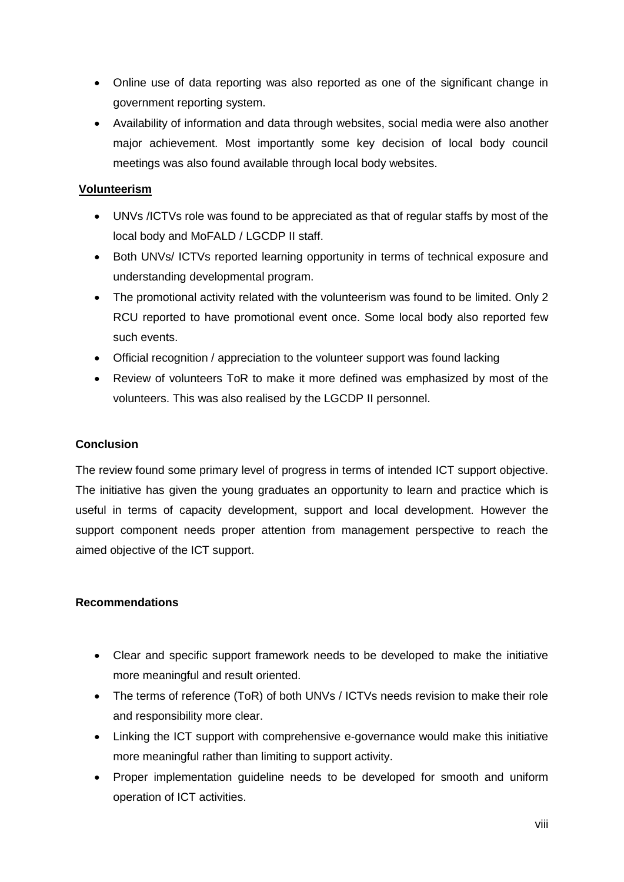- Online use of data reporting was also reported as one of the significant change in government reporting system.
- Availability of information and data through websites, social media were also another major achievement. Most importantly some key decision of local body council meetings was also found available through local body websites.

**Volunteerism**

- UNVs /ICTVs role was found to be appreciated as that of regular staffs by most of the local body and MoFALD / LGCDP II staff.
- Both UNVs/ ICTVs reported learning opportunity in terms of technical exposure and understanding developmental program.
- The promotional activity related with the volunteerism was found to be limited. Only 2 RCU reported to have promotional event once. Some local body also reported few such events.
- Official recognition / appreciation to the volunteer support was found lacking
- Review of volunteers ToR to make it more defined was emphasized by most of the volunteers. This was also realised by the LGCDP II personnel.

**Conclusion**

The review found some primary level of progress in terms of intended ICT support objective. The initiative has given the young graduates an opportunity to learn and practice which is useful in terms of capacity development, support and local development. However the support component needs proper attention from management perspective to reach the aimed objective of the ICT support.

**Recommendations**

- Clear and specific support framework needs to be developed to make the initiative more meaningful and result oriented.
- The terms of reference (ToR) of both UNVs / ICTVs needs revision to make their role and responsibility more clear.
- Linking the ICT support with comprehensive e-governance would make this initiative more meaningful rather than limiting to support activity.
- Proper implementation guideline needs to be developed for smooth and uniform operation of ICT activities.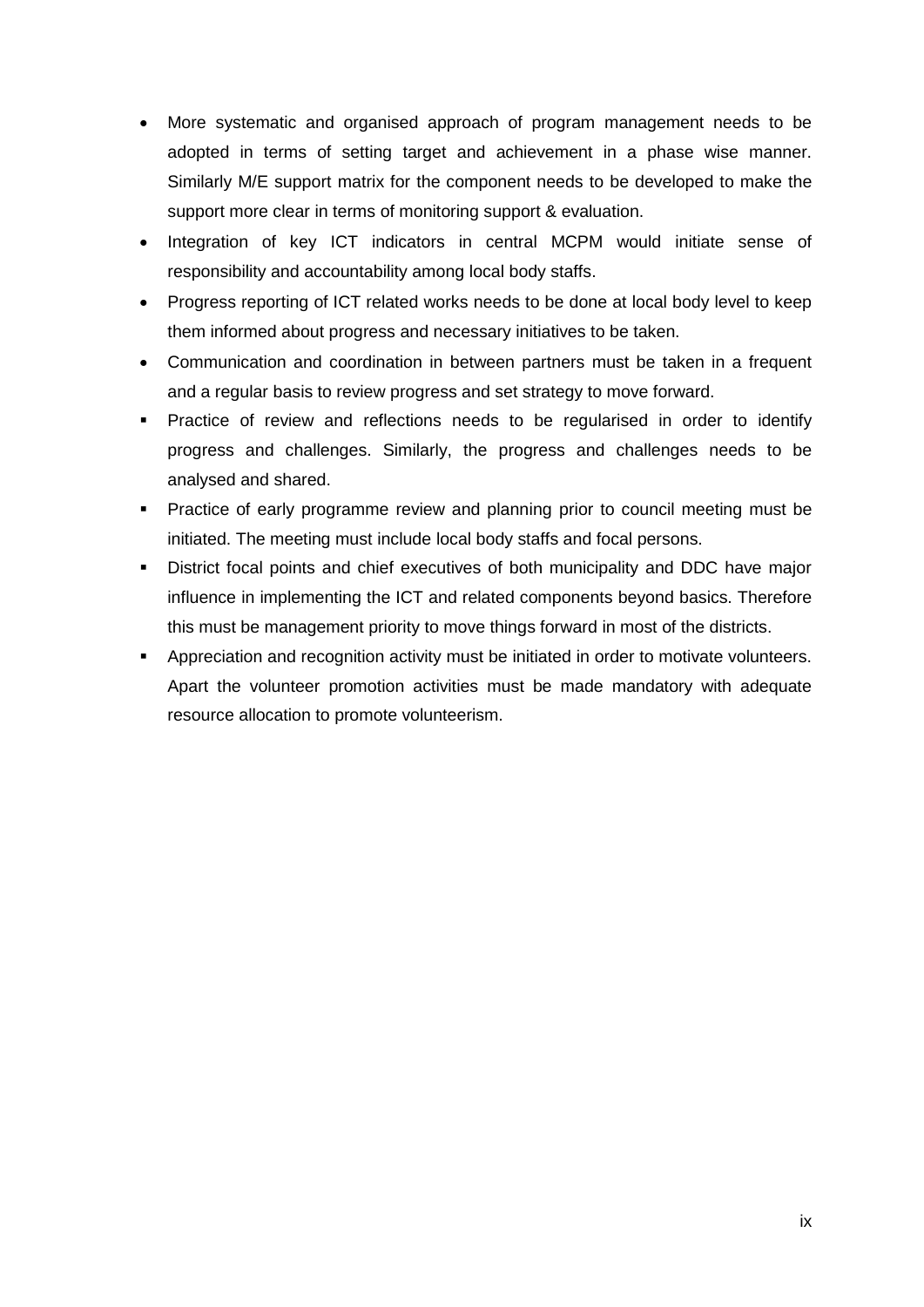- More systematic and organised approach of program management needs to be adopted in terms of setting target and achievement in a phase wise manner. Similarly M/E support matrix for the component needs to be developed to make the support more clear in terms of monitoring support & evaluation.
- Integration of key ICT indicators in central MCPM would initiate sense of responsibility and accountability among local body staffs.
- Progress reporting of ICT related works needs to be done at local body level to keep them informed about progress and necessary initiatives to be taken.
- Communication and coordination in between partners must be taken in a frequent and a regular basis to review progress and set strategy to move forward.
- Practice of review and reflections needs to be regularised in order to identify progress and challenges. Similarly, the progress and challenges needs to be analysed and shared.
- Practice of early programme review and planning prior to council meeting must be initiated. The meeting must include local body staffs and focal persons.
- District focal points and chief executives of both municipality and DDC have major influence in implementing the ICT and related components beyond basics. Therefore this must be management priority to move things forward in most of the districts.
- Appreciation and recognition activity must be initiated in order to motivate volunteers. Apart the volunteer promotion activities must be made mandatory with adequate resource allocation to promote volunteerism.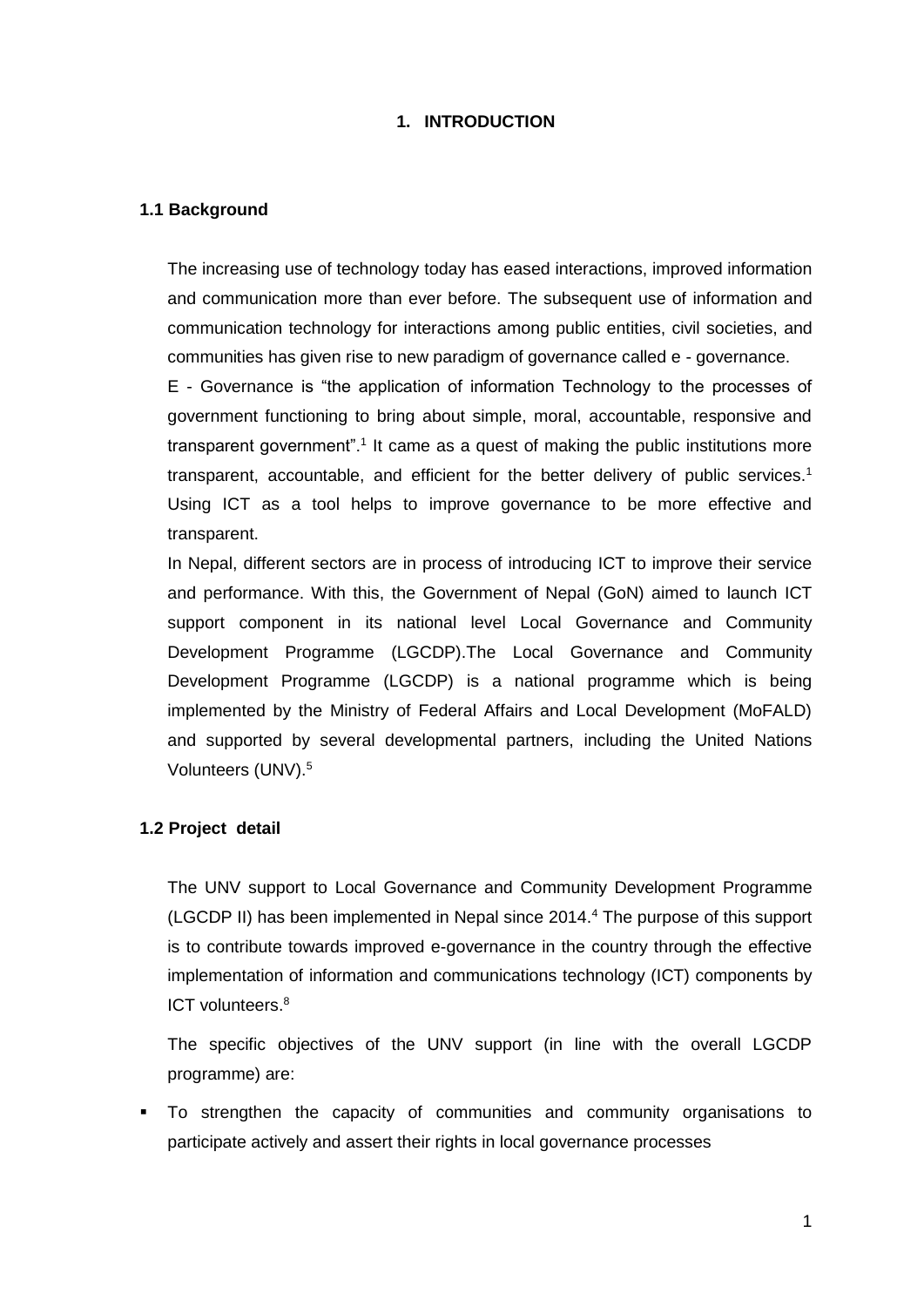# 1. INTRODUCTION

## 1.1 Background

The increasing use of technology today has eased interactions, improved information and communication more than ever before. The subsequent use of information and communication technology for interactions among public entities, civil societies, and communities has given rise to new paradigm of governance called e - governance.

E - Governance is "the application of information Technology to the processes of government functioning to bring about simple, moral, accountable, responsive and transparent government".[1] It came as a quest of making the public institutions more transparent, accountable, and efficient for the better delivery of public services.[1] Using ICT as a tool helps to improve governance to be more effective and transparent.

In Nepal, different sectors are in process of introducing ICT to improve their service and performance. With this, the Government of Nepal (GoN) aimed to launch ICT support component in its national level Local Governance and Community Development Programme (LGCDP).The Local Governance and Community Development Programme (LGCDP) is a national programme which is being implemented by the Ministry of Federal Affairs and Local Development (MoFALD) and supported by several developmental partners, including the United Nations Volunteers (UNV).[5]

## 1.2 Project detail

The UNV support to Local Governance and Community Development Programme (LGCDP II) has been implemented in Nepal since 2014.[4] The purpose of this support is to contribute towards improved e-governance in the country through the effective implementation of information and communications technology (ICT) components by ICT volunteers.[8]

The specific objectives of the UNV support (in line with the overall LGCDP programme) are:

- To strengthen the capacity of communities and community organisations to participate actively and assert their rights in local governance processes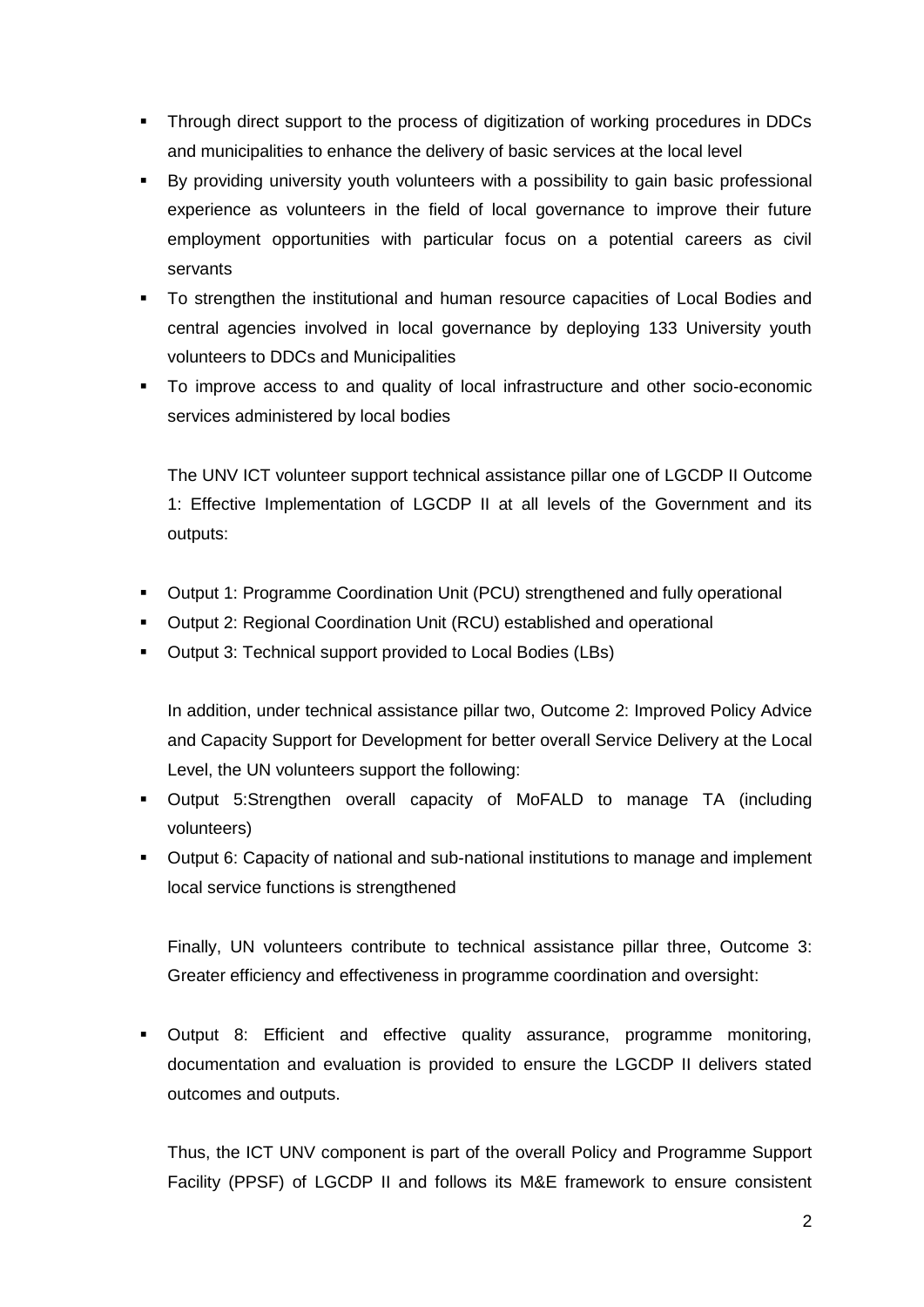- Through direct support to the process of digitization of working procedures in DDCs and municipalities to enhance the delivery of basic services at the local level
- By providing university youth volunteers with a possibility to gain basic professional experience as volunteers in the field of local governance to improve their future employment opportunities with particular focus on a potential careers as civil servants
- To strengthen the institutional and human resource capacities of Local Bodies and central agencies involved in local governance by deploying 133 University youth volunteers to DDCs and Municipalities
- To improve access to and quality of local infrastructure and other socio-economic services administered by local bodies

The UNV ICT volunteer support technical assistance pillar one of LGCDP II Outcome 1: Effective Implementation of LGCDP II at all levels of the Government and its outputs:

- Output 1: Programme Coordination Unit (PCU) strengthened and fully operational
- Output 2: Regional Coordination Unit (RCU) established and operational
- Output 3: Technical support provided to Local Bodies (LBs)

In addition, under technical assistance pillar two, Outcome 2: Improved Policy Advice and Capacity Support for Development for better overall Service Delivery at the Local Level, the UN volunteers support the following:

- Output 5:Strengthen overall capacity of MoFALD to manage TA (including volunteers)
- Output 6: Capacity of national and sub-national institutions to manage and implement local service functions is strengthened

Finally, UN volunteers contribute to technical assistance pillar three, Outcome 3: Greater efficiency and effectiveness in programme coordination and oversight:

- Output 8: Efficient and effective quality assurance, programme monitoring, documentation and evaluation is provided to ensure the LGCDP II delivers stated outcomes and outputs.

Thus, the ICT UNV component is part of the overall Policy and Programme Support Facility (PPSF) of LGCDP II and follows its M&E framework to ensure consistent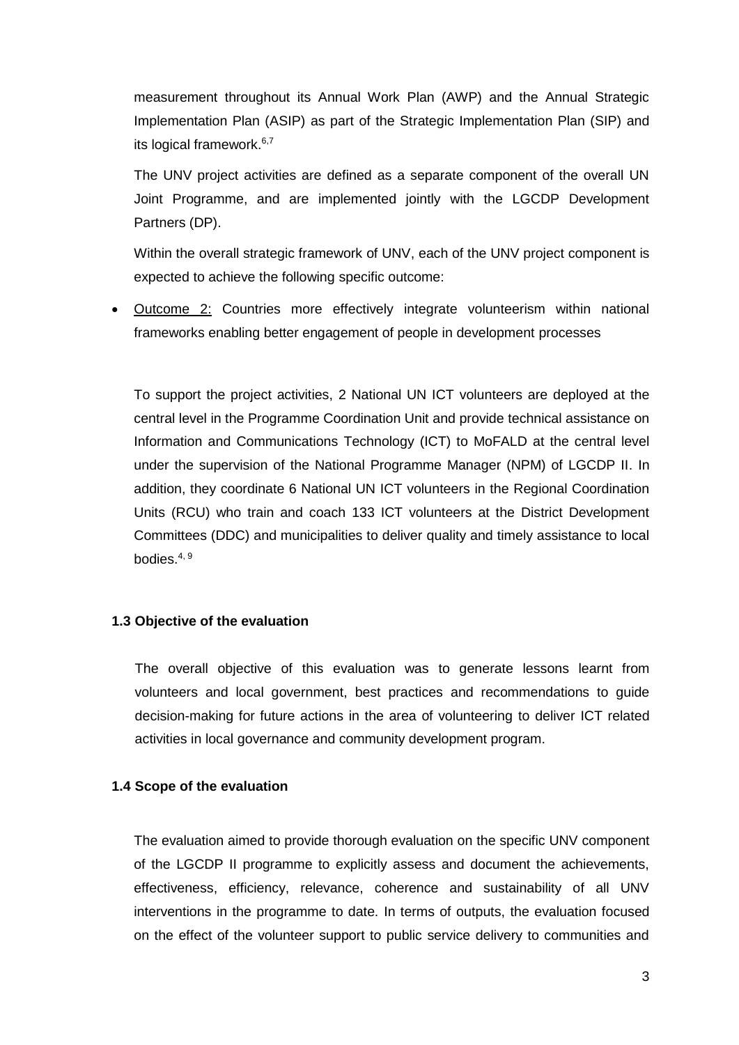measurement throughout its Annual Work Plan (AWP) and the Annual Strategic Implementation Plan (ASIP) as part of the Strategic Implementation Plan (SIP) and its logical framework.[6,7]

The UNV project activities are defined as a separate component of the overall UN Joint Programme, and are implemented jointly with the LGCDP Development Partners (DP).

Within the overall strategic framework of UNV, each of the UNV project component is expected to achieve the following specific outcome:

- Outcome 2: Countries more effectively integrate volunteerism within national frameworks enabling better engagement of people in development processes

To support the project activities, 2 National UN ICT volunteers are deployed at the central level in the Programme Coordination Unit and provide technical assistance on Information and Communications Technology (ICT) to MoFALD at the central level under the supervision of the National Programme Manager (NPM) of LGCDP II. In addition, they coordinate 6 National UN ICT volunteers in the Regional Coordination Units (RCU) who train and coach 133 ICT volunteers at the District Development Committees (DDC) and municipalities to deliver quality and timely assistance to local bodies.[4, 9]

### 1.3 Objective of the evaluation

The overall objective of this evaluation was to generate lessons learnt from volunteers and local government, best practices and recommendations to guide decision-making for future actions in the area of volunteering to deliver ICT related activities in local governance and community development program.

### 1.4 Scope of the evaluation

The evaluation aimed to provide thorough evaluation on the specific UNV component of the LGCDP II programme to explicitly assess and document the achievements, effectiveness, efficiency, relevance, coherence and sustainability of all UNV interventions in the programme to date. In terms of outputs, the evaluation focused on the effect of the volunteer support to public service delivery to communities and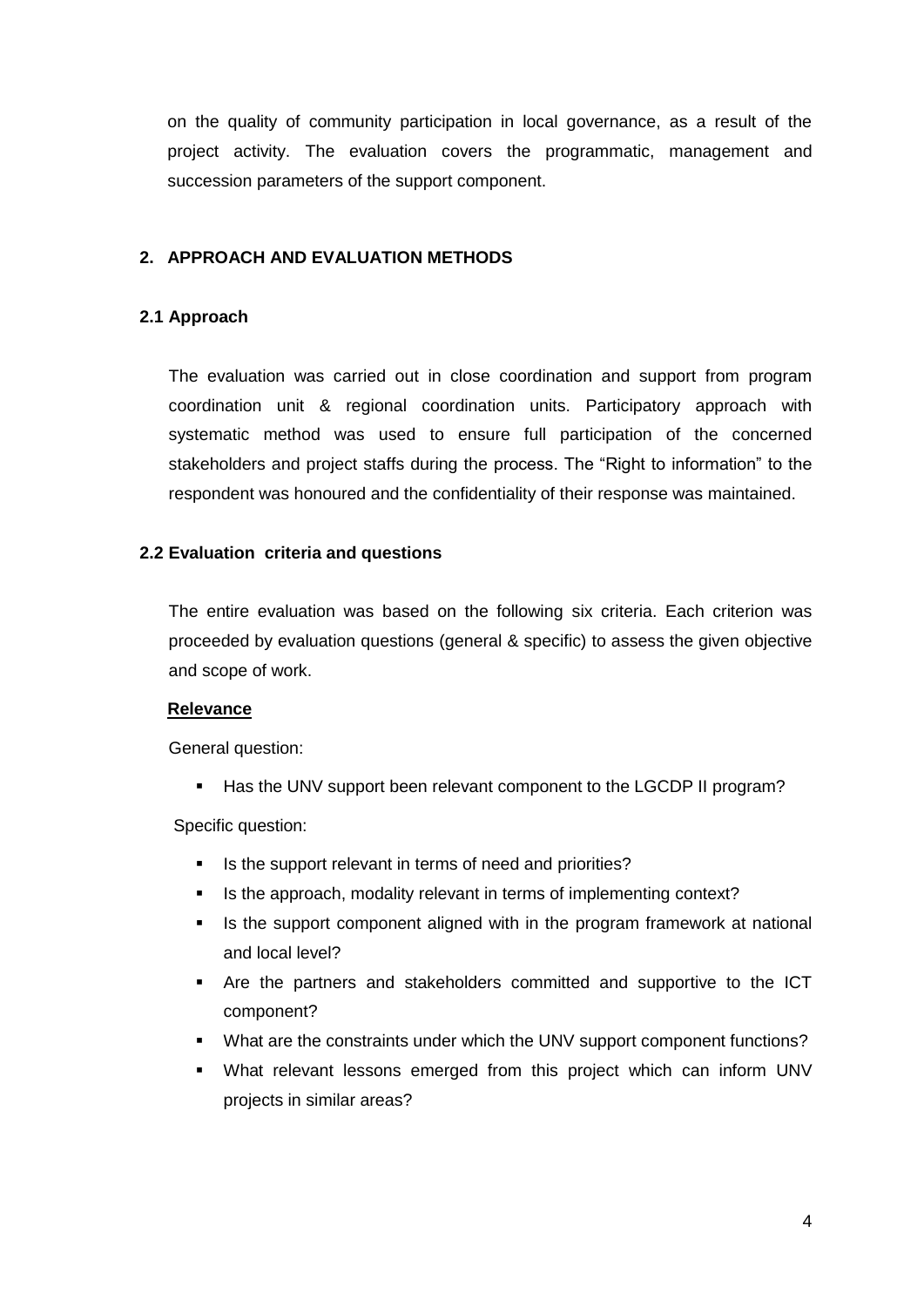on the quality of community participation in local governance, as a result of the project activity. The evaluation covers the programmatic, management and succession parameters of the support component.

## 2. APPROACH AND EVALUATION METHODS

### 2.1 Approach

The evaluation was carried out in close coordination and support from program coordination unit & regional coordination units. Participatory approach with systematic method was used to ensure full participation of the concerned stakeholders and project staffs during the process. The "Right to information" to the respondent was honoured and the confidentiality of their response was maintained.

### 2.2 Evaluation criteria and questions

The entire evaluation was based on the following six criteria. Each criterion was proceeded by evaluation questions (general & specific) to assess the given objective and scope of work.

**Relevance**

General question:

- Has the UNV support been relevant component to the LGCDP II program?

Specific question:

- Is the support relevant in terms of need and priorities?
- Is the approach, modality relevant in terms of implementing context?
- Is the support component aligned with in the program framework at national and local level?
- Are the partners and stakeholders committed and supportive to the ICT component?
- What are the constraints under which the UNV support component functions?
- What relevant lessons emerged from this project which can inform UNV projects in similar areas?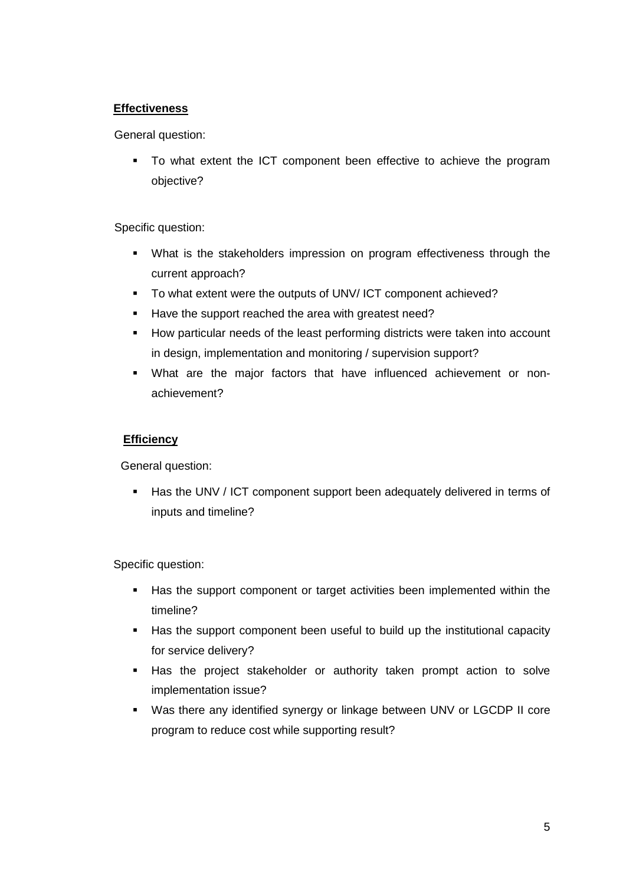**Effectiveness**

General question:

- To what extent the ICT component been effective to achieve the program objective?

Specific question:

- What is the stakeholders impression on program effectiveness through the current approach?
- To what extent were the outputs of UNV/ ICT component achieved?
- Have the support reached the area with greatest need?
- How particular needs of the least performing districts were taken into account in design, implementation and monitoring / supervision support?
- What are the major factors that have influenced achievement or non-achievement?

**Efficiency**

General question:

- Has the UNV / ICT component support been adequately delivered in terms of inputs and timeline?

Specific question:

- Has the support component or target activities been implemented within the timeline?
- Has the support component been useful to build up the institutional capacity for service delivery?
- Has the project stakeholder or authority taken prompt action to solve implementation issue?
- Was there any identified synergy or linkage between UNV or LGCDP II core program to reduce cost while supporting result?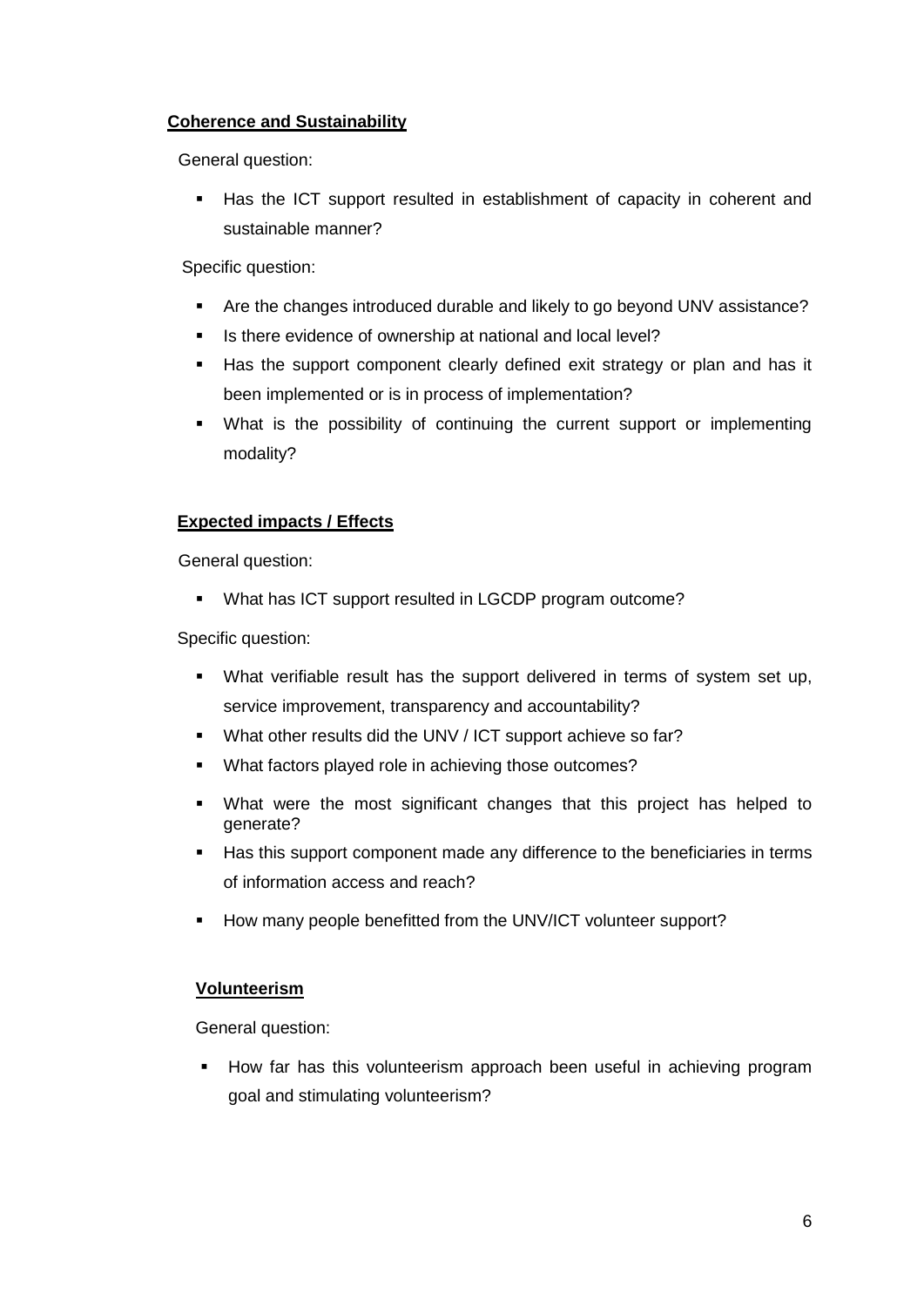**Coherence and Sustainability**

General question:

- Has the ICT support resulted in establishment of capacity in coherent and sustainable manner?

Specific question:

- Are the changes introduced durable and likely to go beyond UNV assistance?
- Is there evidence of ownership at national and local level?
- Has the support component clearly defined exit strategy or plan and has it been implemented or is in process of implementation?
- What is the possibility of continuing the current support or implementing modality?

**Expected impacts / Effects**

General question:

- What has ICT support resulted in LGCDP program outcome?

Specific question:

- What verifiable result has the support delivered in terms of system set up, service improvement, transparency and accountability?
- What other results did the UNV / ICT support achieve so far?
- What factors played role in achieving those outcomes?
- What were the most significant changes that this project has helped to generate?
- Has this support component made any difference to the beneficiaries in terms of information access and reach?
- How many people benefitted from the UNV/ICT volunteer support?

**Volunteerism**

General question:

- How far has this volunteerism approach been useful in achieving program goal and stimulating volunteerism?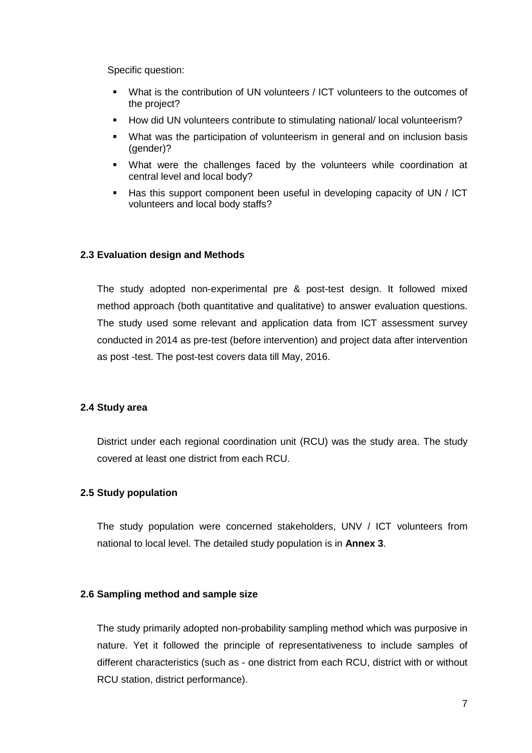Specific question:

- What is the contribution of UN volunteers / ICT volunteers to the outcomes of the project?
- How did UN volunteers contribute to stimulating national/ local volunteerism?
- What was the participation of volunteerism in general and on inclusion basis (gender)?
- What were the challenges faced by the volunteers while coordination at central level and local body?
- Has this support component been useful in developing capacity of UN / ICT volunteers and local body staffs?

### 2.3 Evaluation design and Methods

The study adopted non-experimental pre & post-test design. It followed mixed method approach (both quantitative and qualitative) to answer evaluation questions. The study used some relevant and application data from ICT assessment survey conducted in 2014 as pre-test (before intervention) and project data after intervention as post -test. The post-test covers data till May, 2016.

### 2.4 Study area

District under each regional coordination unit (RCU) was the study area. The study covered at least one district from each RCU.

### 2.5 Study population

The study population were concerned stakeholders, UNV / ICT volunteers from national to local level. The detailed study population is in **Annex 3**.

### 2.6 Sampling method and sample size

The study primarily adopted non-probability sampling method which was purposive in nature. Yet it followed the principle of representativeness to include samples of different characteristics (such as - one district from each RCU, district with or without RCU station, district performance).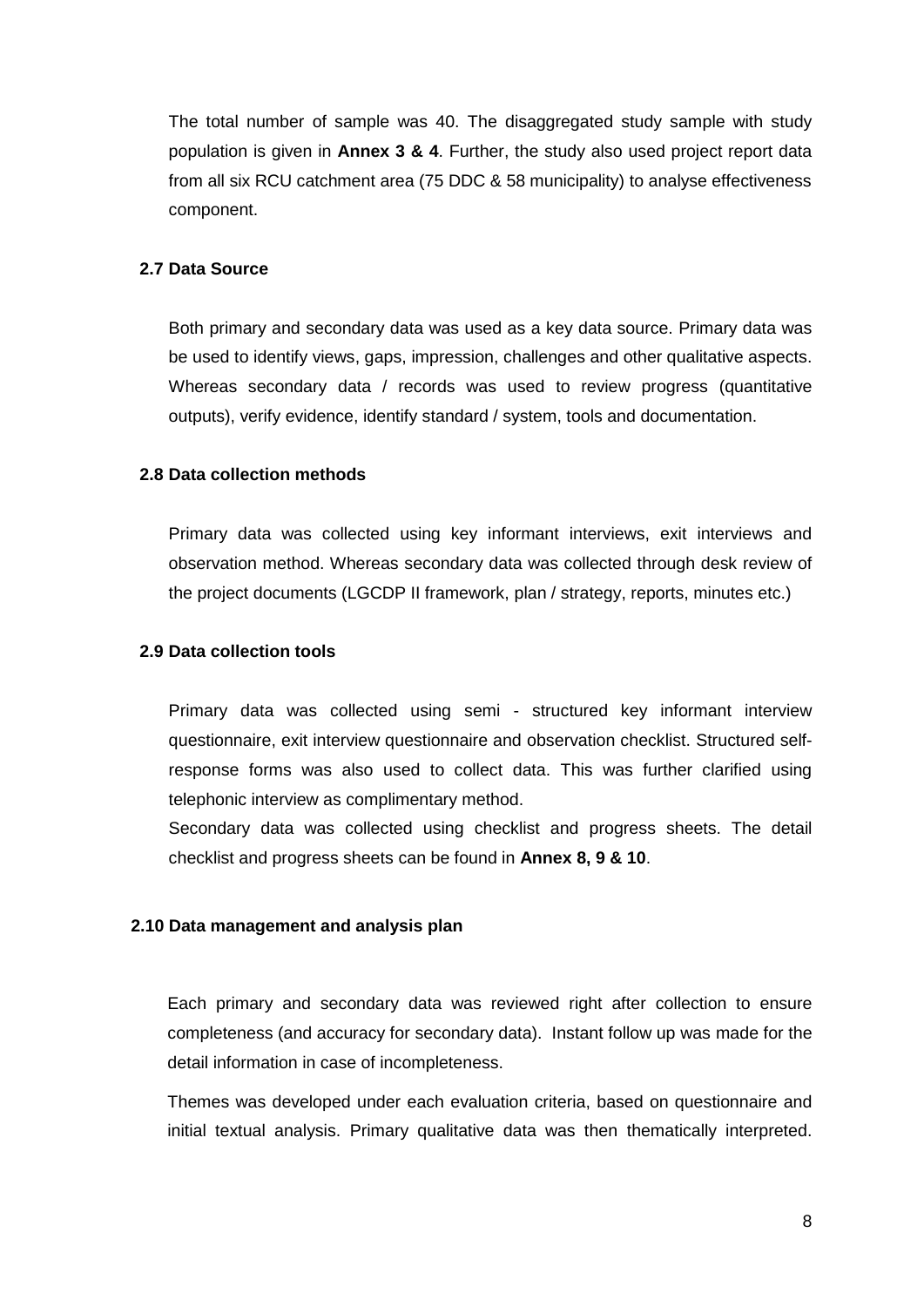The total number of sample was 40. The disaggregated study sample with study population is given in **Annex 3 & 4**. Further, the study also used project report data from all six RCU catchment area (75 DDC & 58 municipality) to analyse effectiveness component.

## 2.7 Data Source

Both primary and secondary data was used as a key data source. Primary data was be used to identify views, gaps, impression, challenges and other qualitative aspects. Whereas secondary data / records was used to review progress (quantitative outputs), verify evidence, identify standard / system, tools and documentation.

## 2.8 Data collection methods

Primary data was collected using key informant interviews, exit interviews and observation method. Whereas secondary data was collected through desk review of the project documents (LGCDP II framework, plan / strategy, reports, minutes etc.)

## 2.9 Data collection tools

Primary data was collected using semi - structured key informant interview questionnaire, exit interview questionnaire and observation checklist. Structured self-response forms was also used to collect data. This was further clarified using telephonic interview as complimentary method.

Secondary data was collected using checklist and progress sheets. The detail checklist and progress sheets can be found in **Annex 8, 9 & 10**.

## 2.10 Data management and analysis plan

Each primary and secondary data was reviewed right after collection to ensure completeness (and accuracy for secondary data). Instant follow up was made for the detail information in case of incompleteness.

Themes was developed under each evaluation criteria, based on questionnaire and initial textual analysis. Primary qualitative data was then thematically interpreted.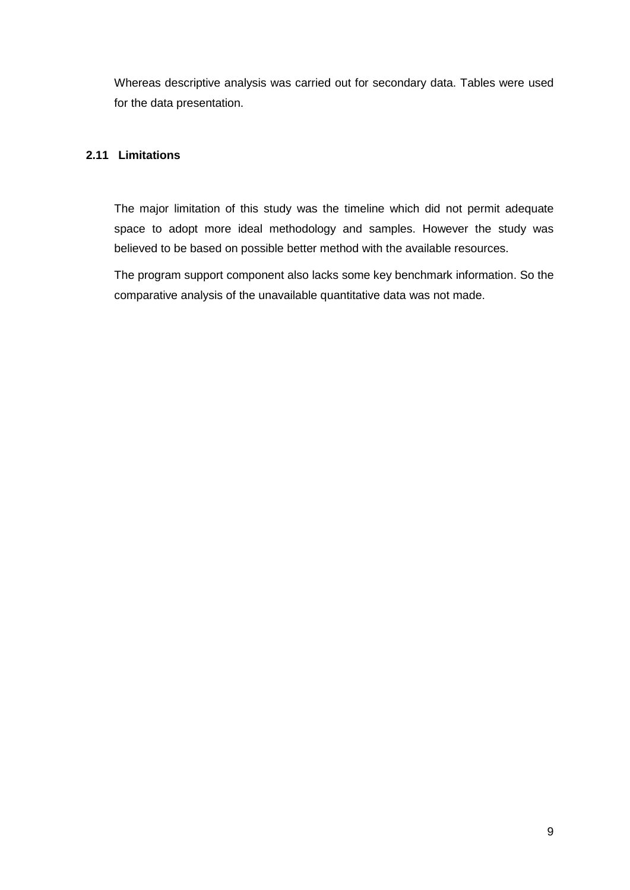Whereas descriptive analysis was carried out for secondary data. Tables were used for the data presentation.

### 2.11 Limitations

The major limitation of this study was the timeline which did not permit adequate space to adopt more ideal methodology and samples. However the study was believed to be based on possible better method with the available resources.

The program support component also lacks some key benchmark information. So the comparative analysis of the unavailable quantitative data was not made.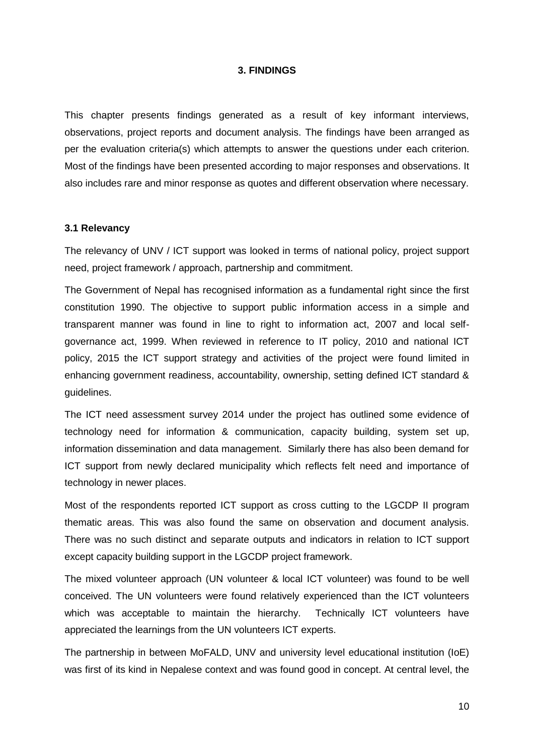# 3. FINDINGS

This chapter presents findings generated as a result of key informant interviews, observations, project reports and document analysis. The findings have been arranged as per the evaluation criteria(s) which attempts to answer the questions under each criterion. Most of the findings have been presented according to major responses and observations. It also includes rare and minor response as quotes and different observation where necessary.

## 3.1 Relevancy

The relevancy of UNV / ICT support was looked in terms of national policy, project support need, project framework / approach, partnership and commitment.

The Government of Nepal has recognised information as a fundamental right since the first constitution 1990. The objective to support public information access in a simple and transparent manner was found in line to right to information act, 2007 and local self-governance act, 1999. When reviewed in reference to IT policy, 2010 and national ICT policy, 2015 the ICT support strategy and activities of the project were found limited in enhancing government readiness, accountability, ownership, setting defined ICT standard & guidelines.

The ICT need assessment survey 2014 under the project has outlined some evidence of technology need for information & communication, capacity building, system set up, information dissemination and data management. Similarly there has also been demand for ICT support from newly declared municipality which reflects felt need and importance of technology in newer places.

Most of the respondents reported ICT support as cross cutting to the LGCDP II program thematic areas. This was also found the same on observation and document analysis. There was no such distinct and separate outputs and indicators in relation to ICT support except capacity building support in the LGCDP project framework.

The mixed volunteer approach (UN volunteer & local ICT volunteer) was found to be well conceived. The UN volunteers were found relatively experienced than the ICT volunteers which was acceptable to maintain the hierarchy. Technically ICT volunteers have appreciated the learnings from the UN volunteers ICT experts.

The partnership in between MoFALD, UNV and university level educational institution (IoE) was first of its kind in Nepalese context and was found good in concept. At central level, the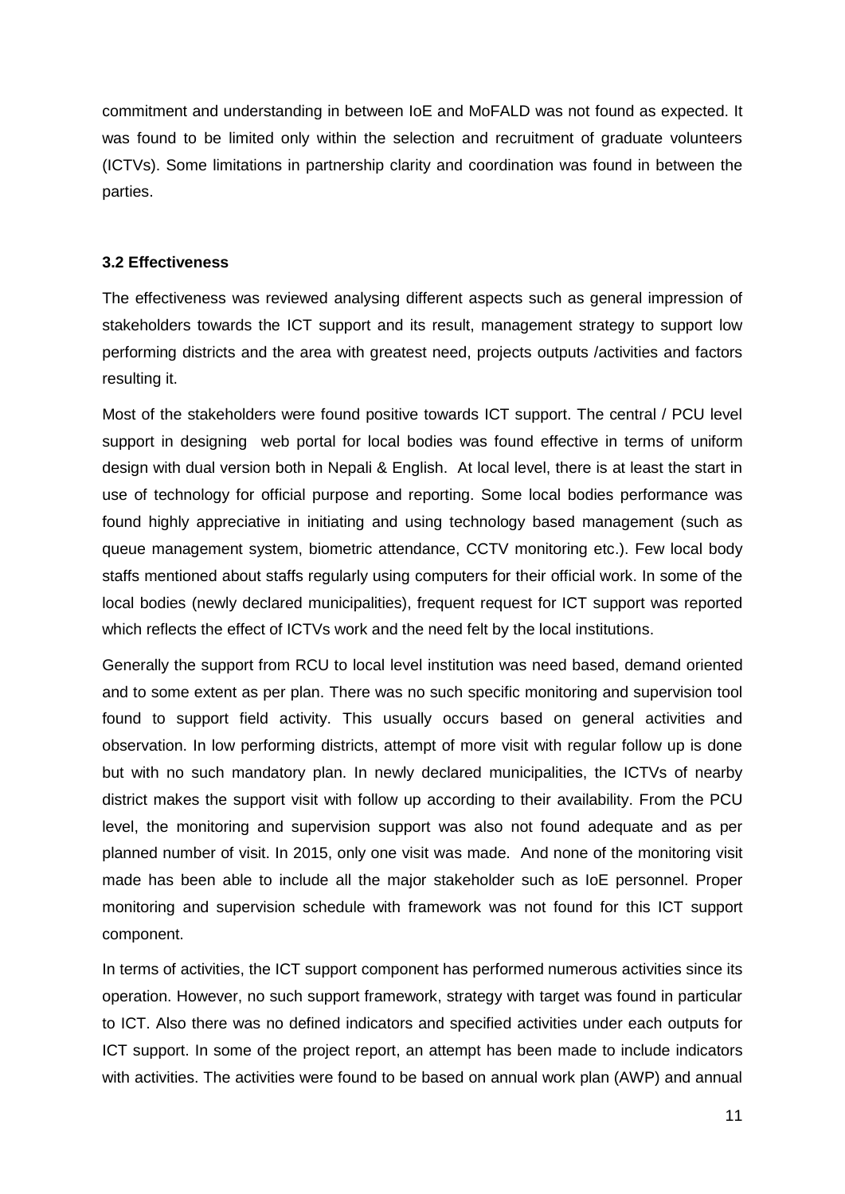commitment and understanding in between IoE and MoFALD was not found as expected. It was found to be limited only within the selection and recruitment of graduate volunteers (ICTVs). Some limitations in partnership clarity and coordination was found in between the parties.

### 3.2 Effectiveness

The effectiveness was reviewed analysing different aspects such as general impression of stakeholders towards the ICT support and its result, management strategy to support low performing districts and the area with greatest need, projects outputs /activities and factors resulting it.

Most of the stakeholders were found positive towards ICT support. The central / PCU level support in designing web portal for local bodies was found effective in terms of uniform design with dual version both in Nepali & English. At local level, there is at least the start in use of technology for official purpose and reporting. Some local bodies performance was found highly appreciative in initiating and using technology based management (such as queue management system, biometric attendance, CCTV monitoring etc.). Few local body staffs mentioned about staffs regularly using computers for their official work. In some of the local bodies (newly declared municipalities), frequent request for ICT support was reported which reflects the effect of ICTVs work and the need felt by the local institutions.

Generally the support from RCU to local level institution was need based, demand oriented and to some extent as per plan. There was no such specific monitoring and supervision tool found to support field activity. This usually occurs based on general activities and observation. In low performing districts, attempt of more visit with regular follow up is done but with no such mandatory plan. In newly declared municipalities, the ICTVs of nearby district makes the support visit with follow up according to their availability. From the PCU level, the monitoring and supervision support was also not found adequate and as per planned number of visit. In 2015, only one visit was made. And none of the monitoring visit made has been able to include all the major stakeholder such as IoE personnel. Proper monitoring and supervision schedule with framework was not found for this ICT support component.

In terms of activities, the ICT support component has performed numerous activities since its operation. However, no such support framework, strategy with target was found in particular to ICT. Also there was no defined indicators and specified activities under each outputs for ICT support. In some of the project report, an attempt has been made to include indicators with activities. The activities were found to be based on annual work plan (AWP) and annual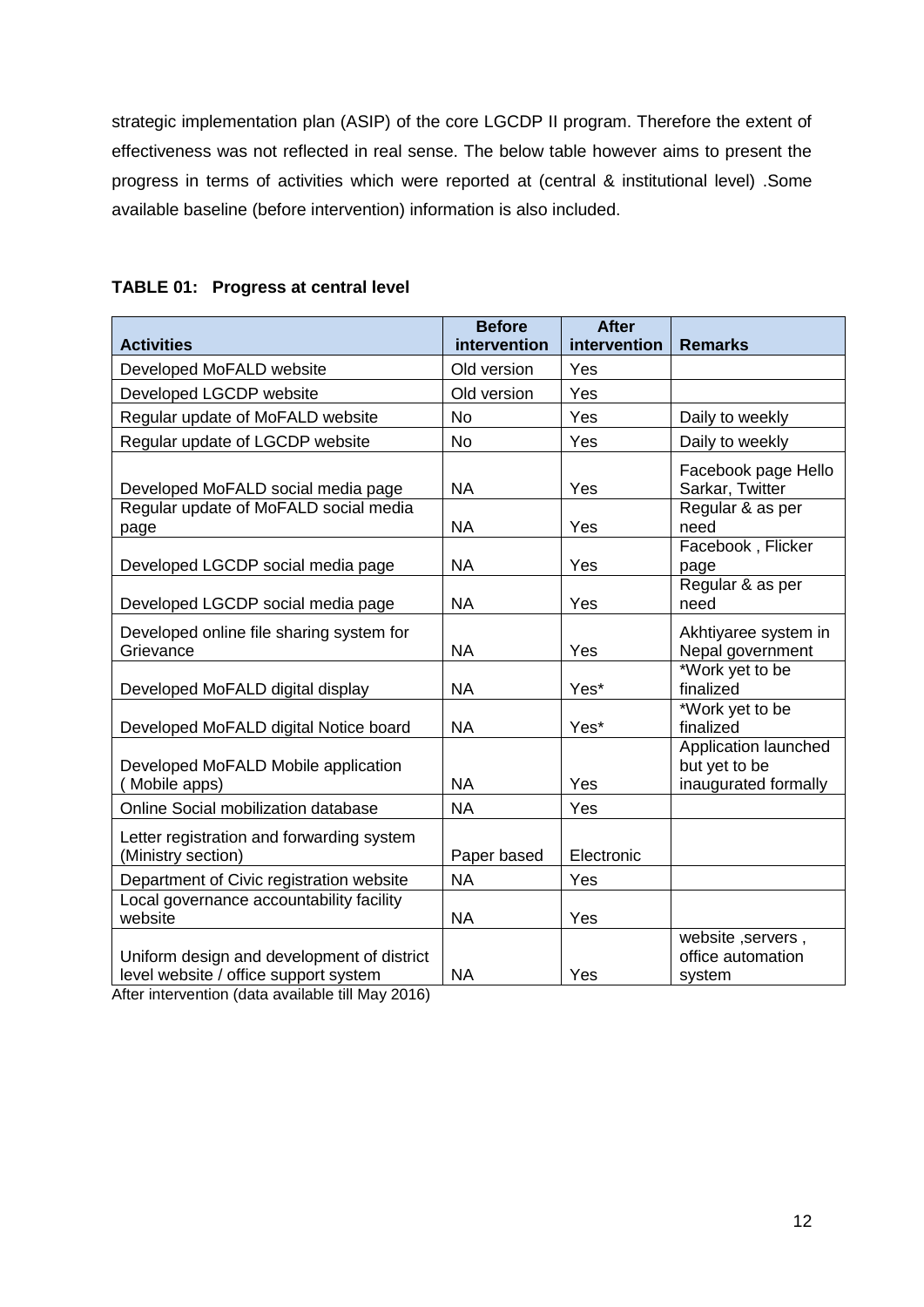strategic implementation plan (ASIP) of the core LGCDP II program. Therefore the extent of effectiveness was not reflected in real sense. The below table however aims to present the progress in terms of activities which were reported at (central & institutional level) .Some available baseline (before intervention) information is also included.

**TABLE 01: Progress at central level**

| Activities | Before intervention | After intervention | Remarks |
|---|---|---|---|
| Developed MoFALD website | Old version | Yes | |
| Developed LGCDP website | Old version | Yes | |
| Regular update of MoFALD website | No | Yes | Daily to weekly |
| Regular update of LGCDP website | No | Yes | Daily to weekly |
| Developed MoFALD social media page | NA | Yes | Facebook page Hello Sarkar, Twitter |
| Regular update of MoFALD social media page | NA | Yes | Regular & as per need |
| Developed LGCDP social media page | NA | Yes | Facebook , Flicker page |
| Developed LGCDP social media page | NA | Yes | Regular & as per need |
| Developed online file sharing system for Grievance | NA | Yes | Akhtiyaree system in Nepal government |
| Developed MoFALD digital display | NA | Yes* | *Work yet to be finalized |
| Developed MoFALD digital Notice board | NA | Yes* | *Work yet to be finalized |
| Developed MoFALD Mobile application ( Mobile apps) | NA | Yes | Application launched but yet to be inaugurated formally |
| Online Social mobilization database | NA | Yes | |
| Letter registration and forwarding system (Ministry section) | Paper based | Electronic | |
| Department of Civic registration website | NA | Yes | |
| Local governance accountability facility website | NA | Yes | |
| Uniform design and development of district level website / office support system | NA | Yes | website ,servers , office automation system |

After intervention (data available till May 2016)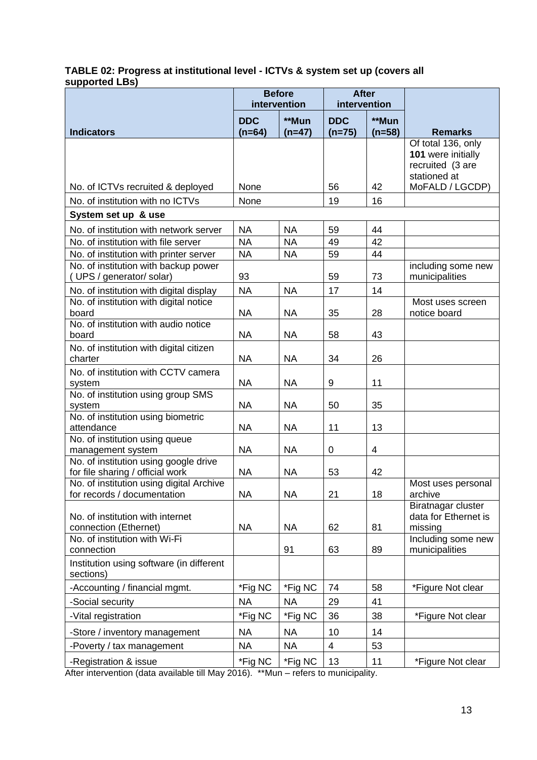**TABLE 02: Progress at institutional level - ICTVs & system set up (covers all supported LBs)**

| Indicators | Before intervention | | After intervention | | Remarks |
|---|---|---|---|---|---|
| | DDC (n=64) | **Mun (n=47) | DDC (n=75) | **Mun (n=58) | |
| No. of ICTVs recruited & deployed | None | | 56 | 42 | Of total 136, only **101** were initially recruited (3 are stationed at MoFALD / LGCDP) |
| No. of institution with no ICTVs | None | | 19 | 16 | |
| **System set up & use** | | | | | |
| No. of institution with network server | NA | NA | 59 | 44 | |
| No. of institution with file server | NA | NA | 49 | 42 | |
| No. of institution with printer server | NA | NA | 59 | 44 | |
| No. of institution with backup power ( UPS / generator/ solar) | 93 | | 59 | 73 | including some new municipalities |
| No. of institution with digital display | NA | NA | 17 | 14 | |
| No. of institution with digital notice board | NA | NA | 35 | 28 | Most uses screen notice board |
| No. of institution with audio notice board | NA | NA | 58 | 43 | |
| No. of institution with digital citizen charter | NA | NA | 34 | 26 | |
| No. of institution with CCTV camera system | NA | NA | 9 | 11 | |
| No. of institution using group SMS system | NA | NA | 50 | 35 | |
| No. of institution using biometric attendance | NA | NA | 11 | 13 | |
| No. of institution using queue management system | NA | NA | 0 | 4 | |
| No. of institution using google drive for file sharing / official work | NA | NA | 53 | 42 | |
| No. of institution using digital Archive for records / documentation | NA | NA | 21 | 18 | Most uses personal archive |
| No. of institution with internet connection (Ethernet) | NA | NA | 62 | 81 | Biratnagar cluster data for Ethernet is missing |
| No. of institution with Wi-Fi connection | | 91 | 63 | 89 | Including some new municipalities |
| Institution using software (in different sections) | | | | | |
| -Accounting / financial mgmt. | *Fig NC | *Fig NC | 74 | 58 | *Figure Not clear |
| -Social security | NA | NA | 29 | 41 | |
| -Vital registration | *Fig NC | *Fig NC | 36 | 38 | *Figure Not clear |
| -Store / inventory management | NA | NA | 10 | 14 | |
| -Poverty / tax management | NA | NA | 4 | 53 | |
| -Registration & issue | *Fig NC | *Fig NC | 13 | 11 | *Figure Not clear |

After intervention (data available till May 2016). **Mun – refers to municipality.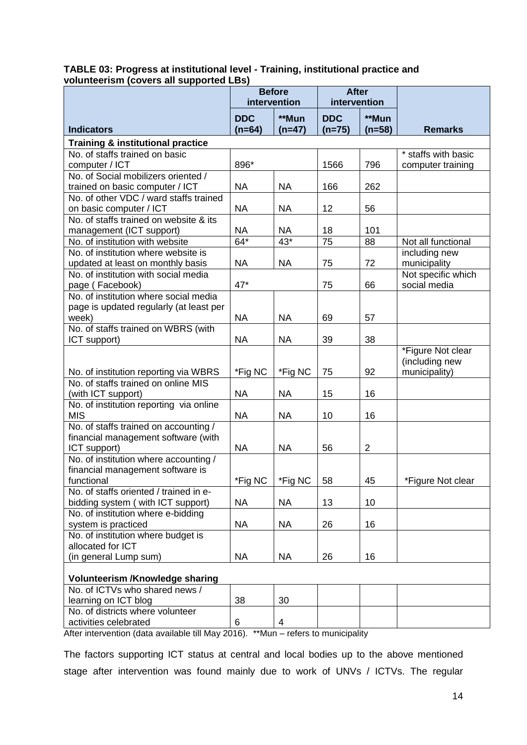**TABLE 03: Progress at institutional level - Training, institutional practice and volunteerism (covers all supported LBs)**

| Indicators | Before intervention | | After intervention | | Remarks |
|---|---|---|---|---|---|
| | DDC (n=64) | **Mun (n=47) | DDC (n=75) | **Mun (n=58) | |
| **Training & institutional practice** | | | | | |
| No. of staffs trained on basic computer / ICT | 896* | | 1566 | 796 | * staffs with basic computer training |
| No. of Social mobilizers oriented / trained on basic computer / ICT | NA | NA | 166 | 262 | |
| No. of other VDC / ward staffs trained on basic computer / ICT | NA | NA | 12 | 56 | |
| No. of staffs trained on website & its management (ICT support) | NA | NA | 18 | 101 | |
| No. of institution with website | 64* | 43* | 75 | 88 | Not all functional |
| No. of institution where website is updated at least on monthly basis | NA | NA | 75 | 72 | including new municipality |
| No. of institution with social media page ( Facebook) | 47* | | 75 | 66 | Not specific which social media |
| No. of institution where social media page is updated regularly (at least per week) | NA | NA | 69 | 57 | |
| No. of staffs trained on WBRS (with ICT support) | NA | NA | 39 | 38 | |
| No. of institution reporting via WBRS | *Fig NC | *Fig NC | 75 | 92 | *Figure Not clear (including new municipality) |
| No. of staffs trained on online MIS (with ICT support) | NA | NA | 15 | 16 | |
| No. of institution reporting via online MIS | NA | NA | 10 | 16 | |
| No. of staffs trained on accounting / financial management software (with ICT support) | NA | NA | 56 | 2 | |
| No. of institution where accounting / financial management software is functional | *Fig NC | *Fig NC | 58 | 45 | *Figure Not clear |
| No. of staffs oriented / trained in e-bidding system ( with ICT support) | NA | NA | 13 | 10 | |
| No. of institution where e-bidding system is practiced | NA | NA | 26 | 16 | |
| No. of institution where budget is allocated for ICT (in general Lump sum) | NA | NA | 26 | 16 | |
| **Volunteerism /Knowledge sharing** | | | | | |
| No. of ICTVs who shared news / learning on ICT blog | 38 | 30 | | | |
| No. of districts where volunteer activities celebrated | 6 | 4 | | | |

After intervention (data available till May 2016). **Mun – refers to municipality

The factors supporting ICT status at central and local bodies up to the above mentioned stage after intervention was found mainly due to work of UNVs / ICTVs. The regular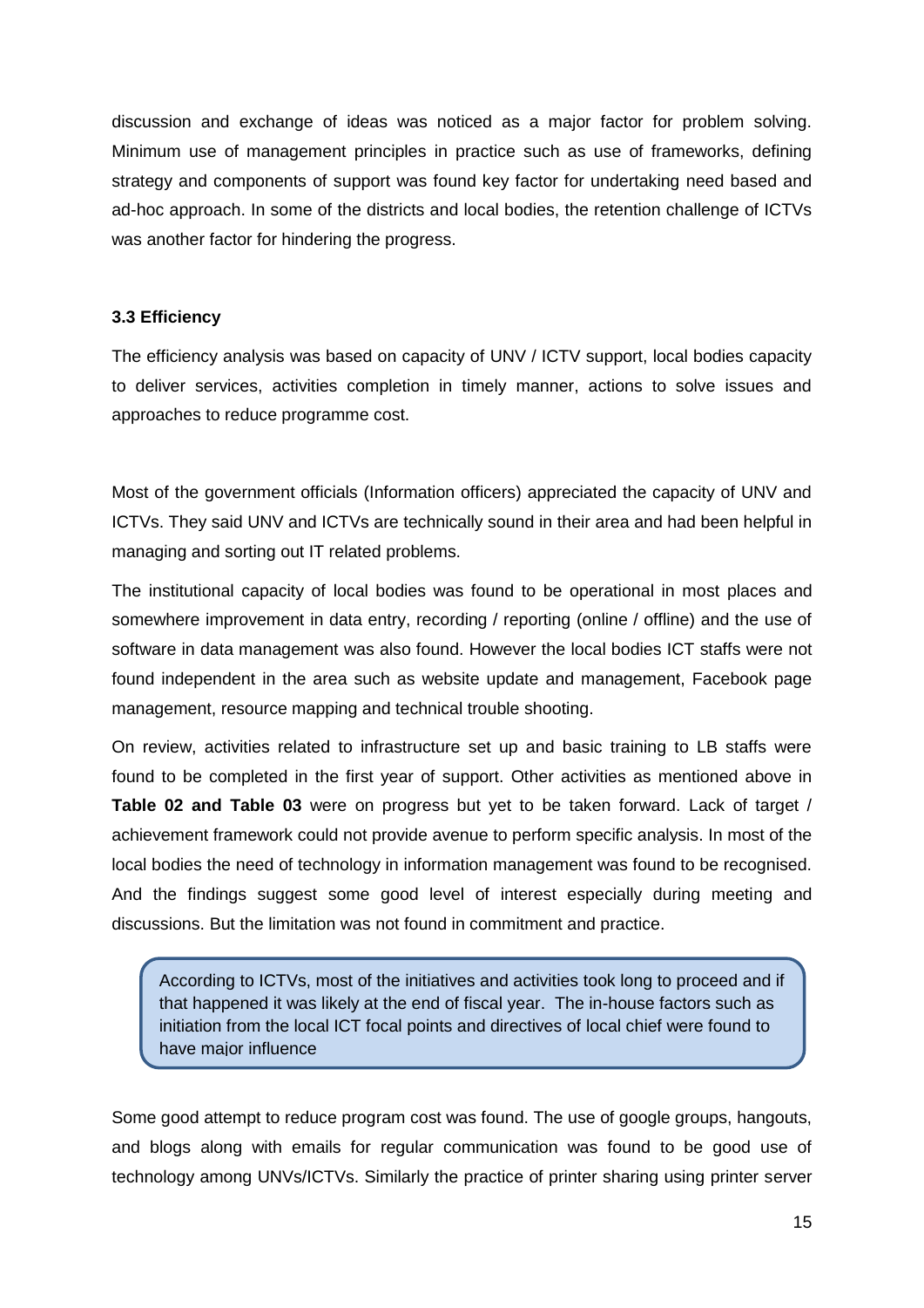discussion and exchange of ideas was noticed as a major factor for problem solving. Minimum use of management principles in practice such as use of frameworks, defining strategy and components of support was found key factor for undertaking need based and ad-hoc approach. In some of the districts and local bodies, the retention challenge of ICTVs was another factor for hindering the progress.

### 3.3 Efficiency

The efficiency analysis was based on capacity of UNV / ICTV support, local bodies capacity to deliver services, activities completion in timely manner, actions to solve issues and approaches to reduce programme cost.

Most of the government officials (Information officers) appreciated the capacity of UNV and ICTVs. They said UNV and ICTVs are technically sound in their area and had been helpful in managing and sorting out IT related problems.

The institutional capacity of local bodies was found to be operational in most places and somewhere improvement in data entry, recording / reporting (online / offline) and the use of software in data management was also found. However the local bodies ICT staffs were not found independent in the area such as website update and management, Facebook page management, resource mapping and technical trouble shooting.

On review, activities related to infrastructure set up and basic training to LB staffs were found to be completed in the first year of support. Other activities as mentioned above in **Table 02 and Table 03** were on progress but yet to be taken forward. Lack of target / achievement framework could not provide avenue to perform specific analysis. In most of the local bodies the need of technology in information management was found to be recognised. And the findings suggest some good level of interest especially during meeting and discussions. But the limitation was not found in commitment and practice.

> According to ICTVs, most of the initiatives and activities took long to proceed and if that happened it was likely at the end of fiscal year. The in-house factors such as initiation from the local ICT focal points and directives of local chief were found to have major influence

Some good attempt to reduce program cost was found. The use of google groups, hangouts, and blogs along with emails for regular communication was found to be good use of technology among UNVs/ICTVs. Similarly the practice of printer sharing using printer server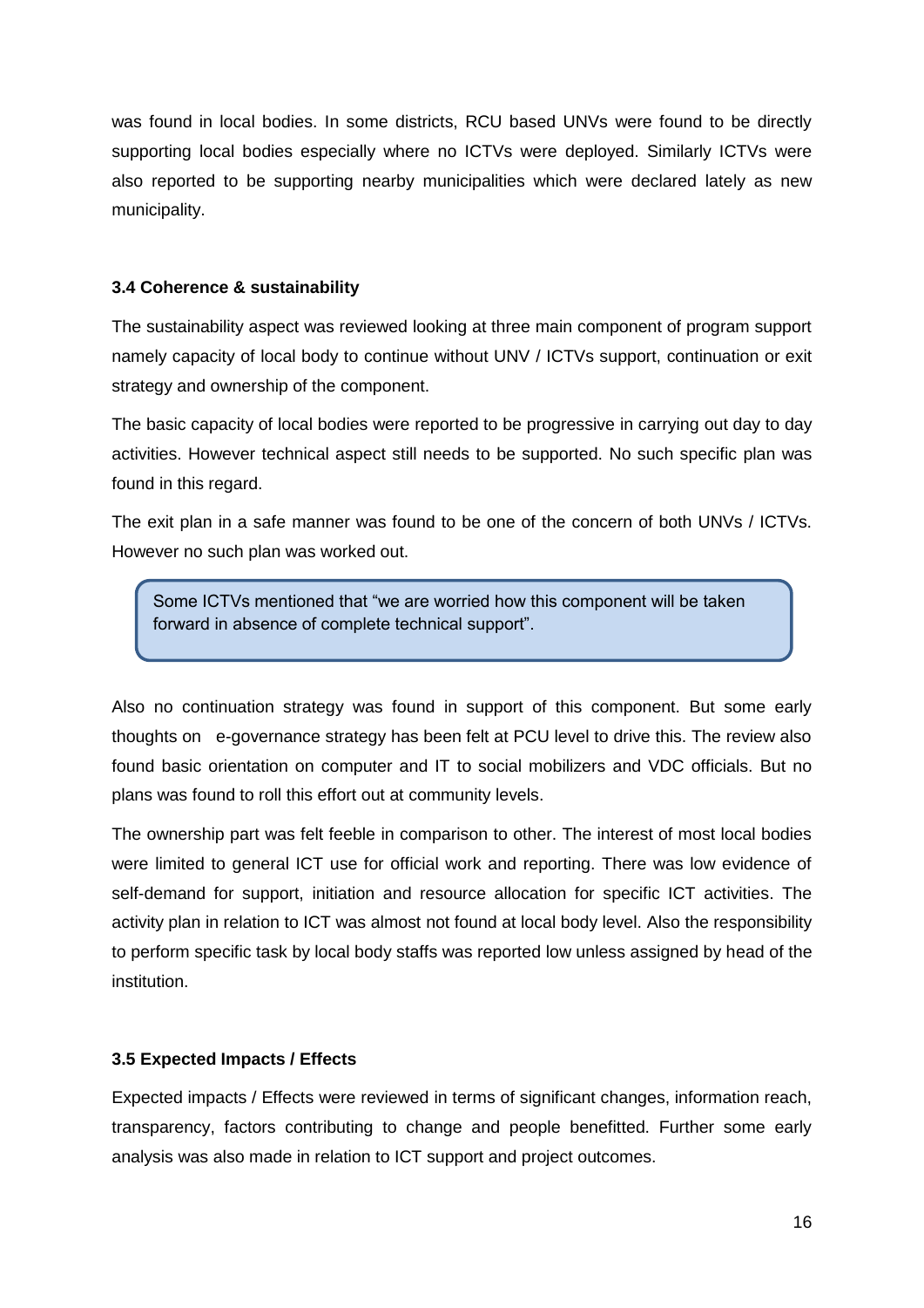was found in local bodies. In some districts, RCU based UNVs were found to be directly supporting local bodies especially where no ICTVs were deployed. Similarly ICTVs were also reported to be supporting nearby municipalities which were declared lately as new municipality.

### 3.4 Coherence & sustainability

The sustainability aspect was reviewed looking at three main component of program support namely capacity of local body to continue without UNV / ICTVs support, continuation or exit strategy and ownership of the component.

The basic capacity of local bodies were reported to be progressive in carrying out day to day activities. However technical aspect still needs to be supported. No such specific plan was found in this regard.

The exit plan in a safe manner was found to be one of the concern of both UNVs / ICTVs. However no such plan was worked out.

> Some ICTVs mentioned that "we are worried how this component will be taken forward in absence of complete technical support".

Also no continuation strategy was found in support of this component. But some early thoughts on e-governance strategy has been felt at PCU level to drive this. The review also found basic orientation on computer and IT to social mobilizers and VDC officials. But no plans was found to roll this effort out at community levels.

The ownership part was felt feeble in comparison to other. The interest of most local bodies were limited to general ICT use for official work and reporting. There was low evidence of self-demand for support, initiation and resource allocation for specific ICT activities. The activity plan in relation to ICT was almost not found at local body level. Also the responsibility to perform specific task by local body staffs was reported low unless assigned by head of the institution.

### 3.5 Expected Impacts / Effects

Expected impacts / Effects were reviewed in terms of significant changes, information reach, transparency, factors contributing to change and people benefitted. Further some early analysis was also made in relation to ICT support and project outcomes.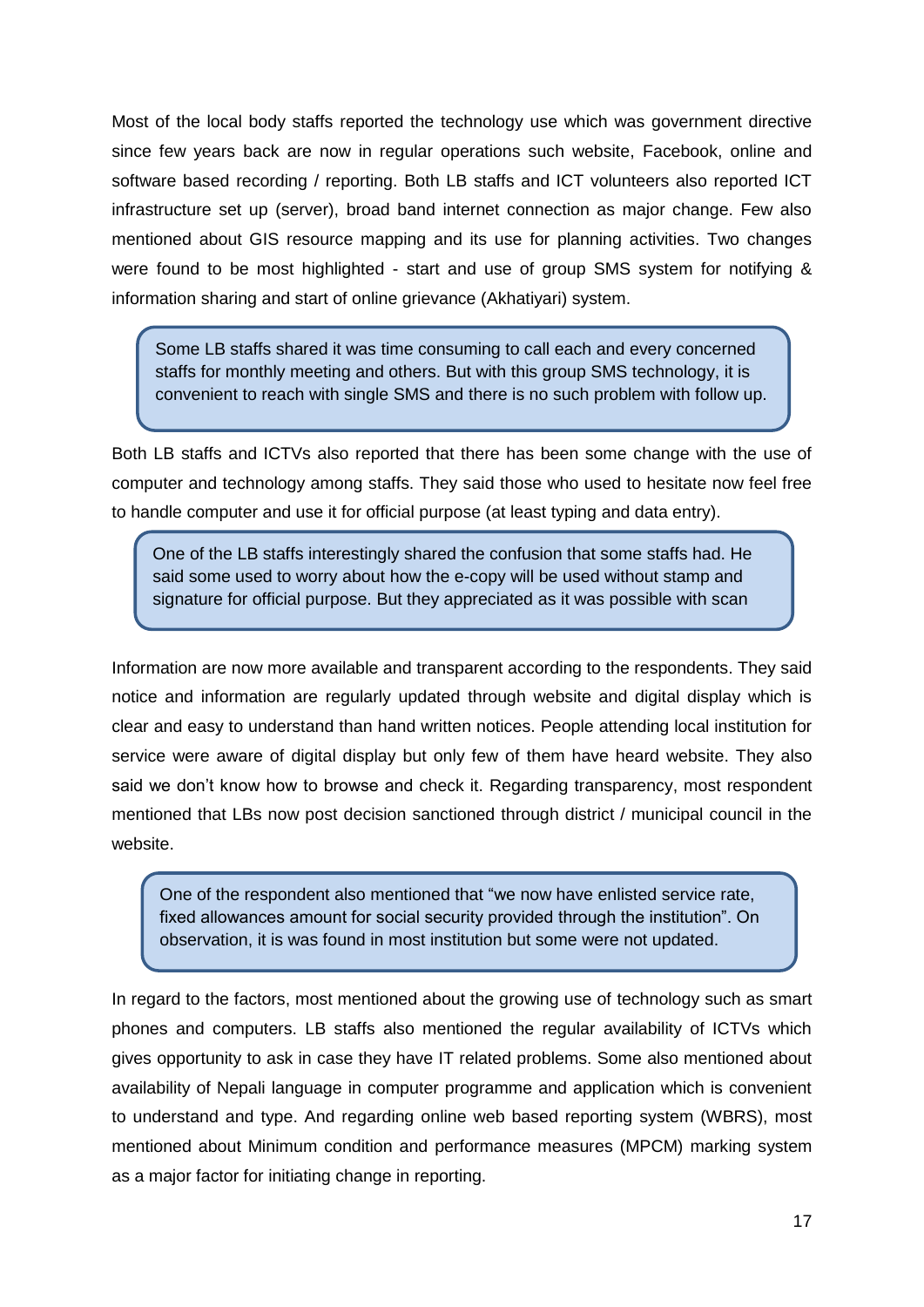Most of the local body staffs reported the technology use which was government directive since few years back are now in regular operations such website, Facebook, online and software based recording / reporting. Both LB staffs and ICT volunteers also reported ICT infrastructure set up (server), broad band internet connection as major change. Few also mentioned about GIS resource mapping and its use for planning activities. Two changes were found to be most highlighted - start and use of group SMS system for notifying & information sharing and start of online grievance (Akhatiyari) system.

> Some LB staffs shared it was time consuming to call each and every concerned staffs for monthly meeting and others. But with this group SMS technology, it is convenient to reach with single SMS and there is no such problem with follow up.

Both LB staffs and ICTVs also reported that there has been some change with the use of computer and technology among staffs. They said those who used to hesitate now feel free to handle computer and use it for official purpose (at least typing and data entry).

> One of the LB staffs interestingly shared the confusion that some staffs had. He said some used to worry about how the e-copy will be used without stamp and signature for official purpose. But they appreciated as it was possible with scan

Information are now more available and transparent according to the respondents. They said notice and information are regularly updated through website and digital display which is clear and easy to understand than hand written notices. People attending local institution for service were aware of digital display but only few of them have heard website. They also said we don't know how to browse and check it. Regarding transparency, most respondent mentioned that LBs now post decision sanctioned through district / municipal council in the website.

> One of the respondent also mentioned that "we now have enlisted service rate, fixed allowances amount for social security provided through the institution". On observation, it is was found in most institution but some were not updated.

In regard to the factors, most mentioned about the growing use of technology such as smart phones and computers. LB staffs also mentioned the regular availability of ICTVs which gives opportunity to ask in case they have IT related problems. Some also mentioned about availability of Nepali language in computer programme and application which is convenient to understand and type. And regarding online web based reporting system (WBRS), most mentioned about Minimum condition and performance measures (MPCM) marking system as a major factor for initiating change in reporting.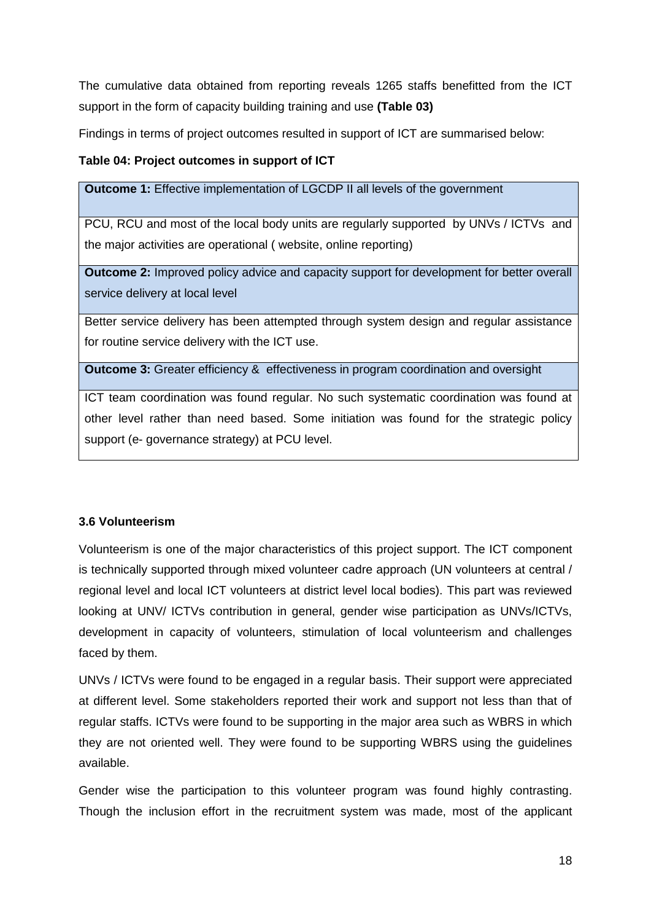The cumulative data obtained from reporting reveals 1265 staffs benefitted from the ICT support in the form of capacity building training and use **(Table 03)**

Findings in terms of project outcomes resulted in support of ICT are summarised below:

**Table 04: Project outcomes in support of ICT**

| **Outcome 1:** Effective implementation of LGCDP II all levels of the government |
|---|
| PCU, RCU and most of the local body units are regularly supported by UNVs / ICTVs and the major activities are operational ( website, online reporting) |
| **Outcome 2:** Improved policy advice and capacity support for development for better overall service delivery at local level |
| Better service delivery has been attempted through system design and regular assistance for routine service delivery with the ICT use. |
| **Outcome 3:** Greater efficiency & effectiveness in program coordination and oversight |
| ICT team coordination was found regular. No such systematic coordination was found at other level rather than need based. Some initiation was found for the strategic policy support (e- governance strategy) at PCU level. |

### 3.6 Volunteerism

Volunteerism is one of the major characteristics of this project support. The ICT component is technically supported through mixed volunteer cadre approach (UN volunteers at central / regional level and local ICT volunteers at district level local bodies). This part was reviewed looking at UNV/ ICTVs contribution in general, gender wise participation as UNVs/ICTVs, development in capacity of volunteers, stimulation of local volunteerism and challenges faced by them.

UNVs / ICTVs were found to be engaged in a regular basis. Their support were appreciated at different level. Some stakeholders reported their work and support not less than that of regular staffs. ICTVs were found to be supporting in the major area such as WBRS in which they are not oriented well. They were found to be supporting WBRS using the guidelines available.

Gender wise the participation to this volunteer program was found highly contrasting. Though the inclusion effort in the recruitment system was made, most of the applicant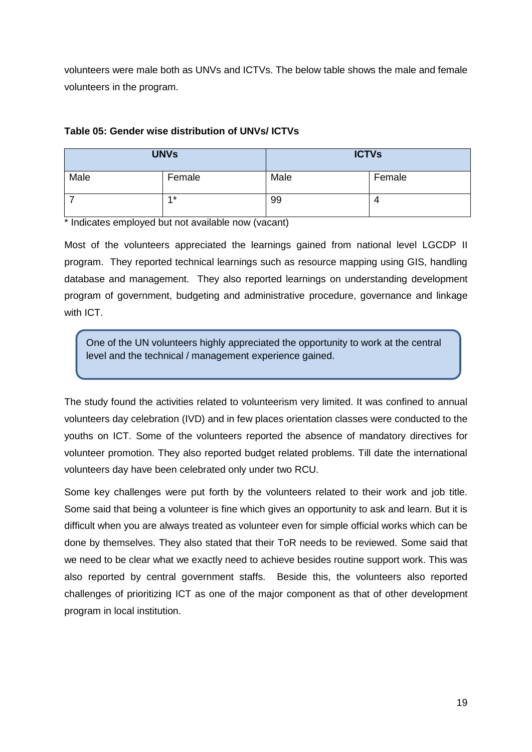volunteers were male both as UNVs and ICTVs. The below table shows the male and female volunteers in the program.

**Table 05: Gender wise distribution of UNVs/ ICTVs**

| UNVs | | ICTVs | |
|---|---|---|---|
| Male | Female | Male | Female |
| 7 | 1* | 99 | 4 |

* Indicates employed but not available now (vacant)

Most of the volunteers appreciated the learnings gained from national level LGCDP II program. They reported technical learnings such as resource mapping using GIS, handling database and management. They also reported learnings on understanding development program of government, budgeting and administrative procedure, governance and linkage with ICT.

> One of the UN volunteers highly appreciated the opportunity to work at the central level and the technical / management experience gained.

The study found the activities related to volunteerism very limited. It was confined to annual volunteers day celebration (IVD) and in few places orientation classes were conducted to the youths on ICT. Some of the volunteers reported the absence of mandatory directives for volunteer promotion. They also reported budget related problems. Till date the international volunteers day have been celebrated only under two RCU.

Some key challenges were put forth by the volunteers related to their work and job title. Some said that being a volunteer is fine which gives an opportunity to ask and learn. But it is difficult when you are always treated as volunteer even for simple official works which can be done by themselves. They also stated that their ToR needs to be reviewed. Some said that we need to be clear what we exactly need to achieve besides routine support work. This was also reported by central government staffs. Beside this, the volunteers also reported challenges of prioritizing ICT as one of the major component as that of other development program in local institution.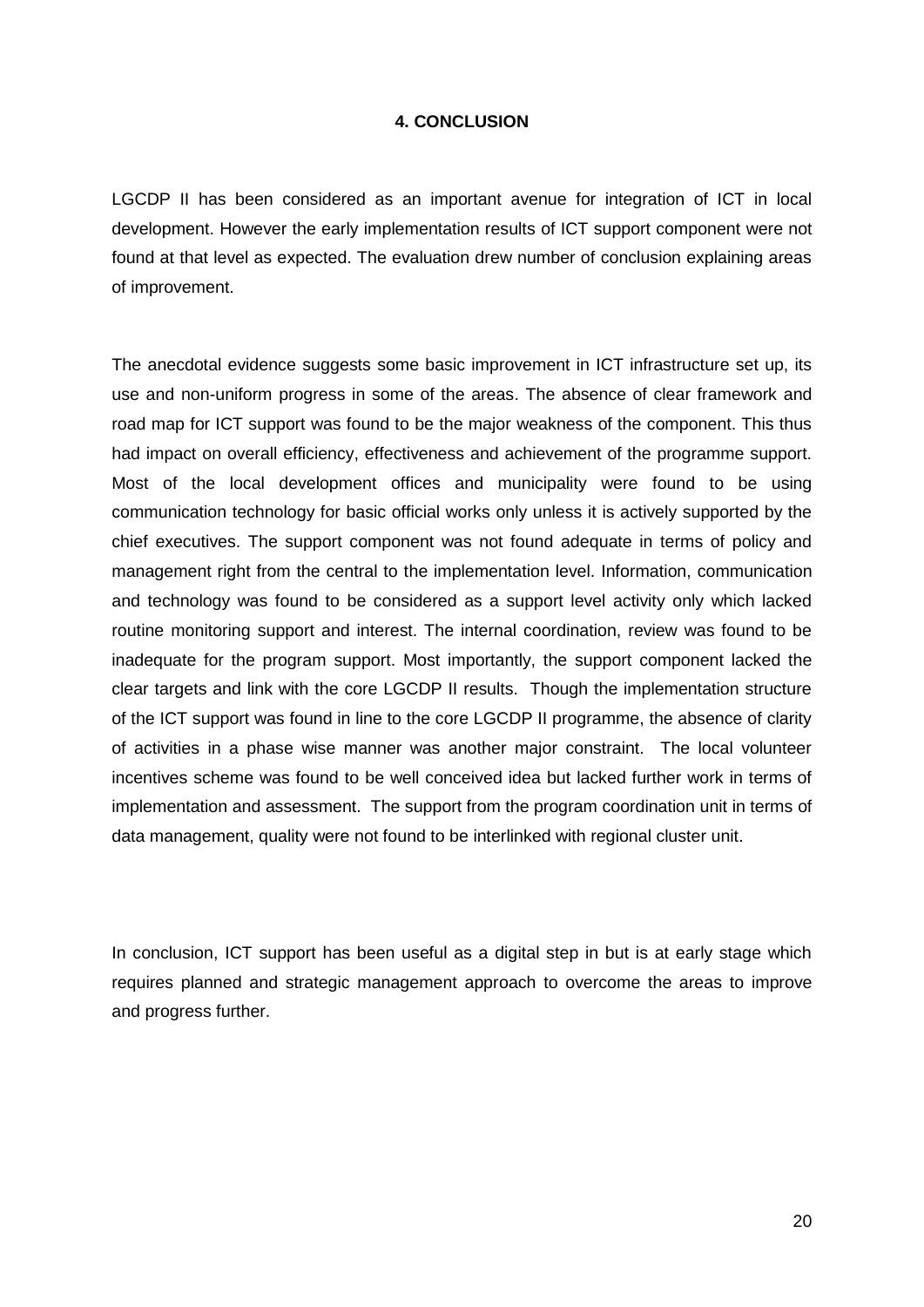## 4. CONCLUSION

LGCDP II has been considered as an important avenue for integration of ICT in local development. However the early implementation results of ICT support component were not found at that level as expected. The evaluation drew number of conclusion explaining areas of improvement.

The anecdotal evidence suggests some basic improvement in ICT infrastructure set up, its use and non-uniform progress in some of the areas. The absence of clear framework and road map for ICT support was found to be the major weakness of the component. This thus had impact on overall efficiency, effectiveness and achievement of the programme support. Most of the local development offices and municipality were found to be using communication technology for basic official works only unless it is actively supported by the chief executives. The support component was not found adequate in terms of policy and management right from the central to the implementation level. Information, communication and technology was found to be considered as a support level activity only which lacked routine monitoring support and interest. The internal coordination, review was found to be inadequate for the program support. Most importantly, the support component lacked the clear targets and link with the core LGCDP II results. Though the implementation structure of the ICT support was found in line to the core LGCDP II programme, the absence of clarity of activities in a phase wise manner was another major constraint. The local volunteer incentives scheme was found to be well conceived idea but lacked further work in terms of implementation and assessment. The support from the program coordination unit in terms of data management, quality were not found to be interlinked with regional cluster unit.

In conclusion, ICT support has been useful as a digital step in but is at early stage which requires planned and strategic management approach to overcome the areas to improve and progress further.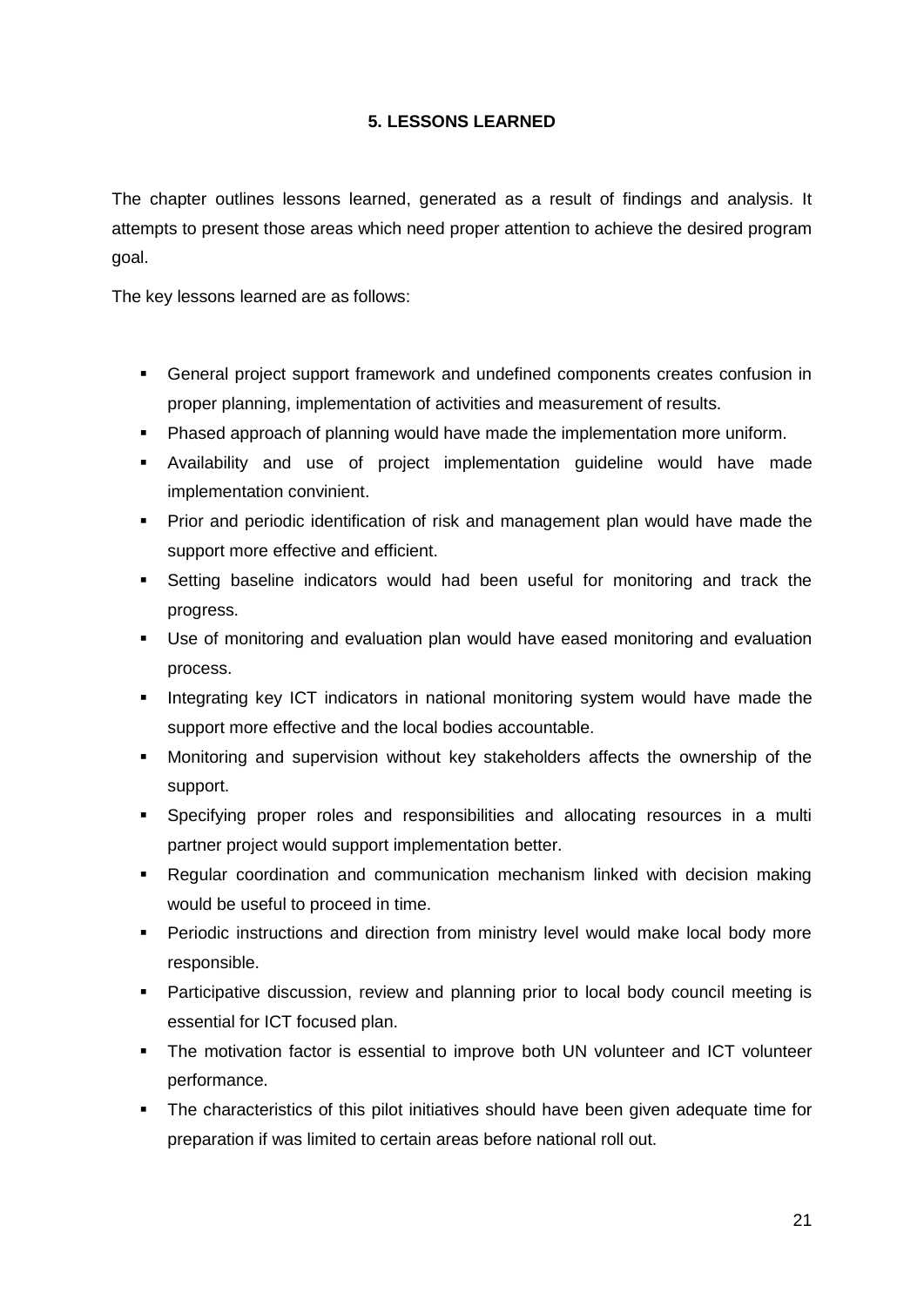## 5. LESSONS LEARNED

The chapter outlines lessons learned, generated as a result of findings and analysis. It attempts to present those areas which need proper attention to achieve the desired program goal.

The key lessons learned are as follows:

- General project support framework and undefined components creates confusion in proper planning, implementation of activities and measurement of results.
- Phased approach of planning would have made the implementation more uniform.
- Availability and use of project implementation guideline would have made implementation convinient.
- Prior and periodic identification of risk and management plan would have made the support more effective and efficient.
- Setting baseline indicators would had been useful for monitoring and track the progress.
- Use of monitoring and evaluation plan would have eased monitoring and evaluation process.
- Integrating key ICT indicators in national monitoring system would have made the support more effective and the local bodies accountable.
- Monitoring and supervision without key stakeholders affects the ownership of the support.
- Specifying proper roles and responsibilities and allocating resources in a multi partner project would support implementation better.
- Regular coordination and communication mechanism linked with decision making would be useful to proceed in time.
- Periodic instructions and direction from ministry level would make local body more responsible.
- Participative discussion, review and planning prior to local body council meeting is essential for ICT focused plan.
- The motivation factor is essential to improve both UN volunteer and ICT volunteer performance.
- The characteristics of this pilot initiatives should have been given adequate time for preparation if was limited to certain areas before national roll out.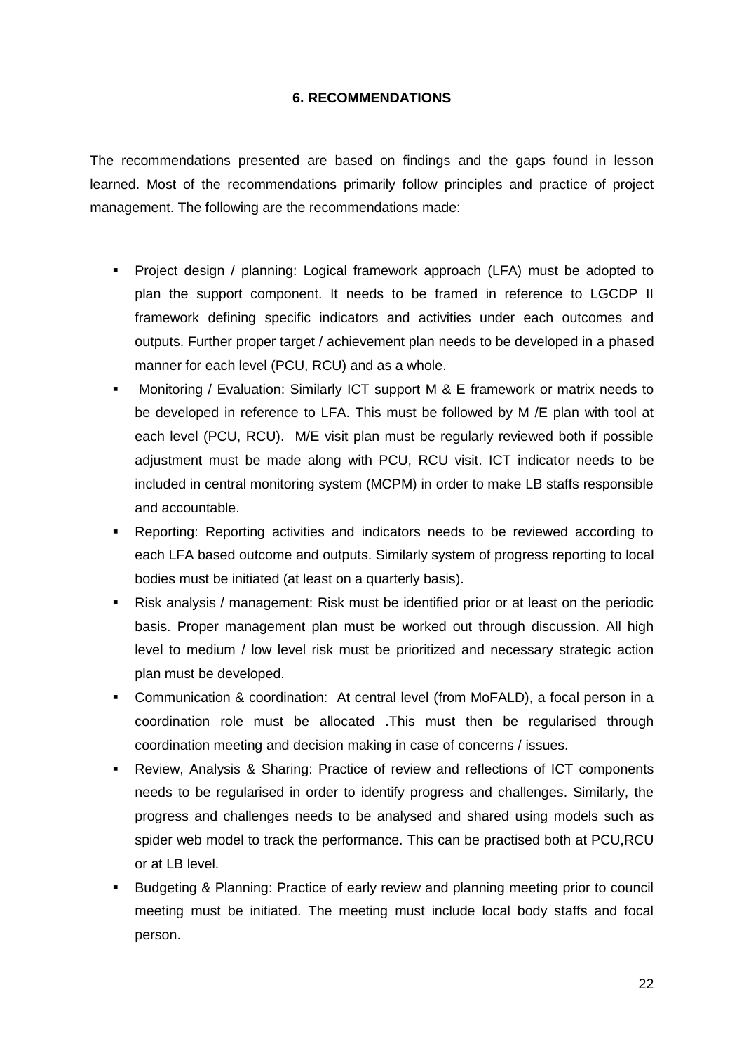## 6. RECOMMENDATIONS

The recommendations presented are based on findings and the gaps found in lesson learned. Most of the recommendations primarily follow principles and practice of project management. The following are the recommendations made:

- Project design / planning: Logical framework approach (LFA) must be adopted to plan the support component. It needs to be framed in reference to LGCDP II framework defining specific indicators and activities under each outcomes and outputs. Further proper target / achievement plan needs to be developed in a phased manner for each level (PCU, RCU) and as a whole.
- Monitoring / Evaluation: Similarly ICT support M & E framework or matrix needs to be developed in reference to LFA. This must be followed by M /E plan with tool at each level (PCU, RCU). M/E visit plan must be regularly reviewed both if possible adjustment must be made along with PCU, RCU visit. ICT indicator needs to be included in central monitoring system (MCPM) in order to make LB staffs responsible and accountable.
- Reporting: Reporting activities and indicators needs to be reviewed according to each LFA based outcome and outputs. Similarly system of progress reporting to local bodies must be initiated (at least on a quarterly basis).
- Risk analysis / management: Risk must be identified prior or at least on the periodic basis. Proper management plan must be worked out through discussion. All high level to medium / low level risk must be prioritized and necessary strategic action plan must be developed.
- Communication & coordination: At central level (from MoFALD), a focal person in a coordination role must be allocated .This must then be regularised through coordination meeting and decision making in case of concerns / issues.
- Review, Analysis & Sharing: Practice of review and reflections of ICT components needs to be regularised in order to identify progress and challenges. Similarly, the progress and challenges needs to be analysed and shared using models such as spider web model to track the performance. This can be practised both at PCU,RCU or at LB level.
- Budgeting & Planning: Practice of early review and planning meeting prior to council meeting must be initiated. The meeting must include local body staffs and focal person.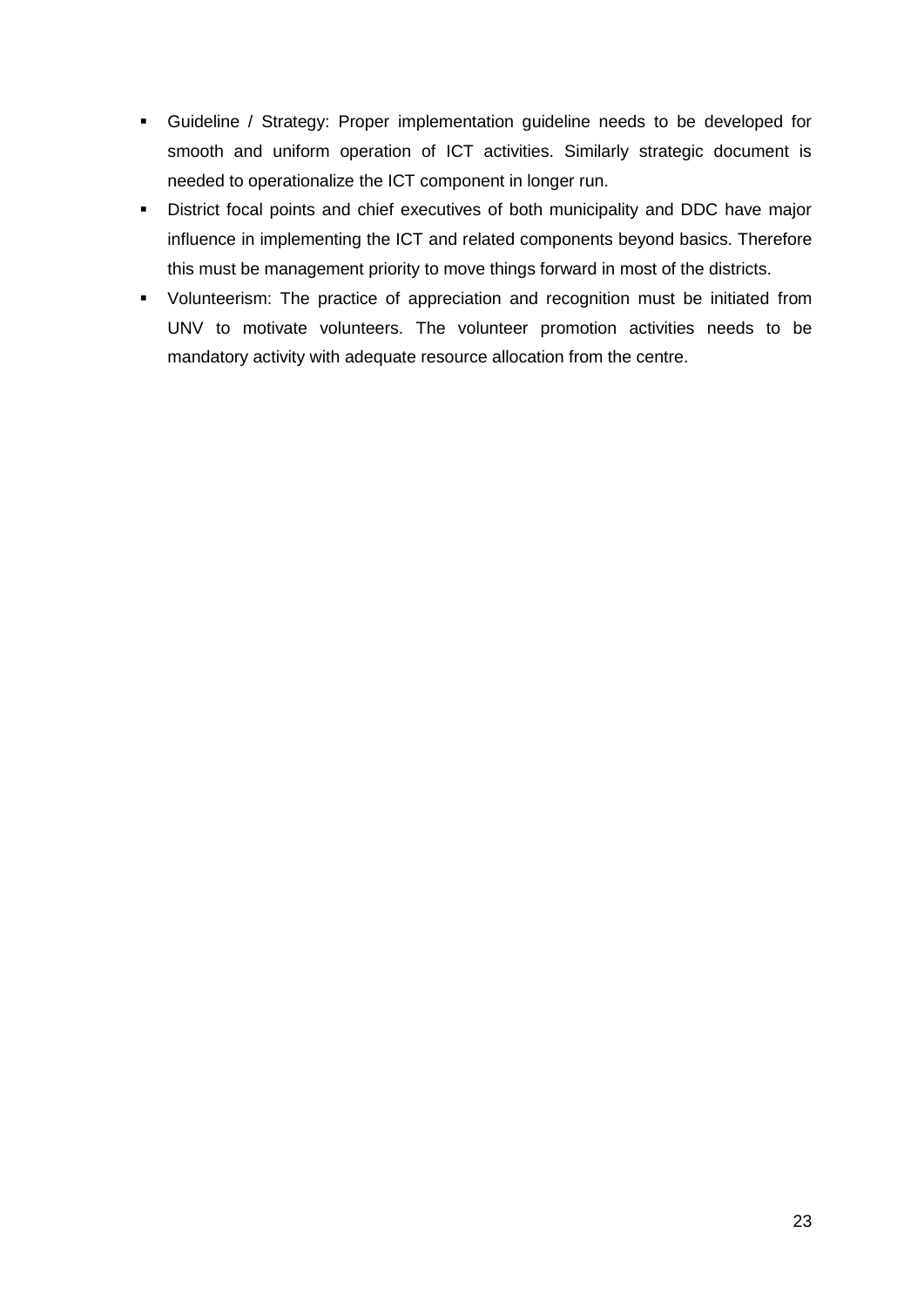- Guideline / Strategy: Proper implementation guideline needs to be developed for smooth and uniform operation of ICT activities. Similarly strategic document is needed to operationalize the ICT component in longer run.
- District focal points and chief executives of both municipality and DDC have major influence in implementing the ICT and related components beyond basics. Therefore this must be management priority to move things forward in most of the districts.
- Volunteerism: The practice of appreciation and recognition must be initiated from UNV to motivate volunteers. The volunteer promotion activities needs to be mandatory activity with adequate resource allocation from the centre.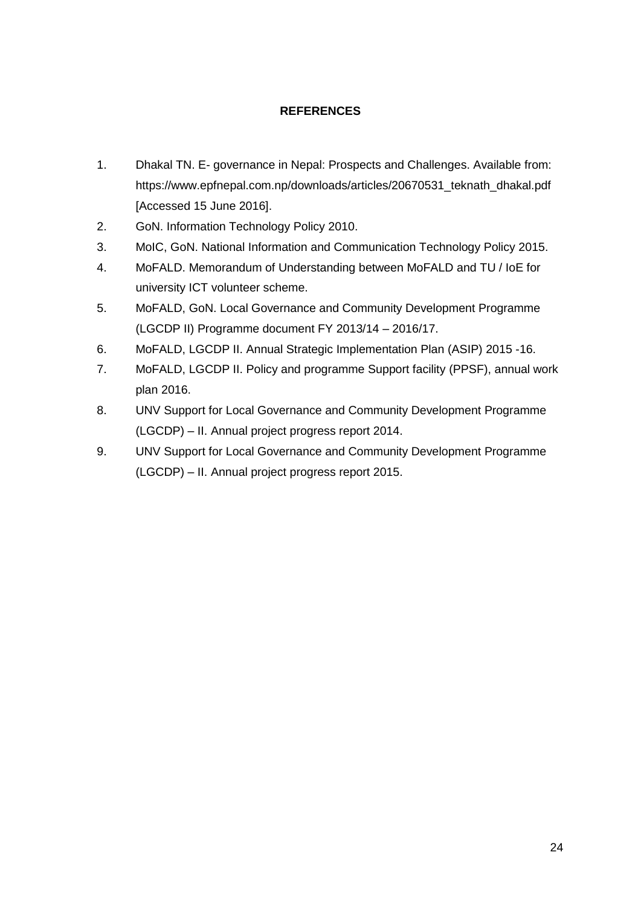# REFERENCES

1. Dhakal TN. E- governance in Nepal: Prospects and Challenges. Available from: https://www.epfnepal.com.np/downloads/articles/20670531_teknath_dhakal.pdf [Accessed 15 June 2016].
2. GoN. Information Technology Policy 2010.
3. MoIC, GoN. National Information and Communication Technology Policy 2015.
4. MoFALD. Memorandum of Understanding between MoFALD and TU / IoE for university ICT volunteer scheme.
5. MoFALD, GoN. Local Governance and Community Development Programme (LGCDP II) Programme document FY 2013/14 – 2016/17.
6. MoFALD, LGCDP II. Annual Strategic Implementation Plan (ASIP) 2015 -16.
7. MoFALD, LGCDP II. Policy and programme Support facility (PPSF), annual work plan 2016.
8. UNV Support for Local Governance and Community Development Programme (LGCDP) – II. Annual project progress report 2014.
9. UNV Support for Local Governance and Community Development Programme (LGCDP) – II. Annual project progress report 2015.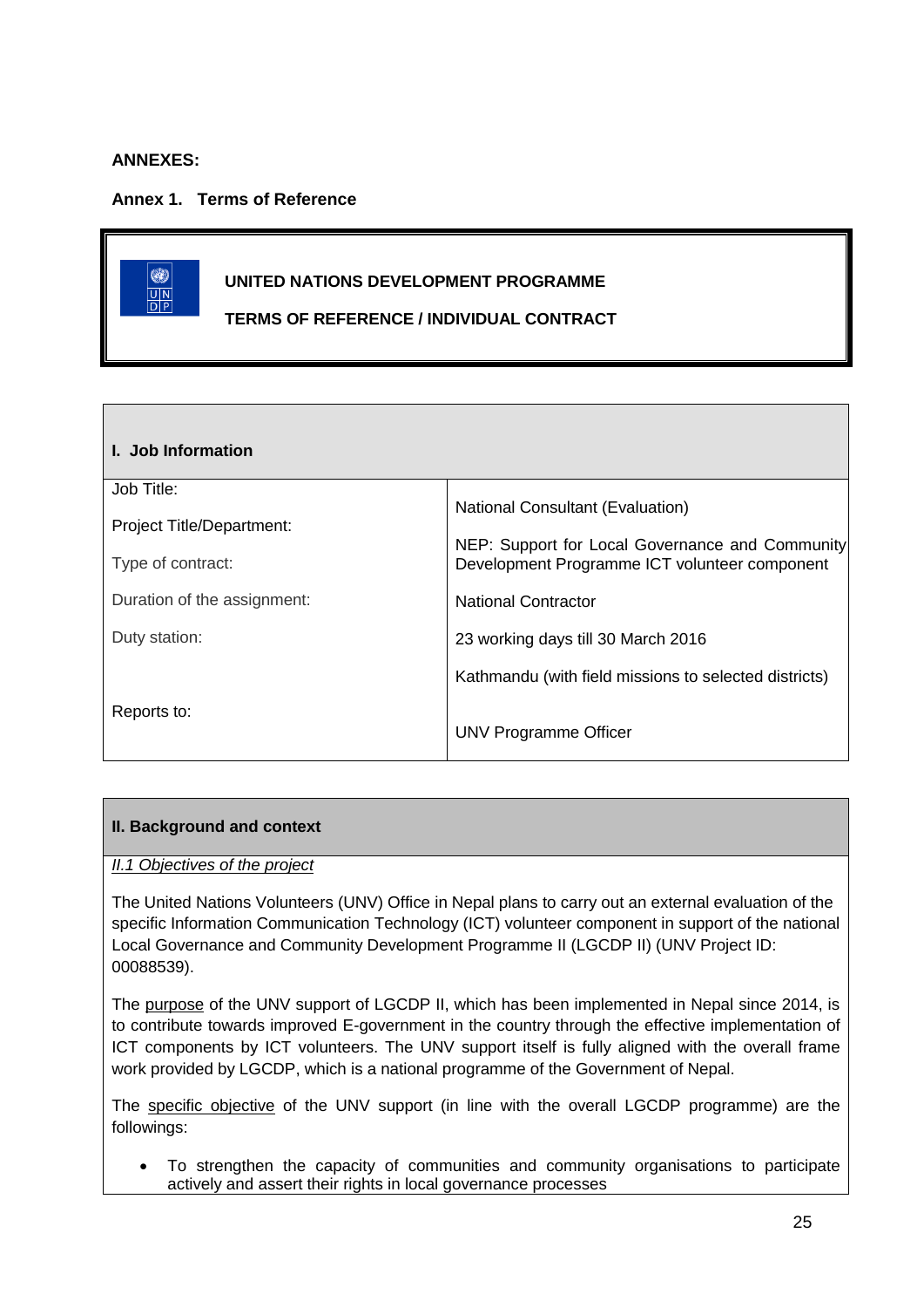**ANNEXES:**

**Annex 1. Terms of Reference**

**UNITED NATIONS DEVELOPMENT PROGRAMME**

**TERMS OF REFERENCE / INDIVIDUAL CONTRACT**

| **I. Job Information** | |
|---|---|
| Job Title: | National Consultant (Evaluation) |
| Project Title/Department: | NEP: Support for Local Governance and Community Development Programme ICT volunteer component |
| Type of contract: | National Contractor |
| Duration of the assignment: | 23 working days till 30 March 2016 |
| Duty station: | Kathmandu (with field missions to selected districts) |
| Reports to: | UNV Programme Officer |

**II. Background and context**

*II.1 Objectives of the project*

The United Nations Volunteers (UNV) Office in Nepal plans to carry out an external evaluation of the specific Information Communication Technology (ICT) volunteer component in support of the national Local Governance and Community Development Programme II (LGCDP II) (UNV Project ID: 00088539).

The purpose of the UNV support of LGCDP II, which has been implemented in Nepal since 2014, is to contribute towards improved E-government in the country through the effective implementation of ICT components by ICT volunteers. The UNV support itself is fully aligned with the overall frame work provided by LGCDP, which is a national programme of the Government of Nepal.

The specific objective of the UNV support (in line with the overall LGCDP programme) are the followings:

- To strengthen the capacity of communities and community organisations to participate actively and assert their rights in local governance processes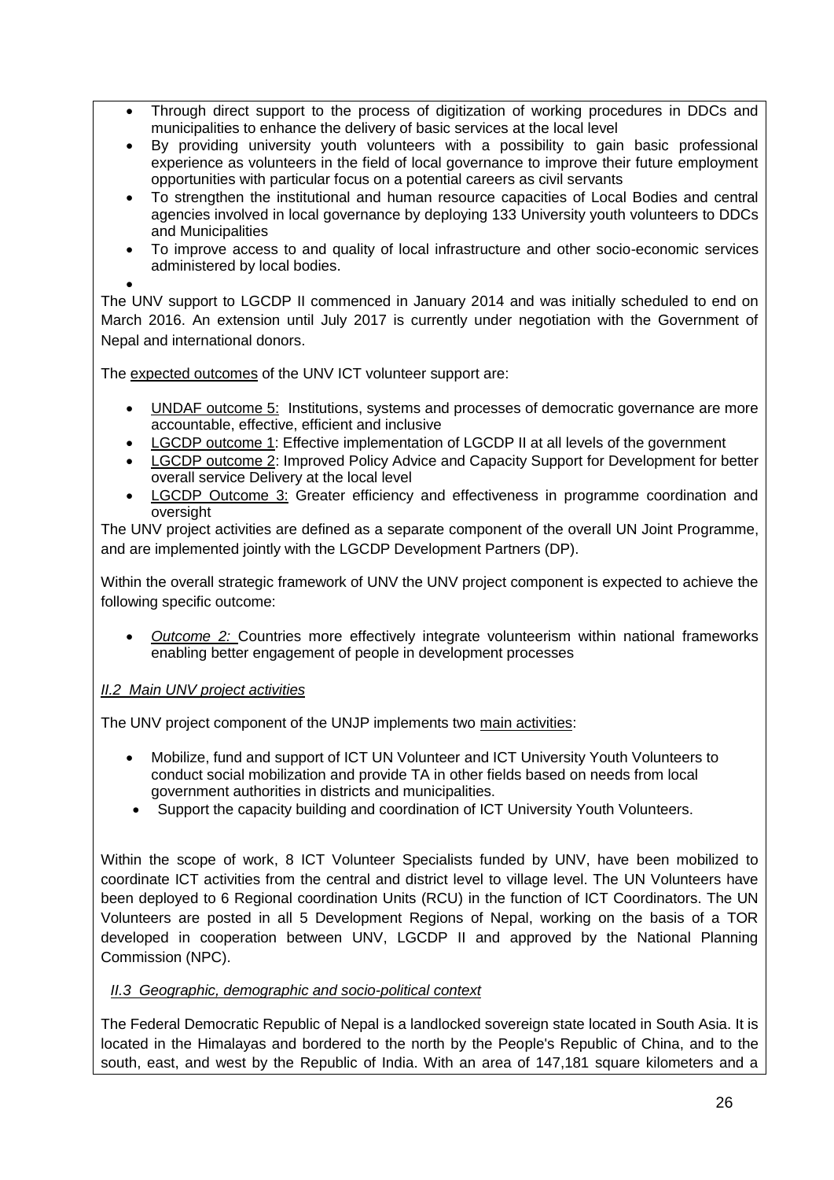- Through direct support to the process of digitization of working procedures in DDCs and municipalities to enhance the delivery of basic services at the local level
- By providing university youth volunteers with a possibility to gain basic professional experience as volunteers in the field of local governance to improve their future employment opportunities with particular focus on a potential careers as civil servants
- To strengthen the institutional and human resource capacities of Local Bodies and central agencies involved in local governance by deploying 133 University youth volunteers to DDCs and Municipalities
- To improve access to and quality of local infrastructure and other socio-economic services administered by local bodies.

The UNV support to LGCDP II commenced in January 2014 and was initially scheduled to end on March 2016. An extension until July 2017 is currently under negotiation with the Government of Nepal and international donors.

The expected outcomes of the UNV ICT volunteer support are:

- UNDAF outcome 5: Institutions, systems and processes of democratic governance are more accountable, effective, efficient and inclusive
- LGCDP outcome 1: Effective implementation of LGCDP II at all levels of the government
- LGCDP outcome 2: Improved Policy Advice and Capacity Support for Development for better overall service Delivery at the local level
- LGCDP Outcome 3: Greater efficiency and effectiveness in programme coordination and oversight

The UNV project activities are defined as a separate component of the overall UN Joint Programme, and are implemented jointly with the LGCDP Development Partners (DP).

Within the overall strategic framework of UNV the UNV project component is expected to achieve the following specific outcome:

- *Outcome 2:* Countries more effectively integrate volunteerism within national frameworks enabling better engagement of people in development processes

### *II.2 Main UNV project activities*

The UNV project component of the UNJP implements two main activities:

- Mobilize, fund and support of ICT UN Volunteer and ICT University Youth Volunteers to conduct social mobilization and provide TA in other fields based on needs from local government authorities in districts and municipalities.
- Support the capacity building and coordination of ICT University Youth Volunteers.

Within the scope of work, 8 ICT Volunteer Specialists funded by UNV, have been mobilized to coordinate ICT activities from the central and district level to village level. The UN Volunteers have been deployed to 6 Regional coordination Units (RCU) in the function of ICT Coordinators. The UN Volunteers are posted in all 5 Development Regions of Nepal, working on the basis of a TOR developed in cooperation between UNV, LGCDP II and approved by the National Planning Commission (NPC).

### *II.3 Geographic, demographic and socio-political context*

The Federal Democratic Republic of Nepal is a landlocked sovereign state located in South Asia. It is located in the Himalayas and bordered to the north by the People's Republic of China, and to the south, east, and west by the Republic of India. With an area of 147,181 square kilometers and a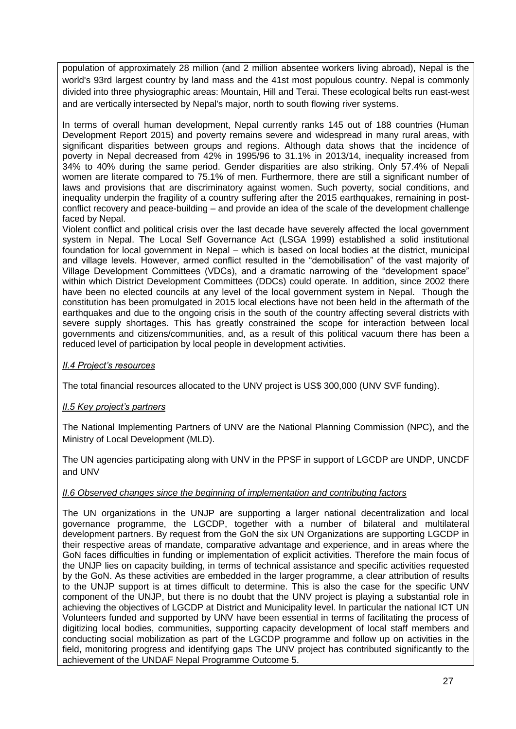population of approximately 28 million (and 2 million absentee workers living abroad), Nepal is the world's 93rd largest country by land mass and the 41st most populous country. Nepal is commonly divided into three physiographic areas: Mountain, Hill and Terai. These ecological belts run east-west and are vertically intersected by Nepal's major, north to south flowing river systems.

In terms of overall human development, Nepal currently ranks 145 out of 188 countries (Human Development Report 2015) and poverty remains severe and widespread in many rural areas, with significant disparities between groups and regions. Although data shows that the incidence of poverty in Nepal decreased from 42% in 1995/96 to 31.1% in 2013/14, inequality increased from 34% to 40% during the same period. Gender disparities are also striking. Only 57.4% of Nepali women are literate compared to 75.1% of men. Furthermore, there are still a significant number of laws and provisions that are discriminatory against women. Such poverty, social conditions, and inequality underpin the fragility of a country suffering after the 2015 earthquakes, remaining in post-conflict recovery and peace-building – and provide an idea of the scale of the development challenge faced by Nepal.

Violent conflict and political crisis over the last decade have severely affected the local government system in Nepal. The Local Self Governance Act (LSGA 1999) established a solid institutional foundation for local government in Nepal – which is based on local bodies at the district, municipal and village levels. However, armed conflict resulted in the "demobilisation" of the vast majority of Village Development Committees (VDCs), and a dramatic narrowing of the "development space" within which District Development Committees (DDCs) could operate. In addition, since 2002 there have been no elected councils at any level of the local government system in Nepal. Though the constitution has been promulgated in 2015 local elections have not been held in the aftermath of the earthquakes and due to the ongoing crisis in the south of the country affecting several districts with severe supply shortages. This has greatly constrained the scope for interaction between local governments and citizens/communities, and, as a result of this political vacuum there has been a reduced level of participation by local people in development activities.

*II.4 Project's resources*

The total financial resources allocated to the UNV project is US$ 300,000 (UNV SVF funding).

*II.5 Key project's partners*

The National Implementing Partners of UNV are the National Planning Commission (NPC), and the Ministry of Local Development (MLD).

The UN agencies participating along with UNV in the PPSF in support of LGCDP are UNDP, UNCDF and UNV

*II.6 Observed changes since the beginning of implementation and contributing factors*

The UN organizations in the UNJP are supporting a larger national decentralization and local governance programme, the LGCDP, together with a number of bilateral and multilateral development partners. By request from the GoN the six UN Organizations are supporting LGCDP in their respective areas of mandate, comparative advantage and experience, and in areas where the GoN faces difficulties in funding or implementation of explicit activities. Therefore the main focus of the UNJP lies on capacity building, in terms of technical assistance and specific activities requested by the GoN. As these activities are embedded in the larger programme, a clear attribution of results to the UNJP support is at times difficult to determine. This is also the case for the specific UNV component of the UNJP, but there is no doubt that the UNV project is playing a substantial role in achieving the objectives of LGCDP at District and Municipality level. In particular the national ICT UN Volunteers funded and supported by UNV have been essential in terms of facilitating the process of digitizing local bodies, communities, supporting capacity development of local staff members and conducting social mobilization as part of the LGCDP programme and follow up on activities in the field, monitoring progress and identifying gaps The UNV project has contributed significantly to the achievement of the UNDAF Nepal Programme Outcome 5.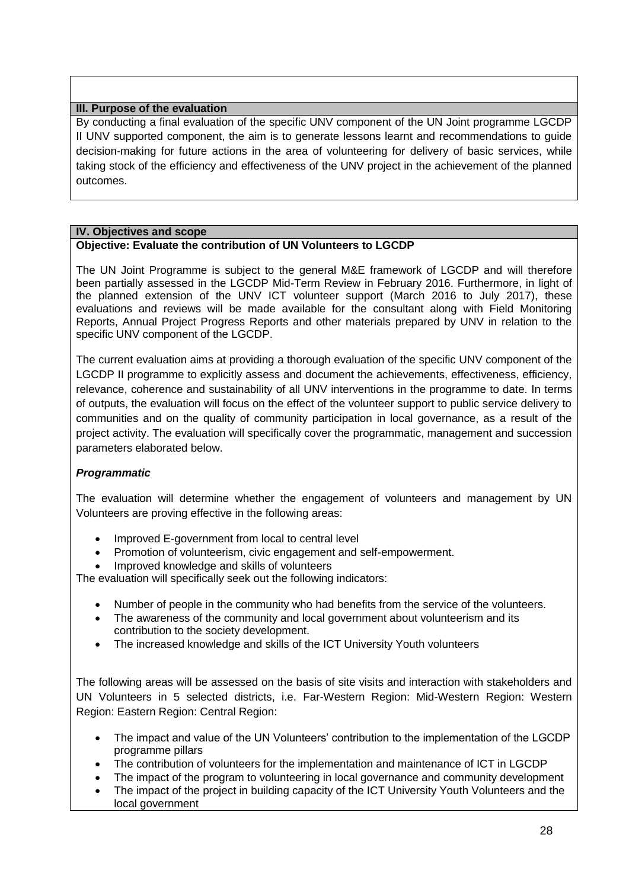### III. Purpose of the evaluation

By conducting a final evaluation of the specific UNV component of the UN Joint programme LGCDP II UNV supported component, the aim is to generate lessons learnt and recommendations to guide decision-making for future actions in the area of volunteering for delivery of basic services, while taking stock of the efficiency and effectiveness of the UNV project in the achievement of the planned outcomes.

### IV. Objectives and scope

**Objective: Evaluate the contribution of UN Volunteers to LGCDP**

The UN Joint Programme is subject to the general M&E framework of LGCDP and will therefore been partially assessed in the LGCDP Mid-Term Review in February 2016. Furthermore, in light of the planned extension of the UNV ICT volunteer support (March 2016 to July 2017), these evaluations and reviews will be made available for the consultant along with Field Monitoring Reports, Annual Project Progress Reports and other materials prepared by UNV in relation to the specific UNV component of the LGCDP.

The current evaluation aims at providing a thorough evaluation of the specific UNV component of the LGCDP II programme to explicitly assess and document the achievements, effectiveness, efficiency, relevance, coherence and sustainability of all UNV interventions in the programme to date. In terms of outputs, the evaluation will focus on the effect of the volunteer support to public service delivery to communities and on the quality of community participation in local governance, as a result of the project activity. The evaluation will specifically cover the programmatic, management and succession parameters elaborated below.

***Programmatic***

The evaluation will determine whether the engagement of volunteers and management by UN Volunteers are proving effective in the following areas:

- Improved E-government from local to central level
- Promotion of volunteerism, civic engagement and self-empowerment.
- Improved knowledge and skills of volunteers

The evaluation will specifically seek out the following indicators:

- Number of people in the community who had benefits from the service of the volunteers.
- The awareness of the community and local government about volunteerism and its contribution to the society development.
- The increased knowledge and skills of the ICT University Youth volunteers

The following areas will be assessed on the basis of site visits and interaction with stakeholders and UN Volunteers in 5 selected districts, i.e. Far-Western Region: Mid-Western Region: Western Region: Eastern Region: Central Region:

- The impact and value of the UN Volunteers' contribution to the implementation of the LGCDP programme pillars
- The contribution of volunteers for the implementation and maintenance of ICT in LGCDP
- The impact of the program to volunteering in local governance and community development
- The impact of the project in building capacity of the ICT University Youth Volunteers and the local government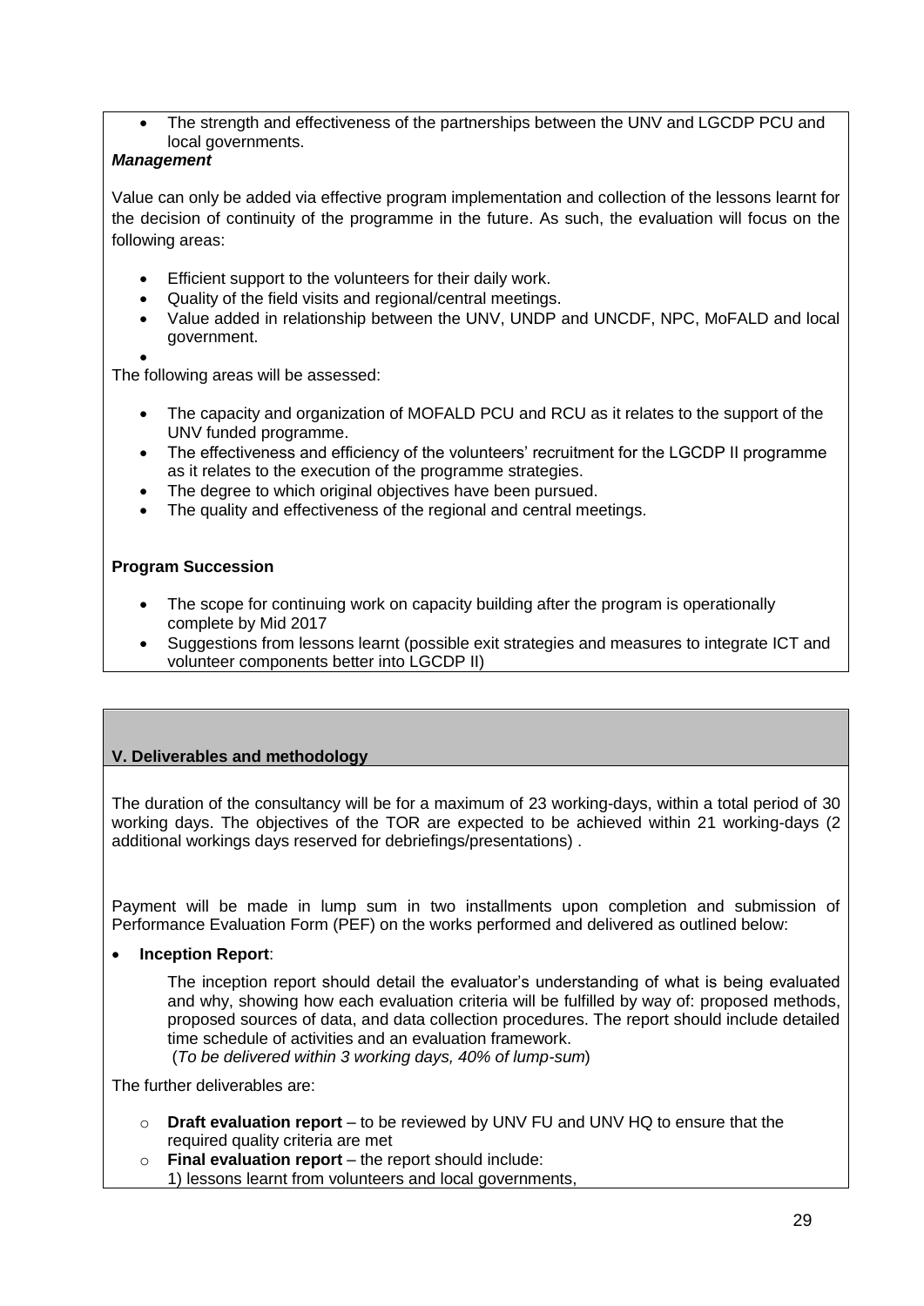- The strength and effectiveness of the partnerships between the UNV and LGCDP PCU and local governments.

***Management***

Value can only be added via effective program implementation and collection of the lessons learnt for the decision of continuity of the programme in the future. As such, the evaluation will focus on the following areas:

- Efficient support to the volunteers for their daily work.
- Quality of the field visits and regional/central meetings.
- Value added in relationship between the UNV, UNDP and UNCDF, NPC, MoFALD and local government.
-

The following areas will be assessed:

- The capacity and organization of MOFALD PCU and RCU as it relates to the support of the UNV funded programme.
- The effectiveness and efficiency of the volunteers' recruitment for the LGCDP II programme as it relates to the execution of the programme strategies.
- The degree to which original objectives have been pursued.
- The quality and effectiveness of the regional and central meetings.

**Program Succession**

- The scope for continuing work on capacity building after the program is operationally complete by Mid 2017
- Suggestions from lessons learnt (possible exit strategies and measures to integrate ICT and volunteer components better into LGCDP II)

## V. Deliverables and methodology

The duration of the consultancy will be for a maximum of 23 working-days, within a total period of 30 working days. The objectives of the TOR are expected to be achieved within 21 working-days (2 additional workings days reserved for debriefings/presentations) .

Payment will be made in lump sum in two installments upon completion and submission of Performance Evaluation Form (PEF) on the works performed and delivered as outlined below:

- **Inception Report**:

  The inception report should detail the evaluator's understanding of what is being evaluated and why, showing how each evaluation criteria will be fulfilled by way of: proposed methods, proposed sources of data, and data collection procedures. The report should include detailed time schedule of activities and an evaluation framework.
  (*To be delivered within 3 working days, 40% of lump-sum*)

The further deliverables are:

- **Draft evaluation report** – to be reviewed by UNV FU and UNV HQ to ensure that the required quality criteria are met
- **Final evaluation report** – the report should include:
  1) lessons learnt from volunteers and local governments,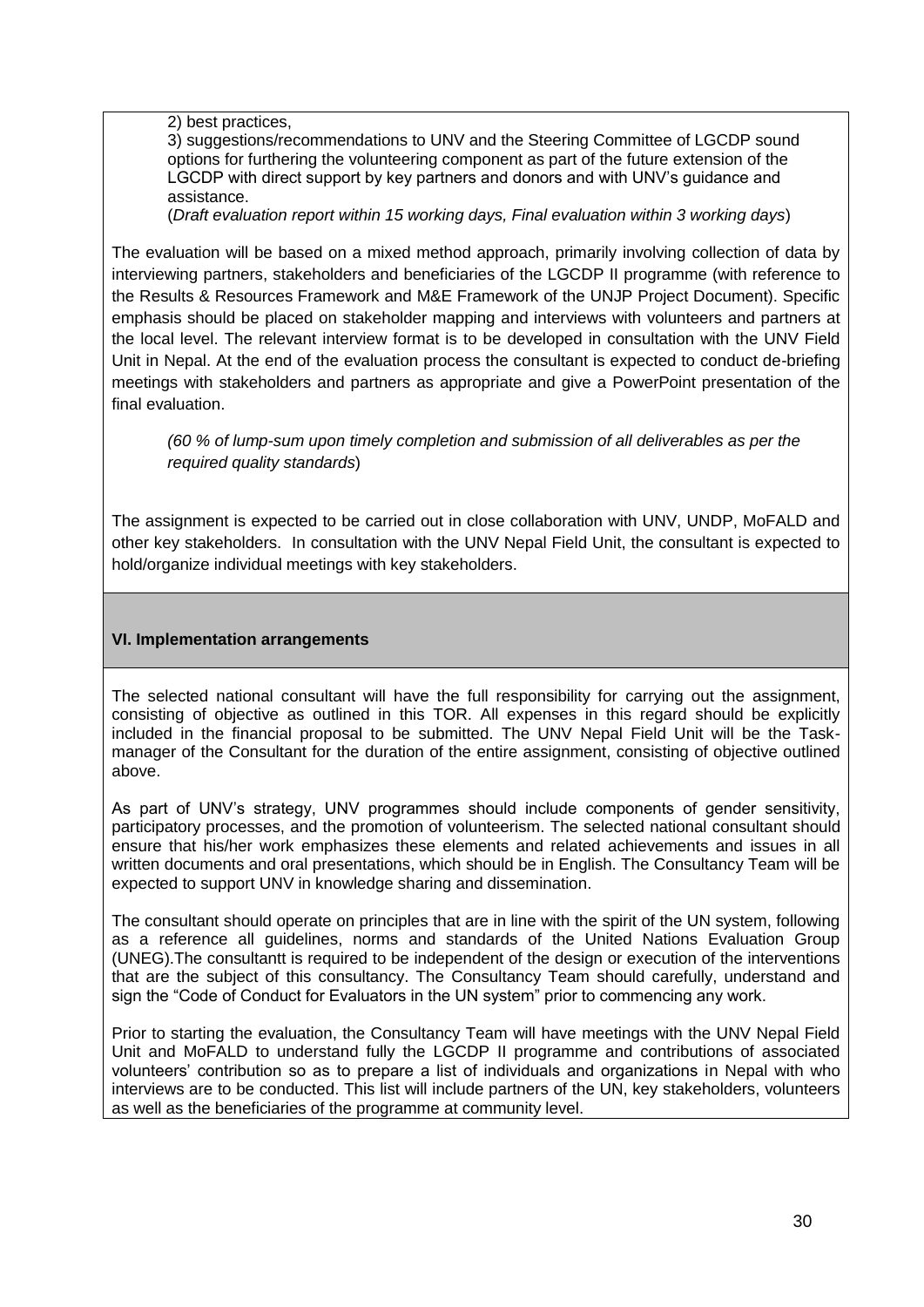2) best practices,

3) suggestions/recommendations to UNV and the Steering Committee of LGCDP sound options for furthering the volunteering component as part of the future extension of the LGCDP with direct support by key partners and donors and with UNV's guidance and assistance.

(*Draft evaluation report within 15 working days, Final evaluation within 3 working days*)

The evaluation will be based on a mixed method approach, primarily involving collection of data by interviewing partners, stakeholders and beneficiaries of the LGCDP II programme (with reference to the Results & Resources Framework and M&E Framework of the UNJP Project Document). Specific emphasis should be placed on stakeholder mapping and interviews with volunteers and partners at the local level. The relevant interview format is to be developed in consultation with the UNV Field Unit in Nepal. At the end of the evaluation process the consultant is expected to conduct de-briefing meetings with stakeholders and partners as appropriate and give a PowerPoint presentation of the final evaluation.

(*60 % of lump-sum upon timely completion and submission of all deliverables as per the required quality standards*)

The assignment is expected to be carried out in close collaboration with UNV, UNDP, MoFALD and other key stakeholders. In consultation with the UNV Nepal Field Unit, the consultant is expected to hold/organize individual meetings with key stakeholders.

## VI. Implementation arrangements

The selected national consultant will have the full responsibility for carrying out the assignment, consisting of objective as outlined in this TOR. All expenses in this regard should be explicitly included in the financial proposal to be submitted. The UNV Nepal Field Unit will be the Task-manager of the Consultant for the duration of the entire assignment, consisting of objective outlined above.

As part of UNV's strategy, UNV programmes should include components of gender sensitivity, participatory processes, and the promotion of volunteerism. The selected national consultant should ensure that his/her work emphasizes these elements and related achievements and issues in all written documents and oral presentations, which should be in English. The Consultancy Team will be expected to support UNV in knowledge sharing and dissemination.

The consultant should operate on principles that are in line with the spirit of the UN system, following as a reference all guidelines, norms and standards of the United Nations Evaluation Group (UNEG).The consultantt is required to be independent of the design or execution of the interventions that are the subject of this consultancy. The Consultancy Team should carefully, understand and sign the "Code of Conduct for Evaluators in the UN system" prior to commencing any work.

Prior to starting the evaluation, the Consultancy Team will have meetings with the UNV Nepal Field Unit and MoFALD to understand fully the LGCDP II programme and contributions of associated volunteers' contribution so as to prepare a list of individuals and organizations in Nepal with who interviews are to be conducted. This list will include partners of the UN, key stakeholders, volunteers as well as the beneficiaries of the programme at community level.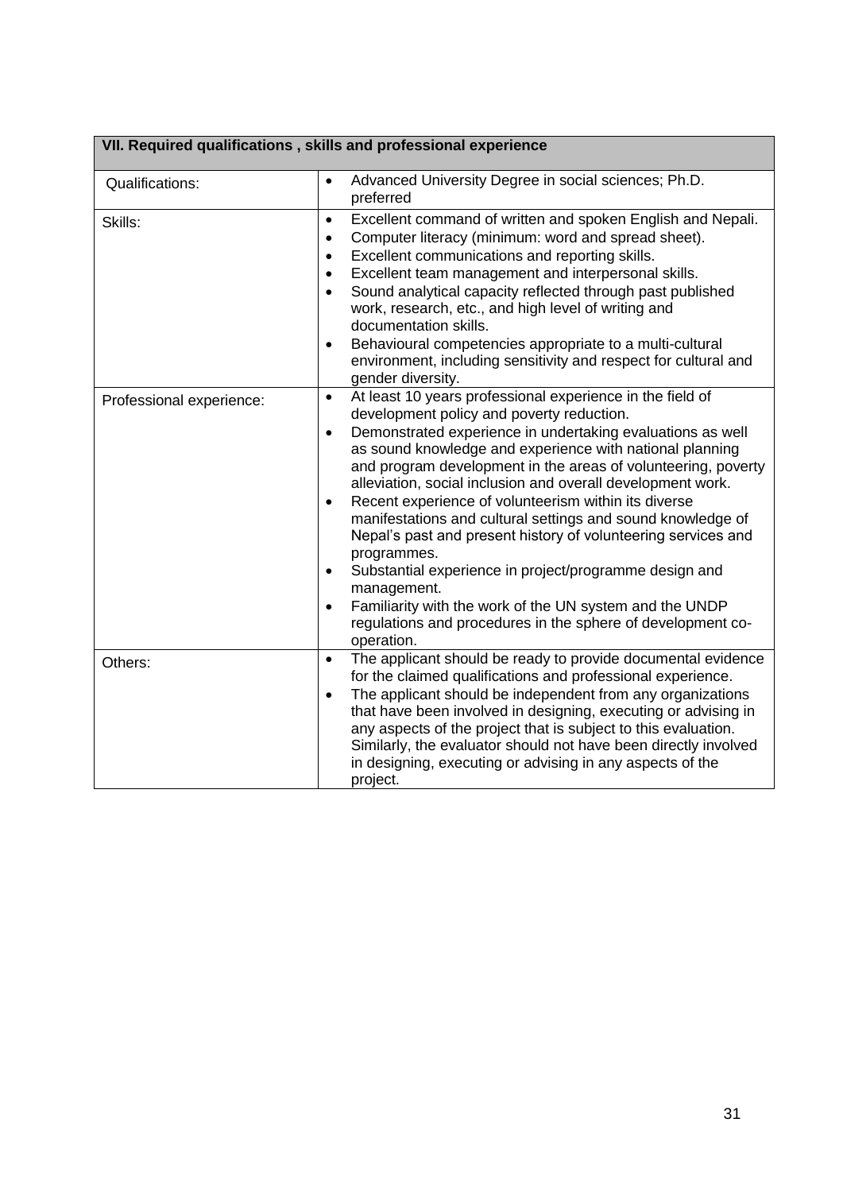| VII. Required qualifications , skills and professional experience | |
|---|---|
| Qualifications: | • Advanced University Degree in social sciences; Ph.D. preferred |
| Skills: | • Excellent command of written and spoken English and Nepali.<br>• Computer literacy (minimum: word and spread sheet).<br>• Excellent communications and reporting skills.<br>• Excellent team management and interpersonal skills.<br>• Sound analytical capacity reflected through past published work, research, etc., and high level of writing and documentation skills.<br>• Behavioural competencies appropriate to a multi-cultural environment, including sensitivity and respect for cultural and gender diversity. |
| Professional experience: | • At least 10 years professional experience in the field of development policy and poverty reduction.<br>• Demonstrated experience in undertaking evaluations as well as sound knowledge and experience with national planning and program development in the areas of volunteering, poverty alleviation, social inclusion and overall development work.<br>• Recent experience of volunteerism within its diverse manifestations and cultural settings and sound knowledge of Nepal's past and present history of volunteering services and programmes.<br>• Substantial experience in project/programme design and management.<br>• Familiarity with the work of the UN system and the UNDP regulations and procedures in the sphere of development co-operation. |
| Others: | • The applicant should be ready to provide documental evidence for the claimed qualifications and professional experience.<br>• The applicant should be independent from any organizations that have been involved in designing, executing or advising in any aspects of the project that is subject to this evaluation. Similarly, the evaluator should not have been directly involved in designing, executing or advising in any aspects of the project. |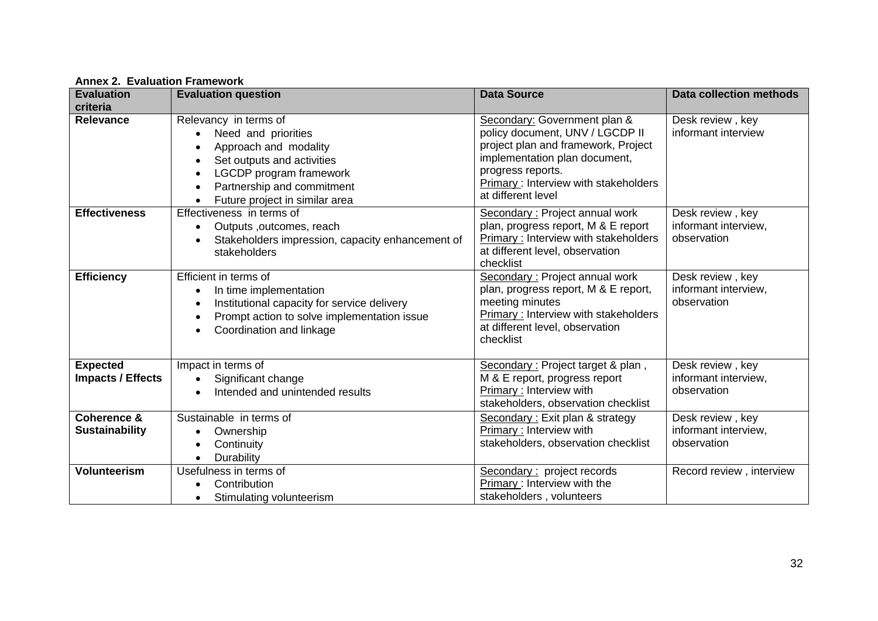**Annex 2. Evaluation Framework**

| Evaluation criteria | Evaluation question | Data Source | Data collection methods |
|---|---|---|---|
| **Relevance** | Relevancy in terms of<br>• Need and priorities<br>• Approach and modality<br>• Set outputs and activities<br>• LGCDP program framework<br>• Partnership and commitment<br>• Future project in similar area | Secondary: Government plan & policy document, UNV / LGCDP II project plan and framework, Project implementation plan document, progress reports.<br>Primary : Interview with stakeholders at different level | Desk review , key informant interview |
| **Effectiveness** | Effectiveness in terms of<br>• Outputs ,outcomes, reach<br>• Stakeholders impression, capacity enhancement of stakeholders | Secondary : Project annual work plan, progress report, M & E report<br>Primary : Interview with stakeholders at different level, observation checklist | Desk review , key informant interview, observation |
| **Efficiency** | Efficient in terms of<br>• In time implementation<br>• Institutional capacity for service delivery<br>• Prompt action to solve implementation issue<br>• Coordination and linkage | Secondary : Project annual work plan, progress report, M & E report, meeting minutes<br>Primary : Interview with stakeholders at different level, observation checklist | Desk review , key informant interview, observation |
| **Expected Impacts / Effects** | Impact in terms of<br>• Significant change<br>• Intended and unintended results | Secondary : Project target & plan , M & E report, progress report<br>Primary : Interview with stakeholders, observation checklist | Desk review , key informant interview, observation |
| **Coherence & Sustainability** | Sustainable in terms of<br>• Ownership<br>• Continuity<br>• Durability | Secondary : Exit plan & strategy<br>Primary : Interview with stakeholders, observation checklist | Desk review , key informant interview, observation |
| **Volunteerism** | Usefulness in terms of<br>• Contribution<br>• Stimulating volunteerism | Secondary : project records<br>Primary : Interview with the stakeholders , volunteers | Record review , interview |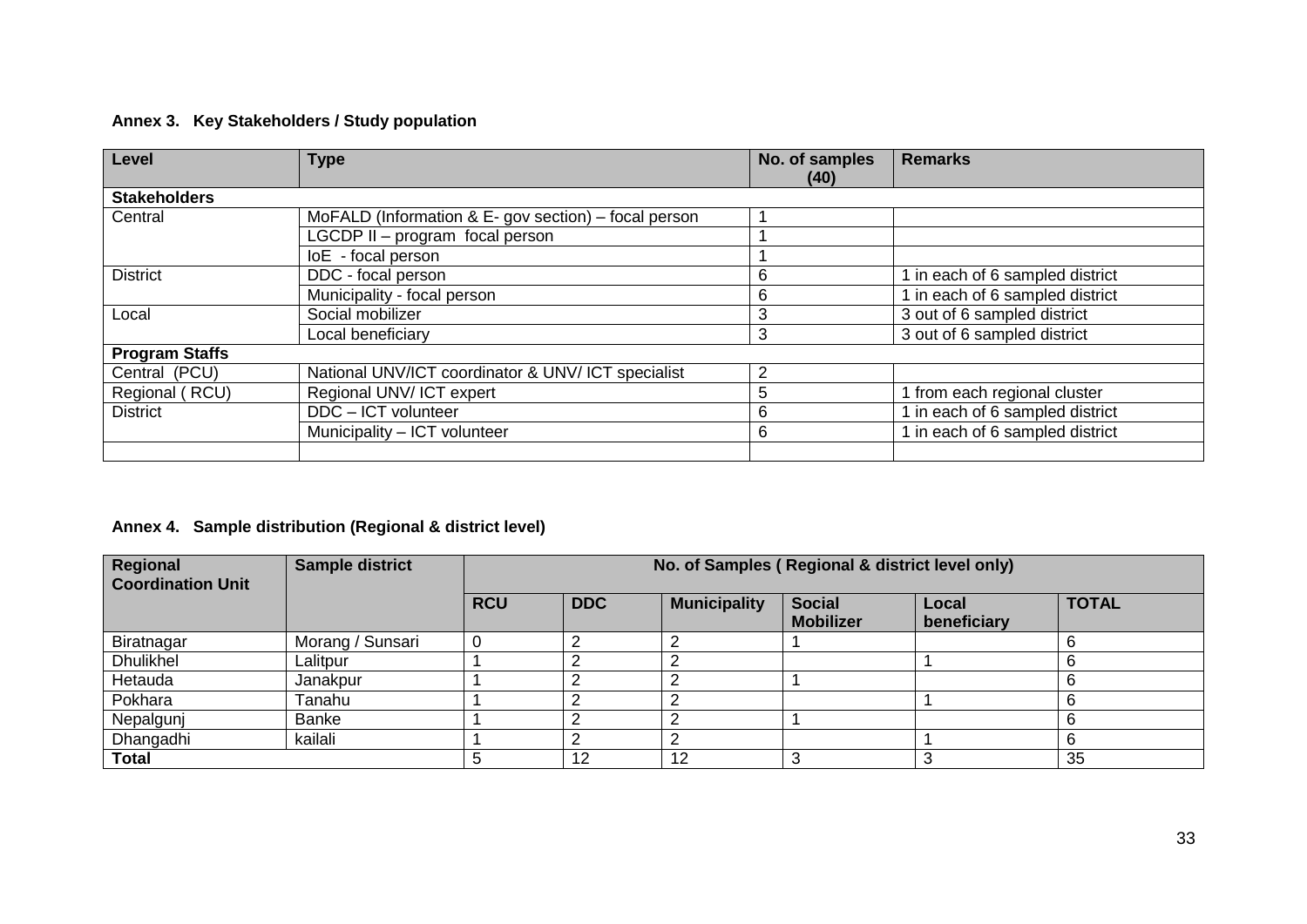**Annex 3. Key Stakeholders / Study population**

| Level | Type | No. of samples (40) | Remarks |
|---|---|---|---|
| **Stakeholders** | | | |
| Central | MoFALD (Information & E- gov section) – focal person | 1 | |
| | LGCDP II – program focal person | 1 | |
| | IoE - focal person | 1 | |
| District | DDC - focal person | 6 | 1 in each of 6 sampled district |
| | Municipality - focal person | 6 | 1 in each of 6 sampled district |
| Local | Social mobilizer | 3 | 3 out of 6 sampled district |
| | Local beneficiary | 3 | 3 out of 6 sampled district |
| **Program Staffs** | | | |
| Central (PCU) | National UNV/ICT coordinator & UNV/ ICT specialist | 2 | |
| Regional ( RCU) | Regional UNV/ ICT expert | 5 | 1 from each regional cluster |
| District | DDC – ICT volunteer | 6 | 1 in each of 6 sampled district |
| | Municipality – ICT volunteer | 6 | 1 in each of 6 sampled district |
| | | | |

**Annex 4. Sample distribution (Regional & district level)**

| Regional Coordination Unit | Sample district | No. of Samples ( Regional & district level only) | | | | | |
|---|---|---|---|---|---|---|---|
| | | RCU | DDC | Municipality | Social Mobilizer | Local beneficiary | TOTAL |
| Biratnagar | Morang / Sunsari | 0 | 2 | 2 | 1 | | 6 |
| Dhulikhel | Lalitpur | 1 | 2 | 2 | | 1 | 6 |
| Hetauda | Janakpur | 1 | 2 | 2 | 1 | | 6 |
| Pokhara | Tanahu | 1 | 2 | 2 | | 1 | 6 |
| Nepalgunj | Banke | 1 | 2 | 2 | 1 | | 6 |
| Dhangadhi | kailali | 1 | 2 | 2 | | 1 | 6 |
| **Total** | | 5 | 12 | 12 | 3 | 3 | 35 |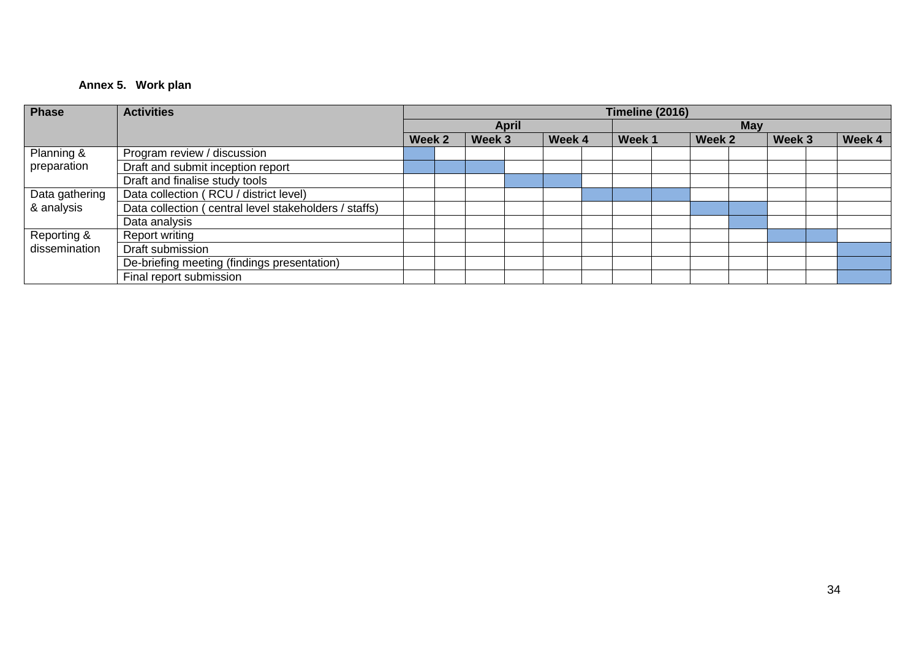**Annex 5. Work plan**

| Phase | Activities | Timeline (2016) | | | | | | | | | | | | |
|---|---|---|---|---|---|---|---|---|---|---|---|---|---|---|
| | | April | | | | | | May | | | | | | |
| | | Week 2 | | Week 3 | | Week 4 | | Week 1 | | Week 2 | | Week 3 | | Week 4 |
| Planning & preparation | Program review / discussion | ■ | | | | | | | | | | | | |
| | Draft and submit inception report | ■ | ■ | ■ | | | | | | | | | | |
| | Draft and finalise study tools | | | | ■ | ■ | | | | | | | | |
| Data gathering & analysis | Data collection ( RCU / district level) | | | | | | ■ | ■ | ■ | | | | | |
| | Data collection ( central level stakeholders / staffs) | | | | | | | | | ■ | ■ | | | |
| | Data analysis | | | | | | | | | | ■ | | | |
| Reporting & dissemination | Report writing | | | | | | | | | | | ■ | ■ | |
| | Draft submission | | | | | | | | | | | | | ■ |
| | De-briefing meeting (findings presentation) | | | | | | | | | | | | | ■ |
| | Final report submission | | | | | | | | | | | | | ■ |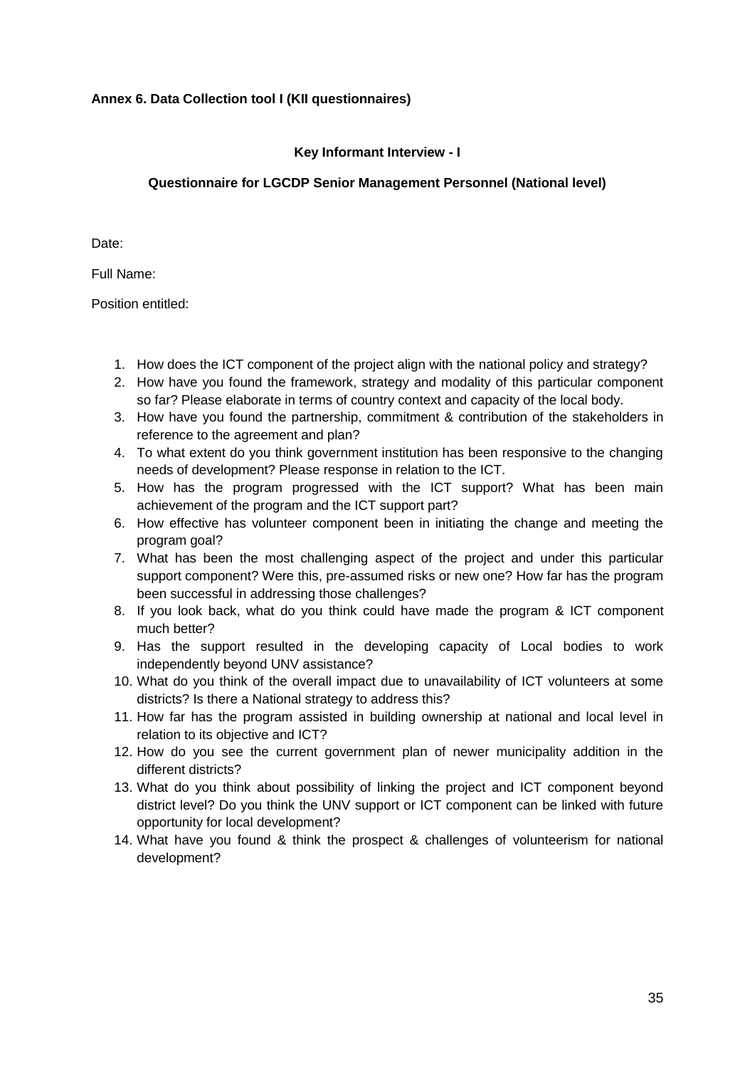**Annex 6. Data Collection tool I (KII questionnaires)**

**Key Informant Interview - I**

**Questionnaire for LGCDP Senior Management Personnel (National level)**

Date:

Full Name:

Position entitled:

1. How does the ICT component of the project align with the national policy and strategy?
2. How have you found the framework, strategy and modality of this particular component so far? Please elaborate in terms of country context and capacity of the local body.
3. How have you found the partnership, commitment & contribution of the stakeholders in reference to the agreement and plan?
4. To what extent do you think government institution has been responsive to the changing needs of development? Please response in relation to the ICT.
5. How has the program progressed with the ICT support? What has been main achievement of the program and the ICT support part?
6. How effective has volunteer component been in initiating the change and meeting the program goal?
7. What has been the most challenging aspect of the project and under this particular support component? Were this, pre-assumed risks or new one? How far has the program been successful in addressing those challenges?
8. If you look back, what do you think could have made the program & ICT component much better?
9. Has the support resulted in the developing capacity of Local bodies to work independently beyond UNV assistance?
10. What do you think of the overall impact due to unavailability of ICT volunteers at some districts? Is there a National strategy to address this?
11. How far has the program assisted in building ownership at national and local level in relation to its objective and ICT?
12. How do you see the current government plan of newer municipality addition in the different districts?
13. What do you think about possibility of linking the project and ICT component beyond district level? Do you think the UNV support or ICT component can be linked with future opportunity for local development?
14. What have you found & think the prospect & challenges of volunteerism for national development?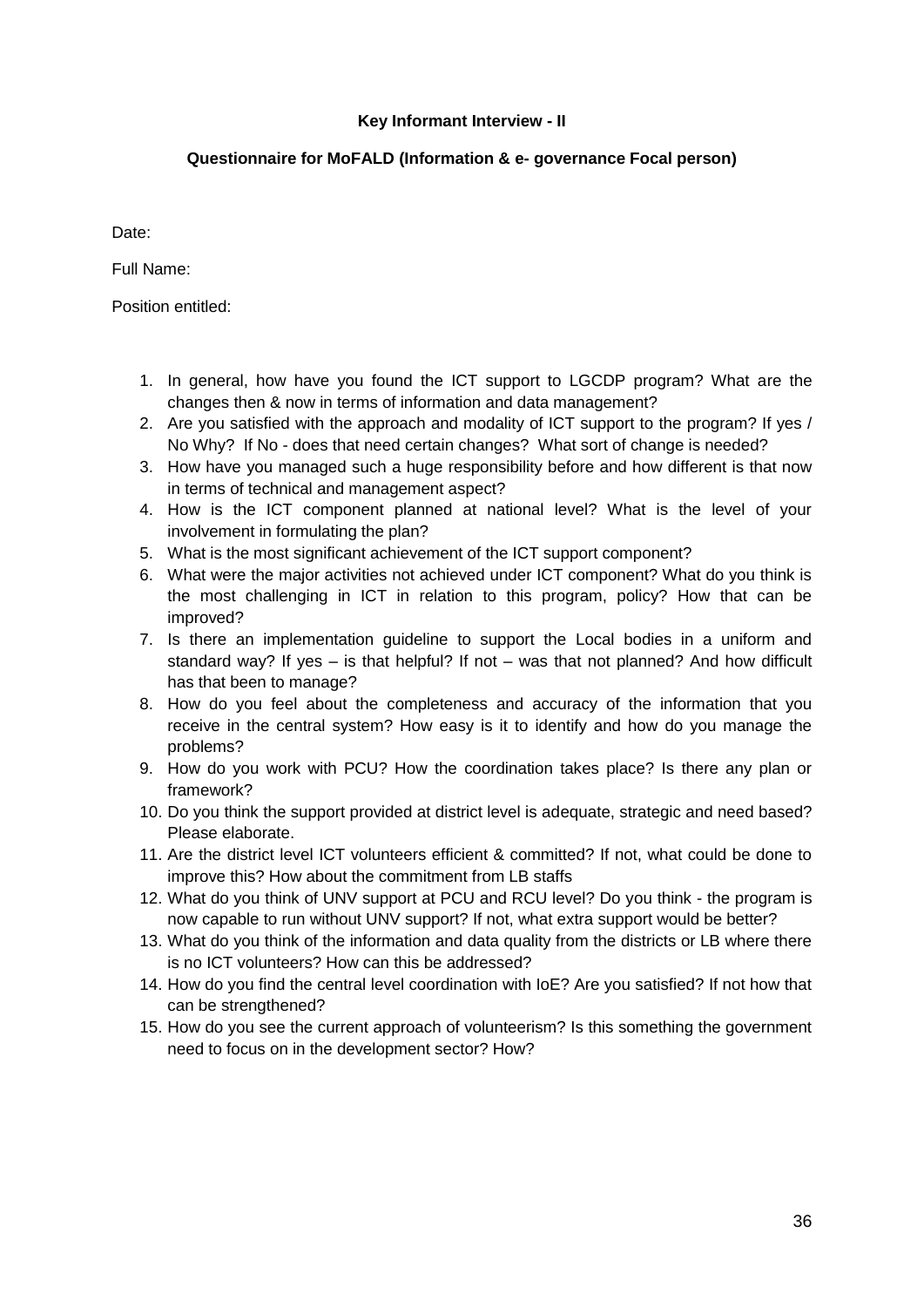**Key Informant Interview - II**

**Questionnaire for MoFALD (Information & e- governance Focal person)**

Date:

Full Name:

Position entitled:

1. In general, how have you found the ICT support to LGCDP program? What are the changes then & now in terms of information and data management?
2. Are you satisfied with the approach and modality of ICT support to the program? If yes / No Why? If No - does that need certain changes? What sort of change is needed?
3. How have you managed such a huge responsibility before and how different is that now in terms of technical and management aspect?
4. How is the ICT component planned at national level? What is the level of your involvement in formulating the plan?
5. What is the most significant achievement of the ICT support component?
6. What were the major activities not achieved under ICT component? What do you think is the most challenging in ICT in relation to this program, policy? How that can be improved?
7. Is there an implementation guideline to support the Local bodies in a uniform and standard way? If yes – is that helpful? If not – was that not planned? And how difficult has that been to manage?
8. How do you feel about the completeness and accuracy of the information that you receive in the central system? How easy is it to identify and how do you manage the problems?
9. How do you work with PCU? How the coordination takes place? Is there any plan or framework?
10. Do you think the support provided at district level is adequate, strategic and need based? Please elaborate.
11. Are the district level ICT volunteers efficient & committed? If not, what could be done to improve this? How about the commitment from LB staffs
12. What do you think of UNV support at PCU and RCU level? Do you think - the program is now capable to run without UNV support? If not, what extra support would be better?
13. What do you think of the information and data quality from the districts or LB where there is no ICT volunteers? How can this be addressed?
14. How do you find the central level coordination with IoE? Are you satisfied? If not how that can be strengthened?
15. How do you see the current approach of volunteerism? Is this something the government need to focus on in the development sector? How?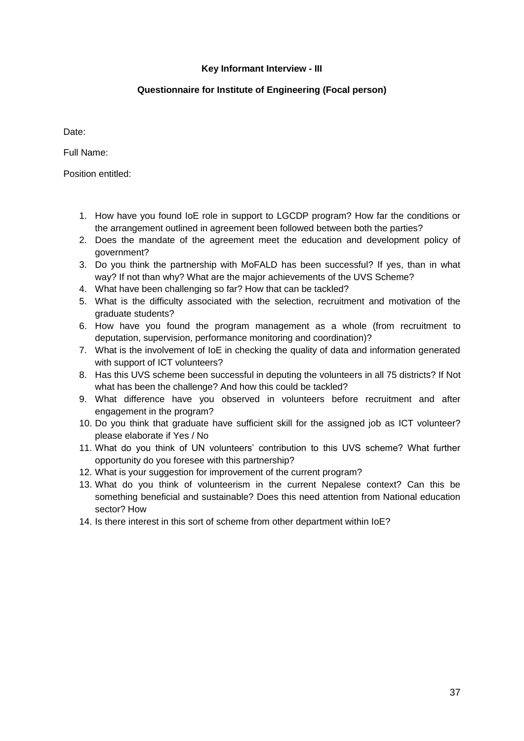**Key Informant Interview - III**

**Questionnaire for Institute of Engineering (Focal person)**

Date:

Full Name:

Position entitled:

1. How have you found IoE role in support to LGCDP program? How far the conditions or the arrangement outlined in agreement been followed between both the parties?
2. Does the mandate of the agreement meet the education and development policy of government?
3. Do you think the partnership with MoFALD has been successful? If yes, than in what way? If not than why? What are the major achievements of the UVS Scheme?
4. What have been challenging so far? How that can be tackled?
5. What is the difficulty associated with the selection, recruitment and motivation of the graduate students?
6. How have you found the program management as a whole (from recruitment to deputation, supervision, performance monitoring and coordination)?
7. What is the involvement of IoE in checking the quality of data and information generated with support of ICT volunteers?
8. Has this UVS scheme been successful in deputing the volunteers in all 75 districts? If Not what has been the challenge? And how this could be tackled?
9. What difference have you observed in volunteers before recruitment and after engagement in the program?
10. Do you think that graduate have sufficient skill for the assigned job as ICT volunteer? please elaborate if Yes / No
11. What do you think of UN volunteers' contribution to this UVS scheme? What further opportunity do you foresee with this partnership?
12. What is your suggestion for improvement of the current program?
13. What do you think of volunteerism in the current Nepalese context? Can this be something beneficial and sustainable? Does this need attention from National education sector? How
14. Is there interest in this sort of scheme from other department within IoE?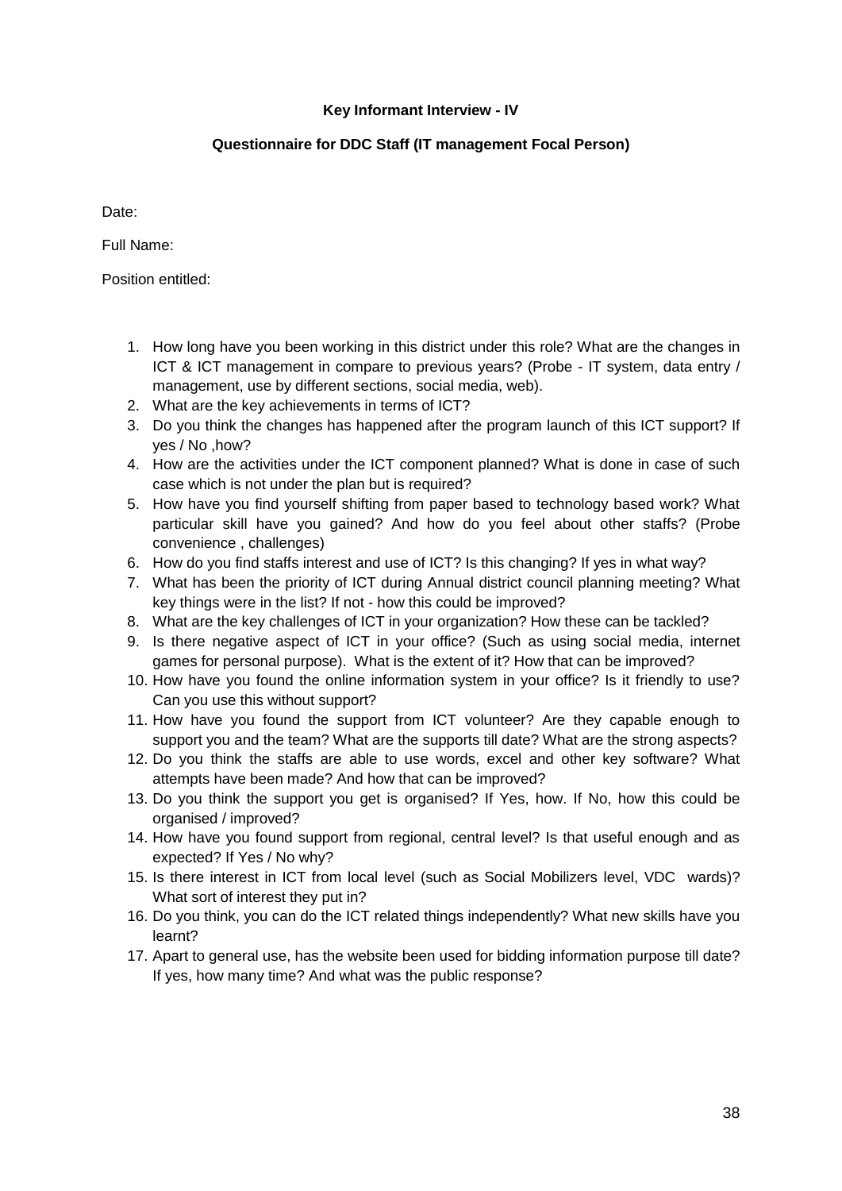**Key Informant Interview - IV**

**Questionnaire for DDC Staff (IT management Focal Person)**

Date:

Full Name:

Position entitled:

1. How long have you been working in this district under this role? What are the changes in ICT & ICT management in compare to previous years? (Probe - IT system, data entry / management, use by different sections, social media, web).
2. What are the key achievements in terms of ICT?
3. Do you think the changes has happened after the program launch of this ICT support? If yes / No ,how?
4. How are the activities under the ICT component planned? What is done in case of such case which is not under the plan but is required?
5. How have you find yourself shifting from paper based to technology based work? What particular skill have you gained? And how do you feel about other staffs? (Probe convenience , challenges)
6. How do you find staffs interest and use of ICT? Is this changing? If yes in what way?
7. What has been the priority of ICT during Annual district council planning meeting? What key things were in the list? If not - how this could be improved?
8. What are the key challenges of ICT in your organization? How these can be tackled?
9. Is there negative aspect of ICT in your office? (Such as using social media, internet games for personal purpose). What is the extent of it? How that can be improved?
10. How have you found the online information system in your office? Is it friendly to use? Can you use this without support?
11. How have you found the support from ICT volunteer? Are they capable enough to support you and the team? What are the supports till date? What are the strong aspects?
12. Do you think the staffs are able to use words, excel and other key software? What attempts have been made? And how that can be improved?
13. Do you think the support you get is organised? If Yes, how. If No, how this could be organised / improved?
14. How have you found support from regional, central level? Is that useful enough and as expected? If Yes / No why?
15. Is there interest in ICT from local level (such as Social Mobilizers level, VDC wards)? What sort of interest they put in?
16. Do you think, you can do the ICT related things independently? What new skills have you learnt?
17. Apart to general use, has the website been used for bidding information purpose till date? If yes, how many time? And what was the public response?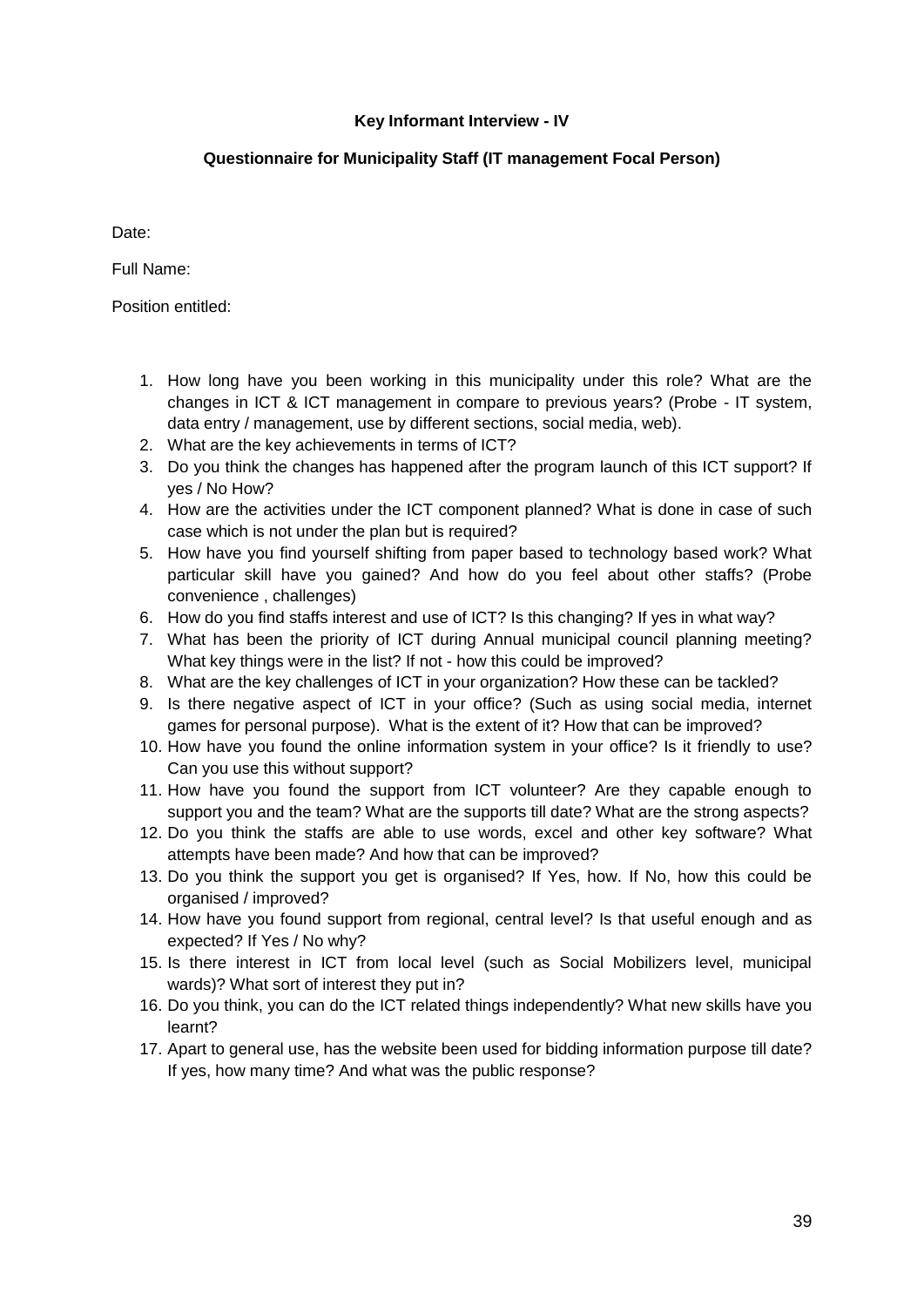**Key Informant Interview - IV**

**Questionnaire for Municipality Staff (IT management Focal Person)**

Date:

Full Name:

Position entitled:

1. How long have you been working in this municipality under this role? What are the changes in ICT & ICT management in compare to previous years? (Probe - IT system, data entry / management, use by different sections, social media, web).
2. What are the key achievements in terms of ICT?
3. Do you think the changes has happened after the program launch of this ICT support? If yes / No How?
4. How are the activities under the ICT component planned? What is done in case of such case which is not under the plan but is required?
5. How have you find yourself shifting from paper based to technology based work? What particular skill have you gained? And how do you feel about other staffs? (Probe convenience , challenges)
6. How do you find staffs interest and use of ICT? Is this changing? If yes in what way?
7. What has been the priority of ICT during Annual municipal council planning meeting? What key things were in the list? If not - how this could be improved?
8. What are the key challenges of ICT in your organization? How these can be tackled?
9. Is there negative aspect of ICT in your office? (Such as using social media, internet games for personal purpose). What is the extent of it? How that can be improved?
10. How have you found the online information system in your office? Is it friendly to use? Can you use this without support?
11. How have you found the support from ICT volunteer? Are they capable enough to support you and the team? What are the supports till date? What are the strong aspects?
12. Do you think the staffs are able to use words, excel and other key software? What attempts have been made? And how that can be improved?
13. Do you think the support you get is organised? If Yes, how. If No, how this could be organised / improved?
14. How have you found support from regional, central level? Is that useful enough and as expected? If Yes / No why?
15. Is there interest in ICT from local level (such as Social Mobilizers level, municipal wards)? What sort of interest they put in?
16. Do you think, you can do the ICT related things independently? What new skills have you learnt?
17. Apart to general use, has the website been used for bidding information purpose till date? If yes, how many time? And what was the public response?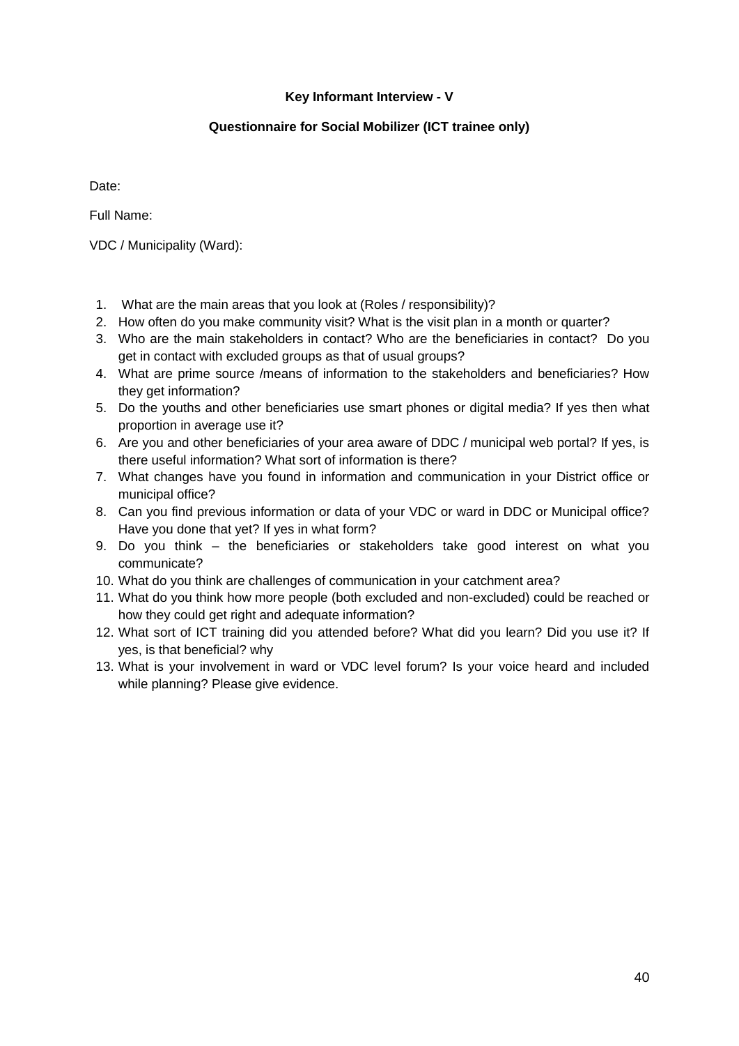**Key Informant Interview - V**

**Questionnaire for Social Mobilizer (ICT trainee only)**

Date:

Full Name:

VDC / Municipality (Ward):

1. What are the main areas that you look at (Roles / responsibility)?
2. How often do you make community visit? What is the visit plan in a month or quarter?
3. Who are the main stakeholders in contact? Who are the beneficiaries in contact? Do you get in contact with excluded groups as that of usual groups?
4. What are prime source /means of information to the stakeholders and beneficiaries? How they get information?
5. Do the youths and other beneficiaries use smart phones or digital media? If yes then what proportion in average use it?
6. Are you and other beneficiaries of your area aware of DDC / municipal web portal? If yes, is there useful information? What sort of information is there?
7. What changes have you found in information and communication in your District office or municipal office?
8. Can you find previous information or data of your VDC or ward in DDC or Municipal office? Have you done that yet? If yes in what form?
9. Do you think – the beneficiaries or stakeholders take good interest on what you communicate?
10. What do you think are challenges of communication in your catchment area?
11. What do you think how more people (both excluded and non-excluded) could be reached or how they could get right and adequate information?
12. What sort of ICT training did you attended before? What did you learn? Did you use it? If yes, is that beneficial? why
13. What is your involvement in ward or VDC level forum? Is your voice heard and included while planning? Please give evidence.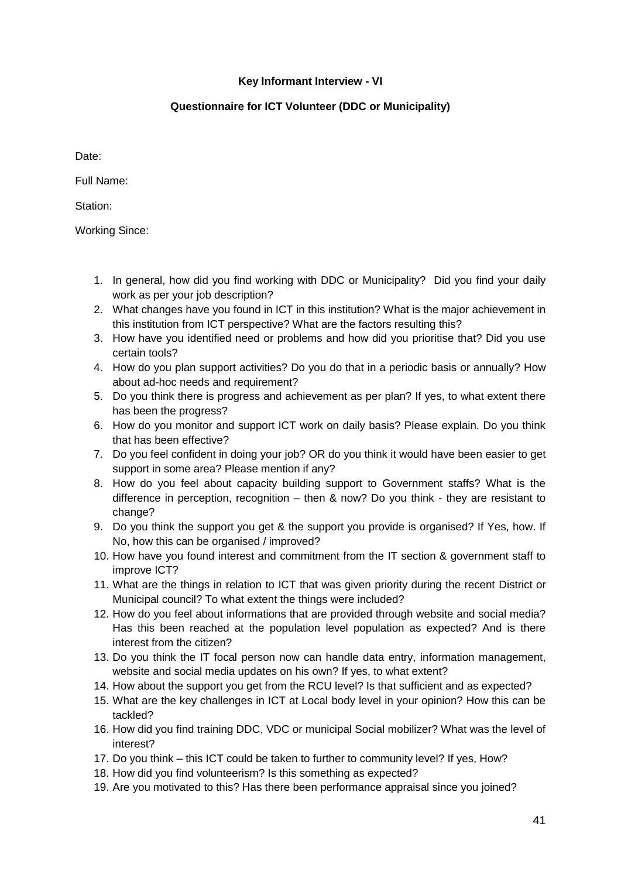**Key Informant Interview - VI**

**Questionnaire for ICT Volunteer (DDC or Municipality)**

Date:

Full Name:

Station:

Working Since:

1. In general, how did you find working with DDC or Municipality? Did you find your daily work as per your job description?
2. What changes have you found in ICT in this institution? What is the major achievement in this institution from ICT perspective? What are the factors resulting this?
3. How have you identified need or problems and how did you prioritise that? Did you use certain tools?
4. How do you plan support activities? Do you do that in a periodic basis or annually? How about ad-hoc needs and requirement?
5. Do you think there is progress and achievement as per plan? If yes, to what extent there has been the progress?
6. How do you monitor and support ICT work on daily basis? Please explain. Do you think that has been effective?
7. Do you feel confident in doing your job? OR do you think it would have been easier to get support in some area? Please mention if any?
8. How do you feel about capacity building support to Government staffs? What is the difference in perception, recognition – then & now? Do you think - they are resistant to change?
9. Do you think the support you get & the support you provide is organised? If Yes, how. If No, how this can be organised / improved?
10. How have you found interest and commitment from the IT section & government staff to improve ICT?
11. What are the things in relation to ICT that was given priority during the recent District or Municipal council? To what extent the things were included?
12. How do you feel about informations that are provided through website and social media? Has this been reached at the population level population as expected? And is there interest from the citizen?
13. Do you think the IT focal person now can handle data entry, information management, website and social media updates on his own? If yes, to what extent?
14. How about the support you get from the RCU level? Is that sufficient and as expected?
15. What are the key challenges in ICT at Local body level in your opinion? How this can be tackled?
16. How did you find training DDC, VDC or municipal Social mobilizer? What was the level of interest?
17. Do you think – this ICT could be taken to further to community level? If yes, How?
18. How did you find volunteerism? Is this something as expected?
19. Are you motivated to this? Has there been performance appraisal since you joined?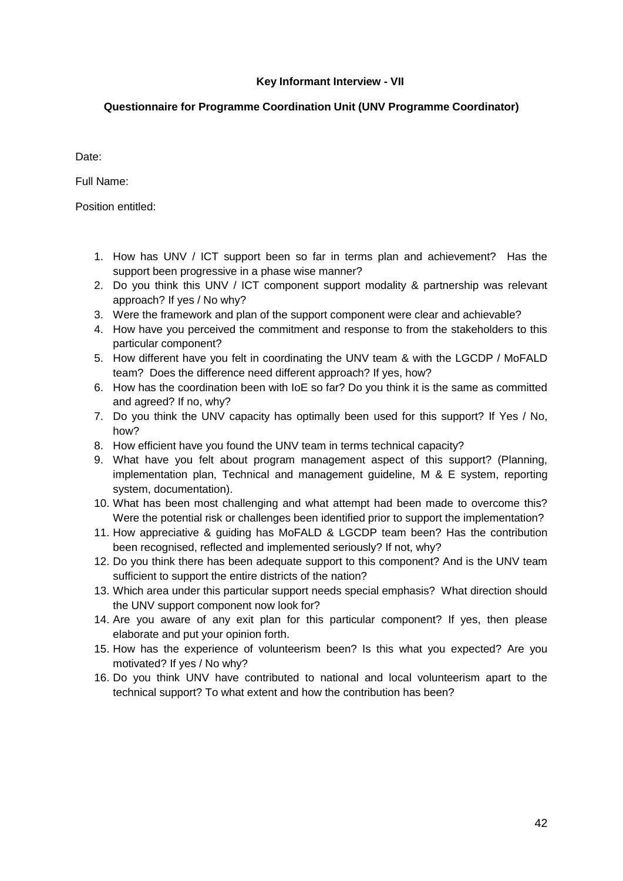**Key Informant Interview - VII**

**Questionnaire for Programme Coordination Unit (UNV Programme Coordinator)**

Date:

Full Name:

Position entitled:

1. How has UNV / ICT support been so far in terms plan and achievement? Has the support been progressive in a phase wise manner?
2. Do you think this UNV / ICT component support modality & partnership was relevant approach? If yes / No why?
3. Were the framework and plan of the support component were clear and achievable?
4. How have you perceived the commitment and response to from the stakeholders to this particular component?
5. How different have you felt in coordinating the UNV team & with the LGCDP / MoFALD team? Does the difference need different approach? If yes, how?
6. How has the coordination been with IoE so far? Do you think it is the same as committed and agreed? If no, why?
7. Do you think the UNV capacity has optimally been used for this support? If Yes / No, how?
8. How efficient have you found the UNV team in terms technical capacity?
9. What have you felt about program management aspect of this support? (Planning, implementation plan, Technical and management guideline, M & E system, reporting system, documentation).
10. What has been most challenging and what attempt had been made to overcome this? Were the potential risk or challenges been identified prior to support the implementation?
11. How appreciative & guiding has MoFALD & LGCDP team been? Has the contribution been recognised, reflected and implemented seriously? If not, why?
12. Do you think there has been adequate support to this component? And is the UNV team sufficient to support the entire districts of the nation?
13. Which area under this particular support needs special emphasis? What direction should the UNV support component now look for?
14. Are you aware of any exit plan for this particular component? If yes, then please elaborate and put your opinion forth.
15. How has the experience of volunteerism been? Is this what you expected? Are you motivated? If yes / No why?
16. Do you think UNV have contributed to national and local volunteerism apart to the technical support? To what extent and how the contribution has been?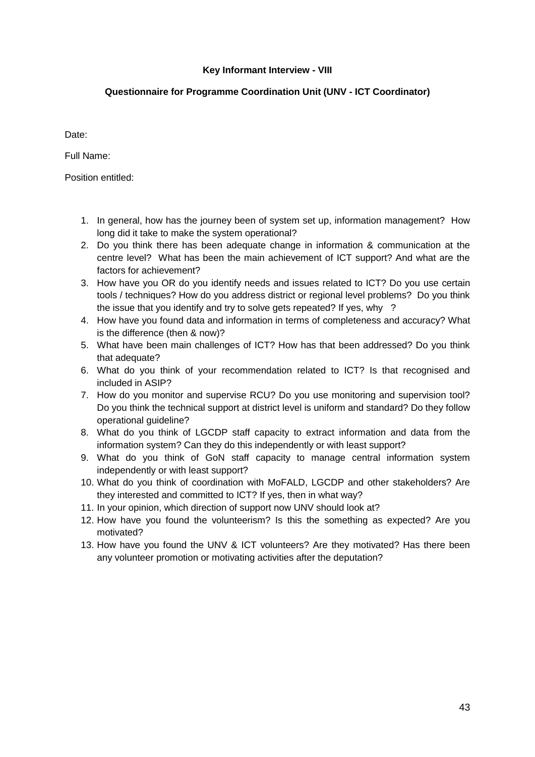**Key Informant Interview - VIII**

**Questionnaire for Programme Coordination Unit (UNV - ICT Coordinator)**

Date:

Full Name:

Position entitled:

1. In general, how has the journey been of system set up, information management? How long did it take to make the system operational?
2. Do you think there has been adequate change in information & communication at the centre level? What has been the main achievement of ICT support? And what are the factors for achievement?
3. How have you OR do you identify needs and issues related to ICT? Do you use certain tools / techniques? How do you address district or regional level problems? Do you think the issue that you identify and try to solve gets repeated? If yes, why ?
4. How have you found data and information in terms of completeness and accuracy? What is the difference (then & now)?
5. What have been main challenges of ICT? How has that been addressed? Do you think that adequate?
6. What do you think of your recommendation related to ICT? Is that recognised and included in ASIP?
7. How do you monitor and supervise RCU? Do you use monitoring and supervision tool? Do you think the technical support at district level is uniform and standard? Do they follow operational guideline?
8. What do you think of LGCDP staff capacity to extract information and data from the information system? Can they do this independently or with least support?
9. What do you think of GoN staff capacity to manage central information system independently or with least support?
10. What do you think of coordination with MoFALD, LGCDP and other stakeholders? Are they interested and committed to ICT? If yes, then in what way?
11. In your opinion, which direction of support now UNV should look at?
12. How have you found the volunteerism? Is this the something as expected? Are you motivated?
13. How have you found the UNV & ICT volunteers? Are they motivated? Has there been any volunteer promotion or motivating activities after the deputation?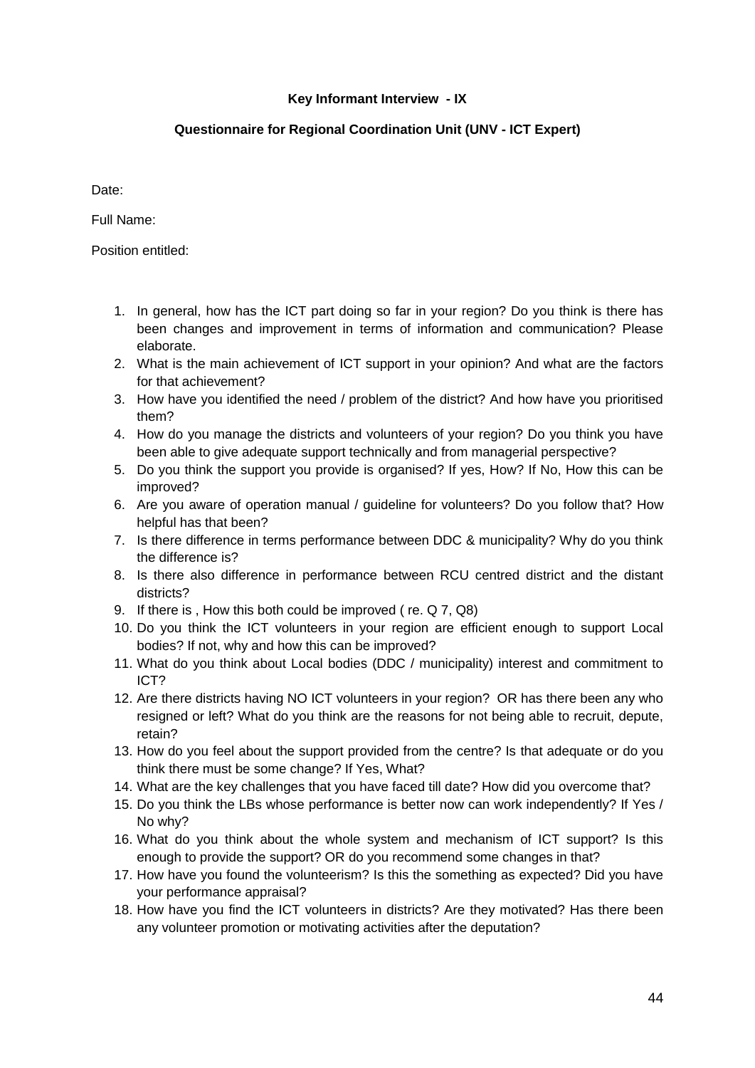**Key Informant Interview - IX**

**Questionnaire for Regional Coordination Unit (UNV - ICT Expert)**

Date:

Full Name:

Position entitled:

1. In general, how has the ICT part doing so far in your region? Do you think is there has been changes and improvement in terms of information and communication? Please elaborate.
2. What is the main achievement of ICT support in your opinion? And what are the factors for that achievement?
3. How have you identified the need / problem of the district? And how have you prioritised them?
4. How do you manage the districts and volunteers of your region? Do you think you have been able to give adequate support technically and from managerial perspective?
5. Do you think the support you provide is organised? If yes, How? If No, How this can be improved?
6. Are you aware of operation manual / guideline for volunteers? Do you follow that? How helpful has that been?
7. Is there difference in terms performance between DDC & municipality? Why do you think the difference is?
8. Is there also difference in performance between RCU centred district and the distant districts?
9. If there is , How this both could be improved ( re. Q 7, Q8)
10. Do you think the ICT volunteers in your region are efficient enough to support Local bodies? If not, why and how this can be improved?
11. What do you think about Local bodies (DDC / municipality) interest and commitment to ICT?
12. Are there districts having NO ICT volunteers in your region? OR has there been any who resigned or left? What do you think are the reasons for not being able to recruit, depute, retain?
13. How do you feel about the support provided from the centre? Is that adequate or do you think there must be some change? If Yes, What?
14. What are the key challenges that you have faced till date? How did you overcome that?
15. Do you think the LBs whose performance is better now can work independently? If Yes / No why?
16. What do you think about the whole system and mechanism of ICT support? Is this enough to provide the support? OR do you recommend some changes in that?
17. How have you found the volunteerism? Is this the something as expected? Did you have your performance appraisal?
18. How have you find the ICT volunteers in districts? Are they motivated? Has there been any volunteer promotion or motivating activities after the deputation?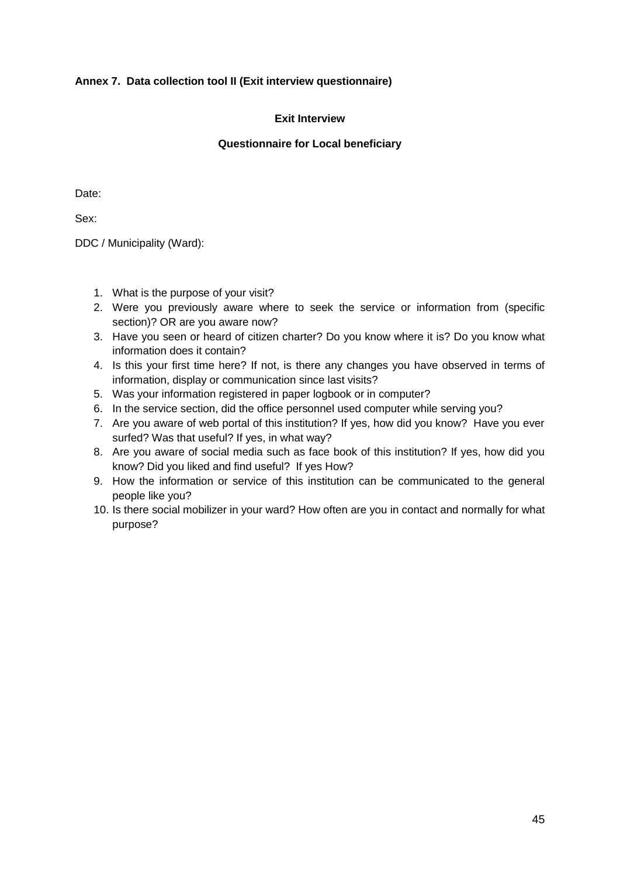**Annex 7. Data collection tool II (Exit interview questionnaire)**

**Exit Interview**

**Questionnaire for Local beneficiary**

Date:

Sex:

DDC / Municipality (Ward):

1. What is the purpose of your visit?
2. Were you previously aware where to seek the service or information from (specific section)? OR are you aware now?
3. Have you seen or heard of citizen charter? Do you know where it is? Do you know what information does it contain?
4. Is this your first time here? If not, is there any changes you have observed in terms of information, display or communication since last visits?
5. Was your information registered in paper logbook or in computer?
6. In the service section, did the office personnel used computer while serving you?
7. Are you aware of web portal of this institution? If yes, how did you know? Have you ever surfed? Was that useful? If yes, in what way?
8. Are you aware of social media such as face book of this institution? If yes, how did you know? Did you liked and find useful? If yes How?
9. How the information or service of this institution can be communicated to the general people like you?
10. Is there social mobilizer in your ward? How often are you in contact and normally for what purpose?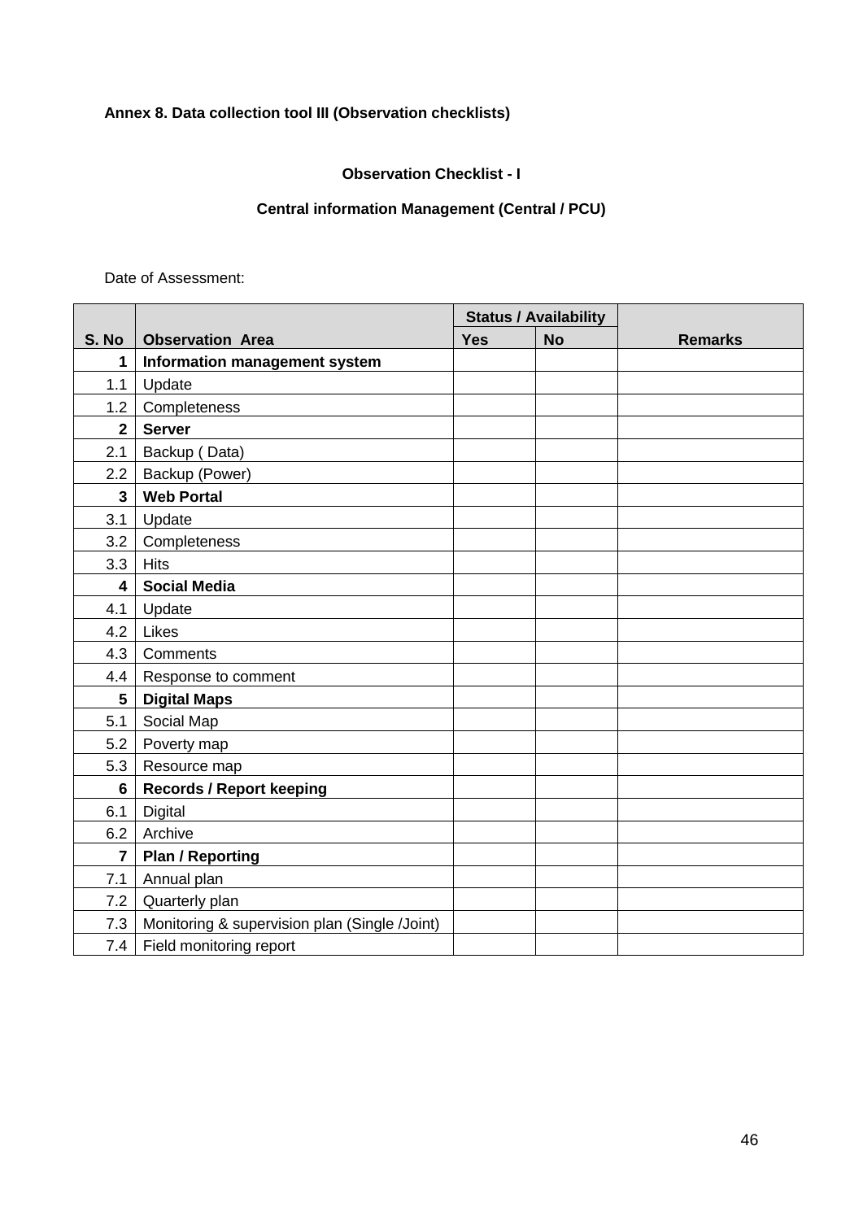**Annex 8. Data collection tool III (Observation checklists)**

**Observation Checklist - I**

**Central information Management (Central / PCU)**

Date of Assessment:

| S. No | Observation Area | Status / Availability | | Remarks |
|---|---|---|---|---|
| | | Yes | No | |
| **1** | **Information management system** | | | |
| 1.1 | Update | | | |
| 1.2 | Completeness | | | |
| **2** | **Server** | | | |
| 2.1 | Backup ( Data) | | | |
| 2.2 | Backup (Power) | | | |
| **3** | **Web Portal** | | | |
| 3.1 | Update | | | |
| 3.2 | Completeness | | | |
| 3.3 | Hits | | | |
| **4** | **Social Media** | | | |
| 4.1 | Update | | | |
| 4.2 | Likes | | | |
| 4.3 | Comments | | | |
| 4.4 | Response to comment | | | |
| **5** | **Digital Maps** | | | |
| 5.1 | Social Map | | | |
| 5.2 | Poverty map | | | |
| 5.3 | Resource map | | | |
| **6** | **Records / Report keeping** | | | |
| 6.1 | Digital | | | |
| 6.2 | Archive | | | |
| **7** | **Plan / Reporting** | | | |
| 7.1 | Annual plan | | | |
| 7.2 | Quarterly plan | | | |
| 7.3 | Monitoring & supervision plan (Single /Joint) | | | |
| 7.4 | Field monitoring report | | | |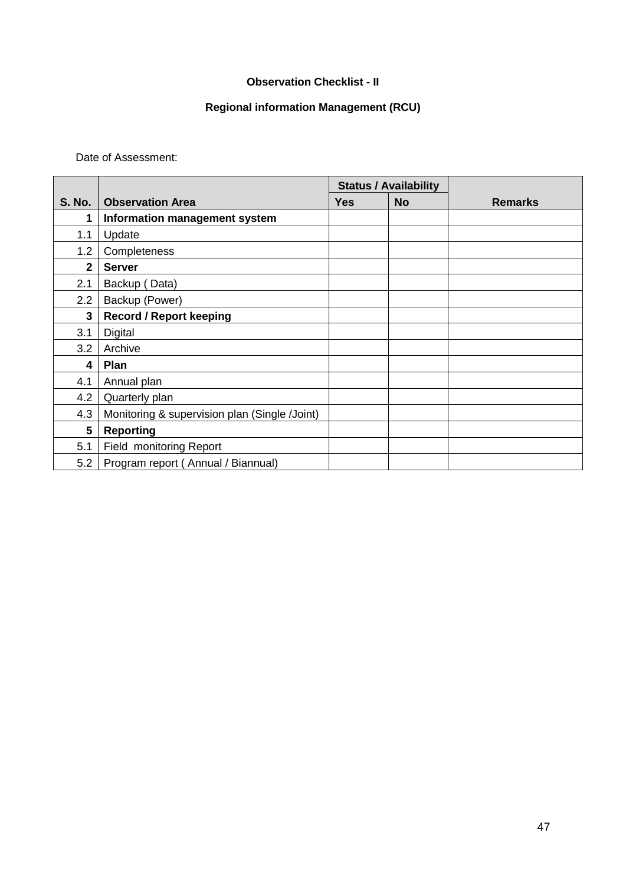**Observation Checklist - II**

**Regional information Management (RCU)**

Date of Assessment:

| S. No. | Observation Area | Status / Availability | | Remarks |
|---|---|---|---|---|
| | | Yes | No | |
| **1** | **Information management system** | | | |
| 1.1 | Update | | | |
| 1.2 | Completeness | | | |
| **2** | **Server** | | | |
| 2.1 | Backup ( Data) | | | |
| 2.2 | Backup (Power) | | | |
| **3** | **Record / Report keeping** | | | |
| 3.1 | Digital | | | |
| 3.2 | Archive | | | |
| **4** | **Plan** | | | |
| 4.1 | Annual plan | | | |
| 4.2 | Quarterly plan | | | |
| 4.3 | Monitoring & supervision plan (Single /Joint) | | | |
| **5** | **Reporting** | | | |
| 5.1 | Field monitoring Report | | | |
| 5.2 | Program report ( Annual / Biannual) | | | |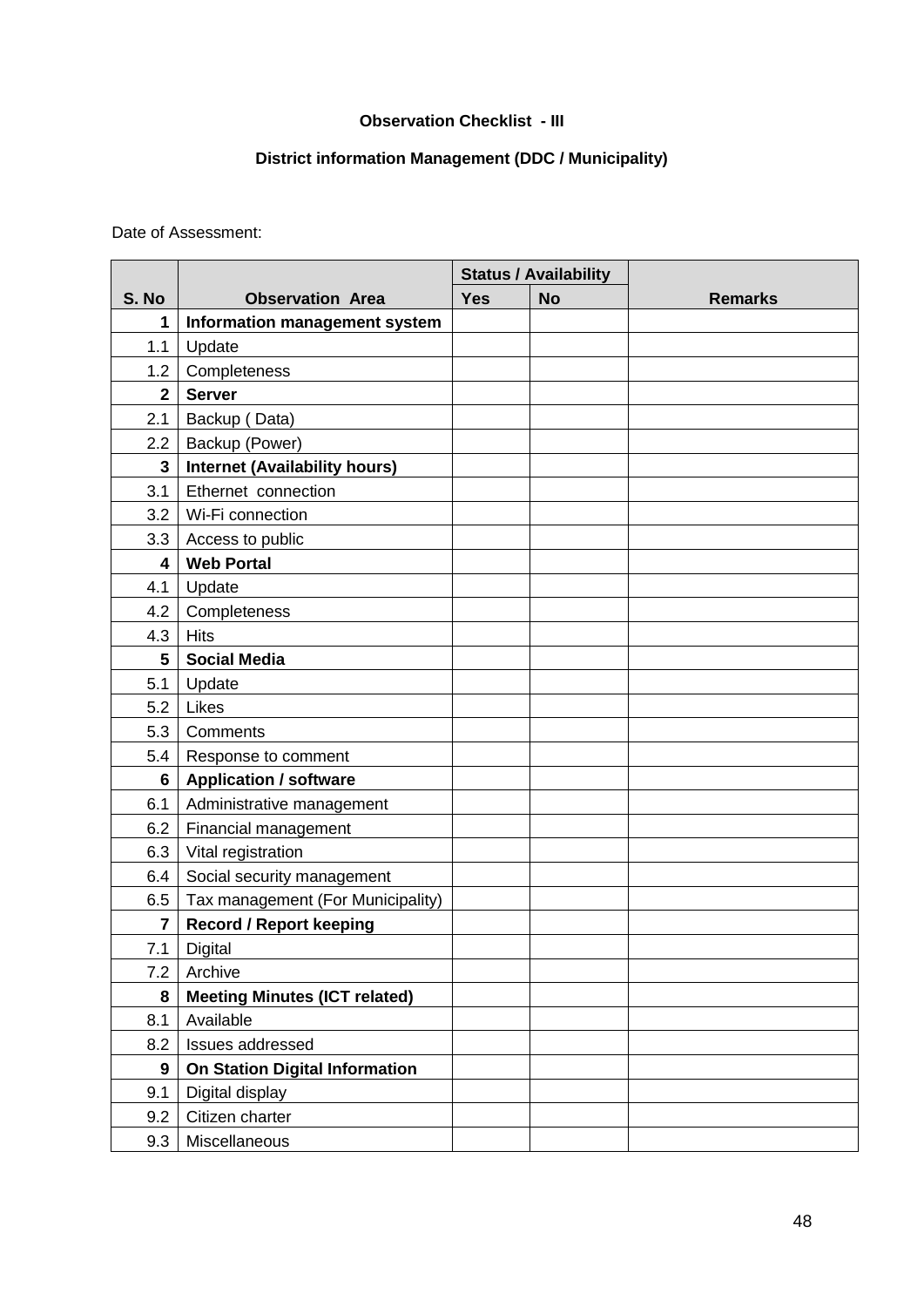**Observation Checklist - III**

**District information Management (DDC / Municipality)**

Date of Assessment:

| S. No | Observation Area | Status / Availability | | Remarks |
|---|---|---|---|---|
| | | Yes | No | |
| **1** | **Information management system** | | | |
| 1.1 | Update | | | |
| 1.2 | Completeness | | | |
| **2** | **Server** | | | |
| 2.1 | Backup ( Data) | | | |
| 2.2 | Backup (Power) | | | |
| **3** | **Internet (Availability hours)** | | | |
| 3.1 | Ethernet connection | | | |
| 3.2 | Wi-Fi connection | | | |
| 3.3 | Access to public | | | |
| **4** | **Web Portal** | | | |
| 4.1 | Update | | | |
| 4.2 | Completeness | | | |
| 4.3 | Hits | | | |
| **5** | **Social Media** | | | |
| 5.1 | Update | | | |
| 5.2 | Likes | | | |
| 5.3 | Comments | | | |
| 5.4 | Response to comment | | | |
| **6** | **Application / software** | | | |
| 6.1 | Administrative management | | | |
| 6.2 | Financial management | | | |
| 6.3 | Vital registration | | | |
| 6.4 | Social security management | | | |
| 6.5 | Tax management (For Municipality) | | | |
| **7** | **Record / Report keeping** | | | |
| 7.1 | Digital | | | |
| 7.2 | Archive | | | |
| **8** | **Meeting Minutes (ICT related)** | | | |
| 8.1 | Available | | | |
| 8.2 | Issues addressed | | | |
| **9** | **On Station Digital Information** | | | |
| 9.1 | Digital display | | | |
| 9.2 | Citizen charter | | | |
| 9.3 | Miscellaneous | | | |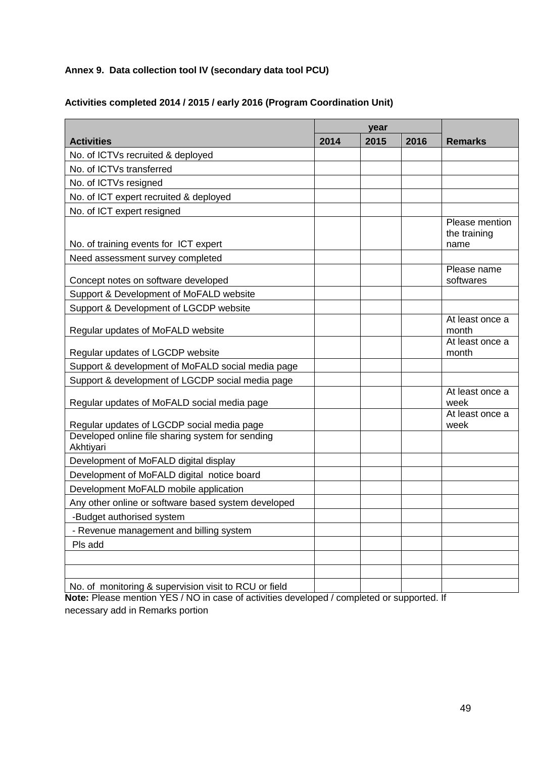**Annex 9. Data collection tool IV (secondary data tool PCU)**

**Activities completed 2014 / 2015 / early 2016 (Program Coordination Unit)**

| Activities | year | | | Remarks |
|---|---|---|---|---|
| | 2014 | 2015 | 2016 | |
| No. of ICTVs recruited & deployed | | | | |
| No. of ICTVs transferred | | | | |
| No. of ICTVs resigned | | | | |
| No. of ICT expert recruited & deployed | | | | |
| No. of ICT expert resigned | | | | |
| No. of training events for ICT expert | | | | Please mention the training name |
| Need assessment survey completed | | | | |
| Concept notes on software developed | | | | Please name softwares |
| Support & Development of MoFALD website | | | | |
| Support & Development of LGCDP website | | | | |
| Regular updates of MoFALD website | | | | At least once a month |
| Regular updates of LGCDP website | | | | At least once a month |
| Support & development of MoFALD social media page | | | | |
| Support & development of LGCDP social media page | | | | |
| Regular updates of MoFALD social media page | | | | At least once a week |
| Regular updates of LGCDP social media page | | | | At least once a week |
| Developed online file sharing system for sending Akhtiyari | | | | |
| Development of MoFALD digital display | | | | |
| Development of MoFALD digital notice board | | | | |
| Development MoFALD mobile application | | | | |
| Any other online or software based system developed | | | | |
| -Budget authorised system | | | | |
| - Revenue management and billing system | | | | |
| Pls add | | | | |
| | | | | |
| | | | | |
| No. of monitoring & supervision visit to RCU or field | | | | |

**Note:** Please mention YES / NO in case of activities developed / completed or supported. If necessary add in Remarks portion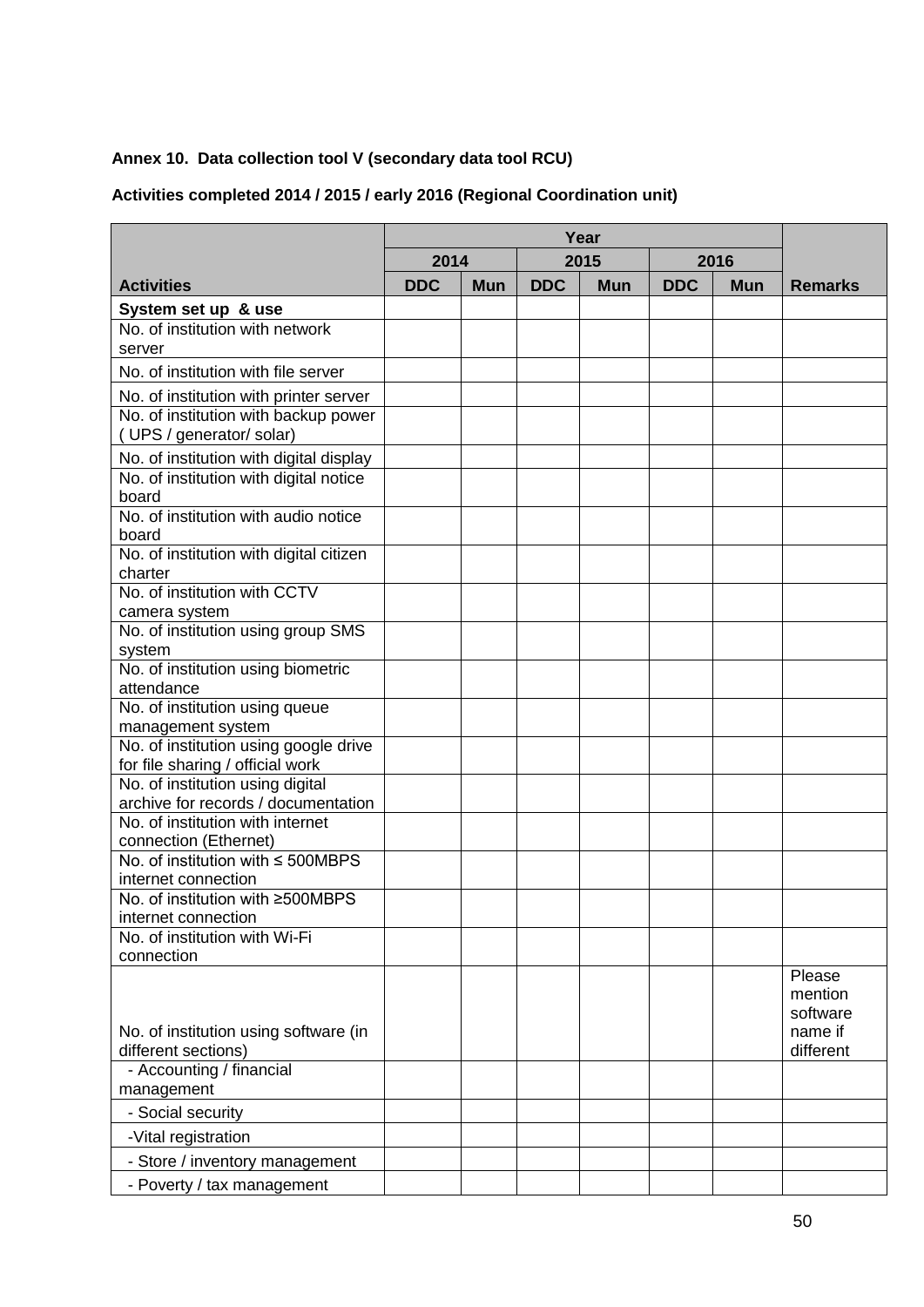**Annex 10. Data collection tool V (secondary data tool RCU)**

**Activities completed 2014 / 2015 / early 2016 (Regional Coordination unit)**

| | Year | | | | | | |
|---|---|---|---|---|---|---|---|
| | 2014 | | 2015 | | 2016 | | |
| **Activities** | **DDC** | **Mun** | **DDC** | **Mun** | **DDC** | **Mun** | **Remarks** |
| **System set up & use** | | | | | | | |
| No. of institution with network server | | | | | | | |
| No. of institution with file server | | | | | | | |
| No. of institution with printer server | | | | | | | |
| No. of institution with backup power ( UPS / generator/ solar) | | | | | | | |
| No. of institution with digital display | | | | | | | |
| No. of institution with digital notice board | | | | | | | |
| No. of institution with audio notice board | | | | | | | |
| No. of institution with digital citizen charter | | | | | | | |
| No. of institution with CCTV camera system | | | | | | | |
| No. of institution using group SMS system | | | | | | | |
| No. of institution using biometric attendance | | | | | | | |
| No. of institution using queue management system | | | | | | | |
| No. of institution using google drive for file sharing / official work | | | | | | | |
| No. of institution using digital archive for records / documentation | | | | | | | |
| No. of institution with internet connection (Ethernet) | | | | | | | |
| No. of institution with ≤ 500MBPS internet connection | | | | | | | |
| No. of institution with ≥500MBPS internet connection | | | | | | | |
| No. of institution with Wi-Fi connection | | | | | | | |
| No. of institution using software (in different sections) | | | | | | | Please mention software name if different |
| - Accounting / financial management | | | | | | | |
| - Social security | | | | | | | |
| -Vital registration | | | | | | | |
| - Store / inventory management | | | | | | | |
| - Poverty / tax management | | | | | | | |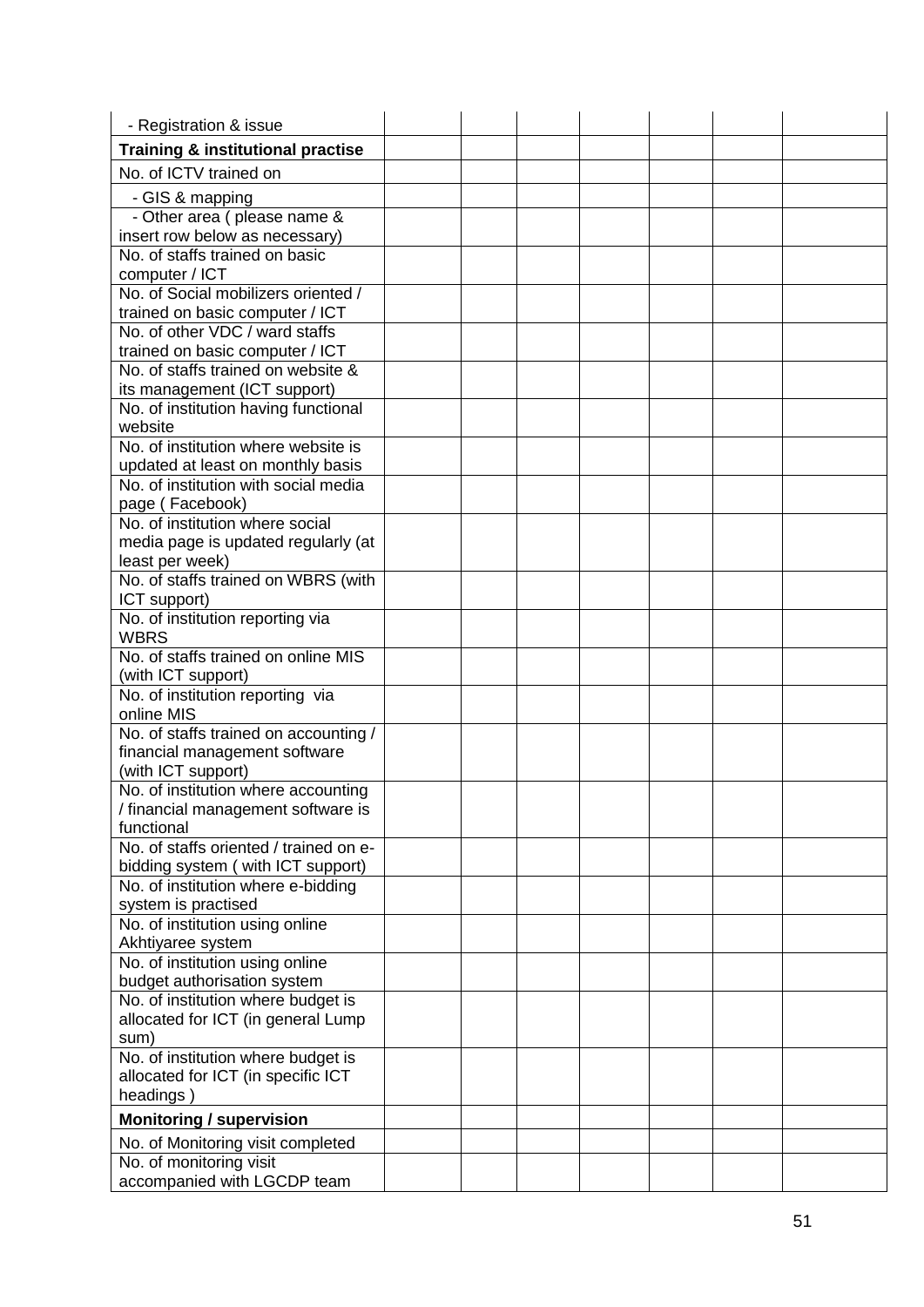|  |  |  |  |  |  |  |  |
|---|---|---|---|---|---|---|---|
| - Registration & issue |  |  |  |  |  |  |  |
| **Training & institutional practise** |  |  |  |  |  |  |  |
| No. of ICTV trained on |  |  |  |  |  |  |  |
| - GIS & mapping |  |  |  |  |  |  |  |
| - Other area ( please name & insert row below as necessary) |  |  |  |  |  |  |  |
| No. of staffs trained on basic computer / ICT |  |  |  |  |  |  |  |
| No. of Social mobilizers oriented / trained on basic computer / ICT |  |  |  |  |  |  |  |
| No. of other VDC / ward staffs trained on basic computer / ICT |  |  |  |  |  |  |  |
| No. of staffs trained on website & its management (ICT support) |  |  |  |  |  |  |  |
| No. of institution having functional website |  |  |  |  |  |  |  |
| No. of institution where website is updated at least on monthly basis |  |  |  |  |  |  |  |
| No. of institution with social media page ( Facebook) |  |  |  |  |  |  |  |
| No. of institution where social media page is updated regularly (at least per week) |  |  |  |  |  |  |  |
| No. of staffs trained on WBRS (with ICT support) |  |  |  |  |  |  |  |
| No. of institution reporting via WBRS |  |  |  |  |  |  |  |
| No. of staffs trained on online MIS (with ICT support) |  |  |  |  |  |  |  |
| No. of institution reporting via online MIS |  |  |  |  |  |  |  |
| No. of staffs trained on accounting / financial management software (with ICT support) |  |  |  |  |  |  |  |
| No. of institution where accounting / financial management software is functional |  |  |  |  |  |  |  |
| No. of staffs oriented / trained on e-bidding system ( with ICT support) |  |  |  |  |  |  |  |
| No. of institution where e-bidding system is practised |  |  |  |  |  |  |  |
| No. of institution using online Akhtiyaree system |  |  |  |  |  |  |  |
| No. of institution using online budget authorisation system |  |  |  |  |  |  |  |
| No. of institution where budget is allocated for ICT (in general Lump sum) |  |  |  |  |  |  |  |
| No. of institution where budget is allocated for ICT (in specific ICT headings ) |  |  |  |  |  |  |  |
| **Monitoring / supervision** |  |  |  |  |  |  |  |
| No. of Monitoring visit completed |  |  |  |  |  |  |  |
| No. of monitoring visit accompanied with LGCDP team |  |  |  |  |  |  |  |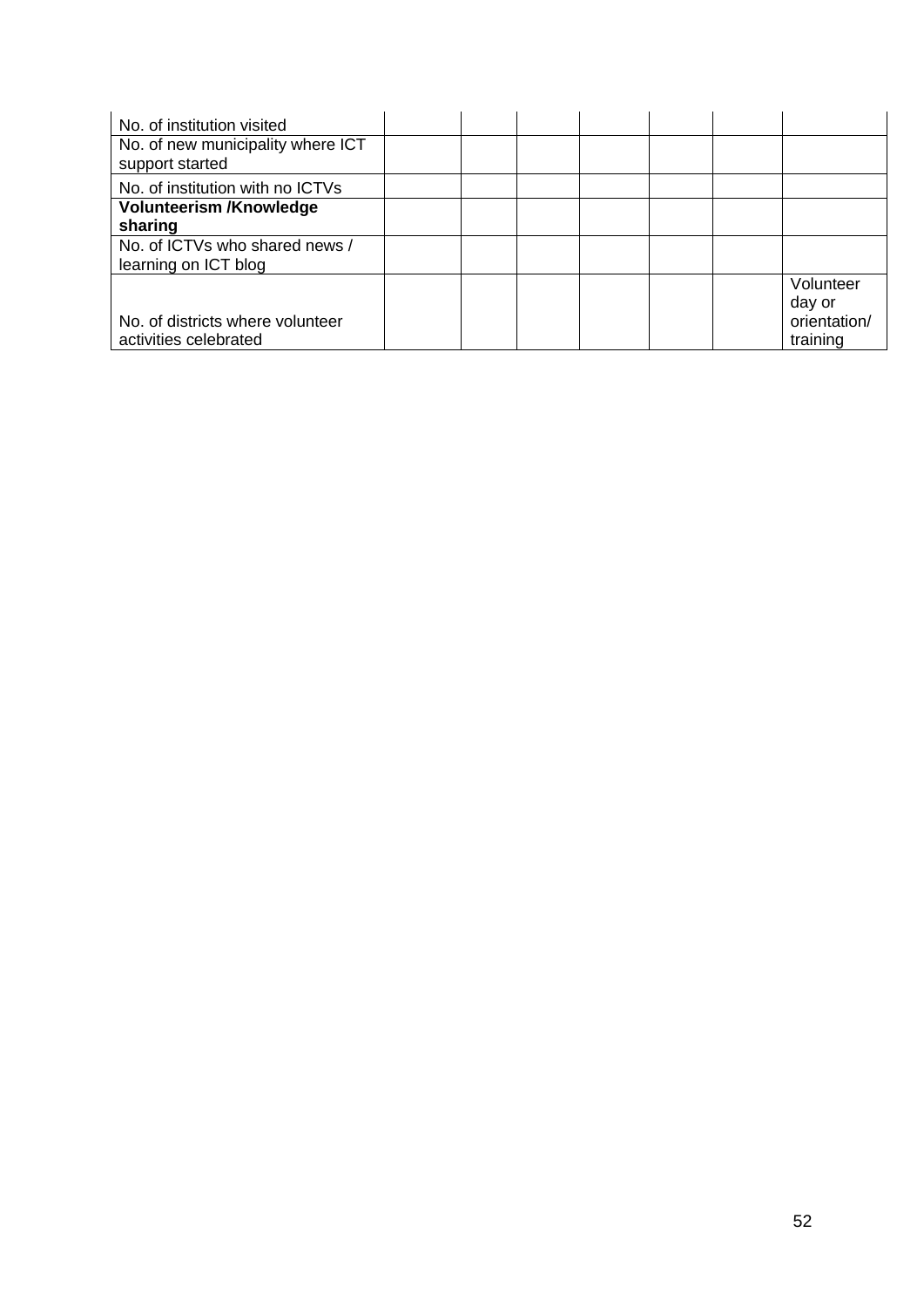| | | | | | | | |
|---|---|---|---|---|---|---|---|
| No. of institution visited | | | | | | | |
| No. of new municipality where ICT support started | | | | | | | |
| No. of institution with no ICTVs | | | | | | | |
| **Volunteerism /Knowledge sharing** | | | | | | | |
| No. of ICTVs who shared news / learning on ICT blog | | | | | | | |
| No. of districts where volunteer activities celebrated | | | | | | | Volunteer day or orientation/ training |